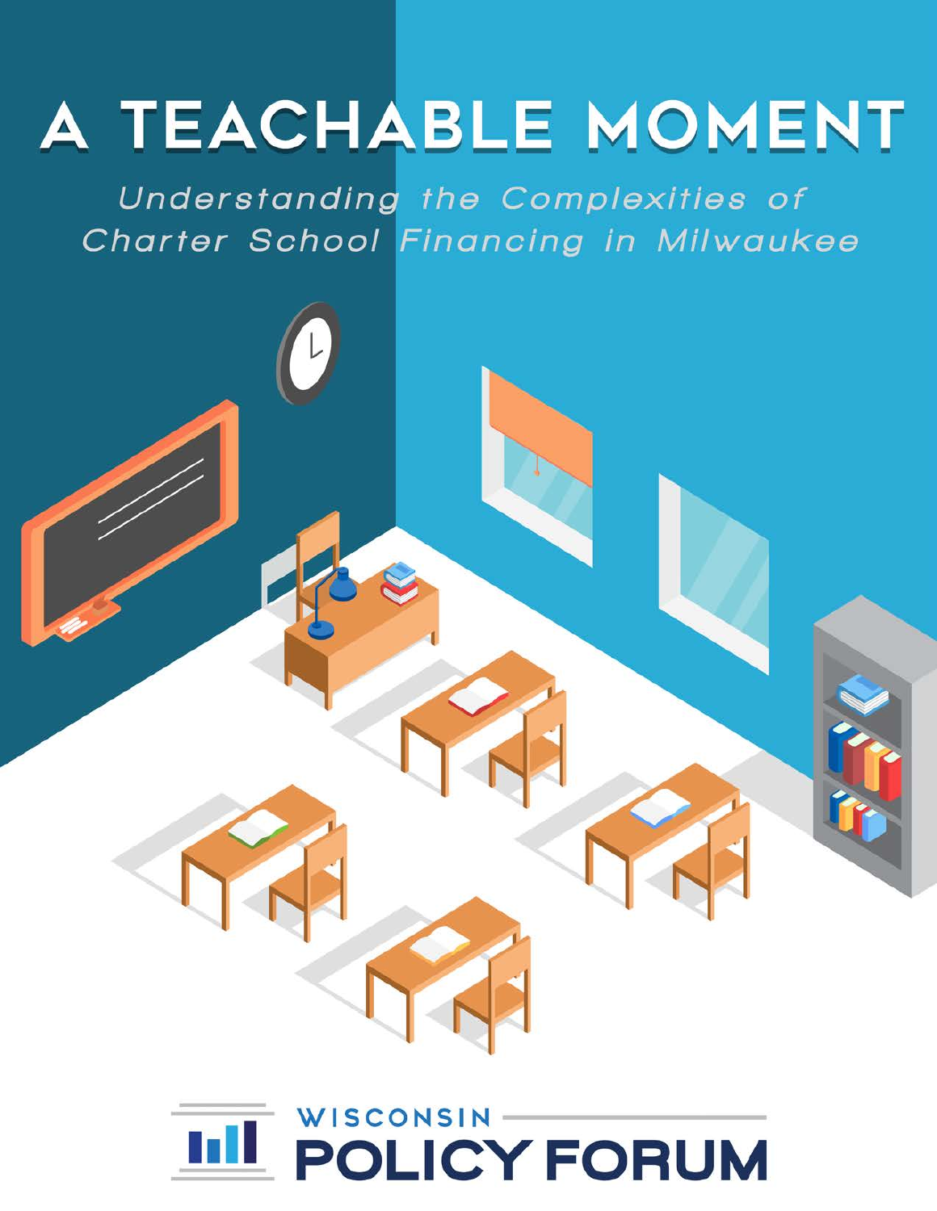# A TEACHABLE MOMENT

*Understanding the Complexities of Charter School Financing in Milwaukee*

WISCONSIN POLICY FORUM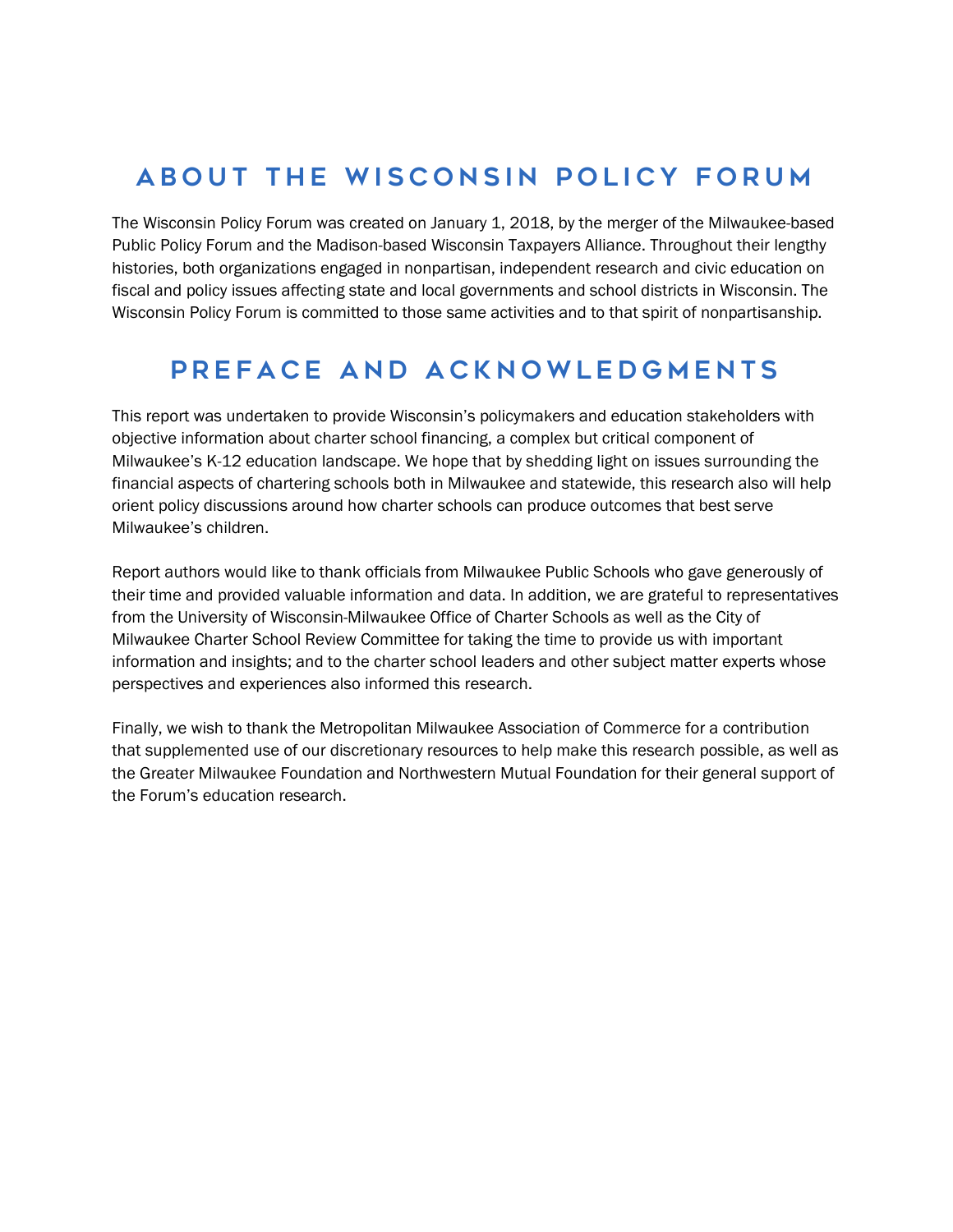# ABOUT THE WISCONSIN POLICY FORUM

The Wisconsin Policy Forum was created on January 1, 2018, by the merger of the Milwaukee-based Public Policy Forum and the Madison-based Wisconsin Taxpayers Alliance. Throughout their lengthy histories, both organizations engaged in nonpartisan, independent research and civic education on fiscal and policy issues affecting state and local governments and school districts in Wisconsin. The Wisconsin Policy Forum is committed to those same activities and to that spirit of nonpartisanship.

# PREFACE AND ACKNOWLEDGMENTS

This report was undertaken to provide Wisconsin's policymakers and education stakeholders with objective information about charter school financing, a complex but critical component of Milwaukee's K-12 education landscape. We hope that by shedding light on issues surrounding the financial aspects of chartering schools both in Milwaukee and statewide, this research also will help orient policy discussions around how charter schools can produce outcomes that best serve Milwaukee's children.

Report authors would like to thank officials from Milwaukee Public Schools who gave generously of their time and provided valuable information and data. In addition, we are grateful to representatives from the University of Wisconsin-Milwaukee Office of Charter Schools as well as the City of Milwaukee Charter School Review Committee for taking the time to provide us with important information and insights; and to the charter school leaders and other subject matter experts whose perspectives and experiences also informed this research.

Finally, we wish to thank the Metropolitan Milwaukee Association of Commerce for a contribution that supplemented use of our discretionary resources to help make this research possible, as well as the Greater Milwaukee Foundation and Northwestern Mutual Foundation for their general support of the Forum's education research.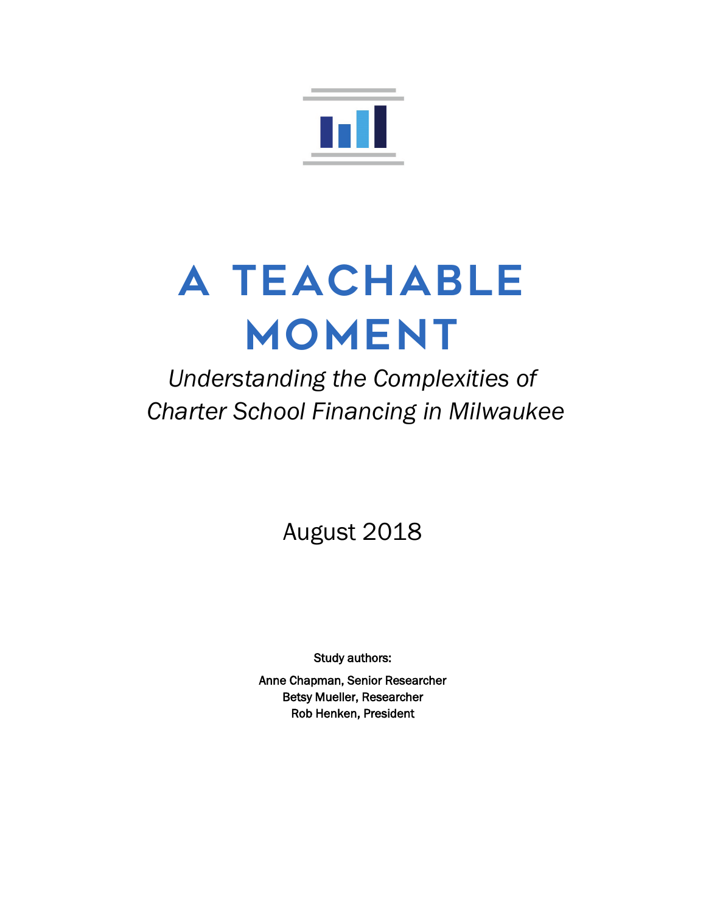# A TEACHABLE MOMENT

*Understanding the Complexities of Charter School Financing in Milwaukee*

August 2018

**Study authors:**

Anne Chapman, Senior Researcher
Betsy Mueller, Researcher
Rob Henken, President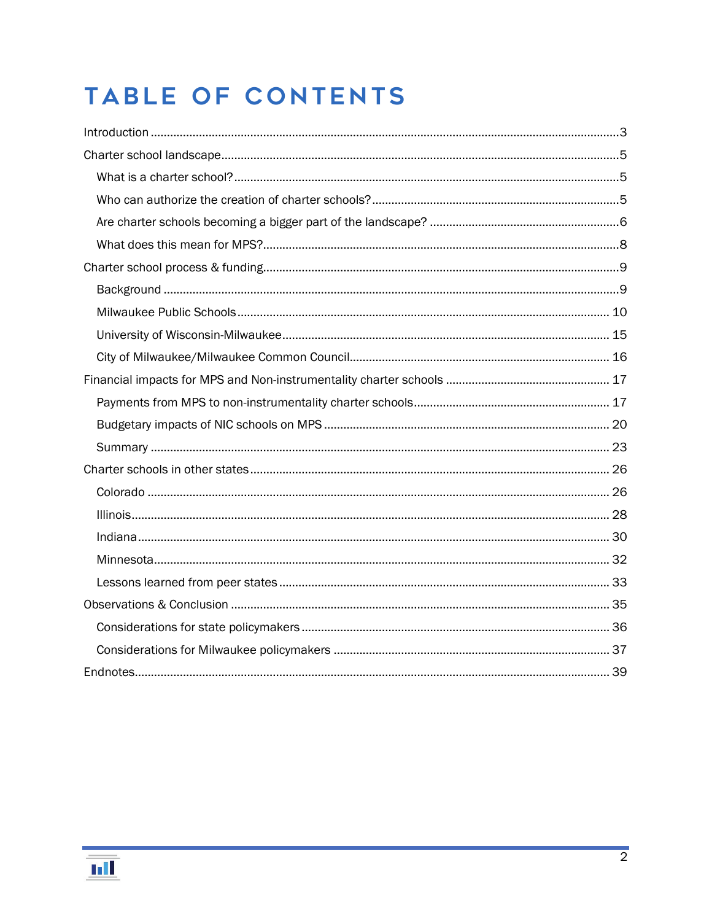# TABLE OF CONTENTS

Introduction ..... 3

Charter school landscape ..... 5

- What is a charter school? ..... 5
- Who can authorize the creation of charter schools? ..... 5
- Are charter schools becoming a bigger part of the landscape? ..... 6
- What does this mean for MPS? ..... 8

Charter school process & funding ..... 9

- Background ..... 9
- Milwaukee Public Schools ..... 10
- University of Wisconsin-Milwaukee ..... 15
- City of Milwaukee/Milwaukee Common Council ..... 16

Financial impacts for MPS and Non-instrumentality charter schools ..... 17

- Payments from MPS to non-instrumentality charter schools ..... 17
- Budgetary impacts of NIC schools on MPS ..... 20
- Summary ..... 23

Charter schools in other states ..... 26

- Colorado ..... 26
- Illinois ..... 28
- Indiana ..... 30
- Minnesota ..... 32
- Lessons learned from peer states ..... 33

Observations & Conclusion ..... 35

- Considerations for state policymakers ..... 36
- Considerations for Milwaukee policymakers ..... 37

Endnotes ..... 39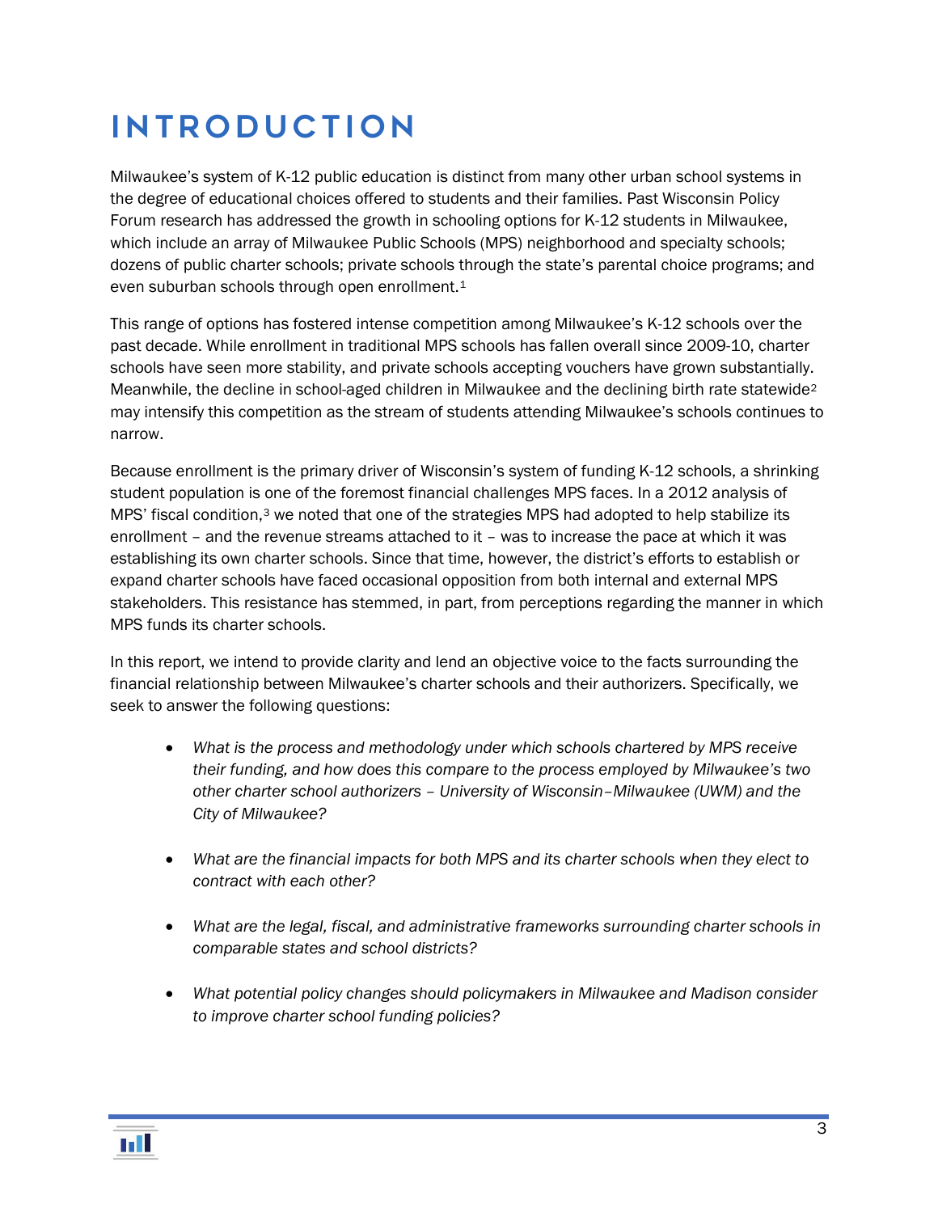# INTRODUCTION

Milwaukee's system of K-12 public education is distinct from many other urban school systems in the degree of educational choices offered to students and their families. Past Wisconsin Policy Forum research has addressed the growth in schooling options for K-12 students in Milwaukee, which include an array of Milwaukee Public Schools (MPS) neighborhood and specialty schools; dozens of public charter schools; private schools through the state's parental choice programs; and even suburban schools through open enrollment.[1]

This range of options has fostered intense competition among Milwaukee's K-12 schools over the past decade. While enrollment in traditional MPS schools has fallen overall since 2009-10, charter schools have seen more stability, and private schools accepting vouchers have grown substantially. Meanwhile, the decline in school-aged children in Milwaukee and the declining birth rate statewide[2] may intensify this competition as the stream of students attending Milwaukee's schools continues to narrow.

Because enrollment is the primary driver of Wisconsin's system of funding K-12 schools, a shrinking student population is one of the foremost financial challenges MPS faces. In a 2012 analysis of MPS' fiscal condition,[3] we noted that one of the strategies MPS had adopted to help stabilize its enrollment – and the revenue streams attached to it – was to increase the pace at which it was establishing its own charter schools. Since that time, however, the district's efforts to establish or expand charter schools have faced occasional opposition from both internal and external MPS stakeholders. This resistance has stemmed, in part, from perceptions regarding the manner in which MPS funds its charter schools.

In this report, we intend to provide clarity and lend an objective voice to the facts surrounding the financial relationship between Milwaukee's charter schools and their authorizers. Specifically, we seek to answer the following questions:

- *What is the process and methodology under which schools chartered by MPS receive their funding, and how does this compare to the process employed by Milwaukee's two other charter school authorizers – University of Wisconsin–Milwaukee (UWM) and the City of Milwaukee?*
- *What are the financial impacts for both MPS and its charter schools when they elect to contract with each other?*
- *What are the legal, fiscal, and administrative frameworks surrounding charter schools in comparable states and school districts?*
- *What potential policy changes should policymakers in Milwaukee and Madison consider to improve charter school funding policies?*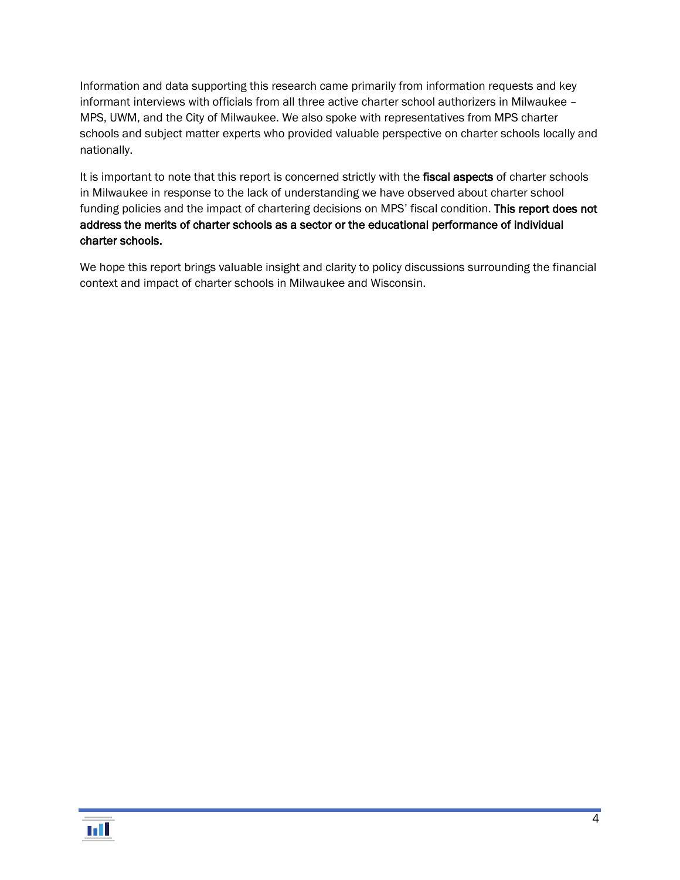Information and data supporting this research came primarily from information requests and key informant interviews with officials from all three active charter school authorizers in Milwaukee – MPS, UWM, and the City of Milwaukee. We also spoke with representatives from MPS charter schools and subject matter experts who provided valuable perspective on charter schools locally and nationally.

It is important to note that this report is concerned strictly with the **fiscal aspects** of charter schools in Milwaukee in response to the lack of understanding we have observed about charter school funding policies and the impact of chartering decisions on MPS' fiscal condition. **This report does not address the merits of charter schools as a sector or the educational performance of individual charter schools.**

We hope this report brings valuable insight and clarity to policy discussions surrounding the financial context and impact of charter schools in Milwaukee and Wisconsin.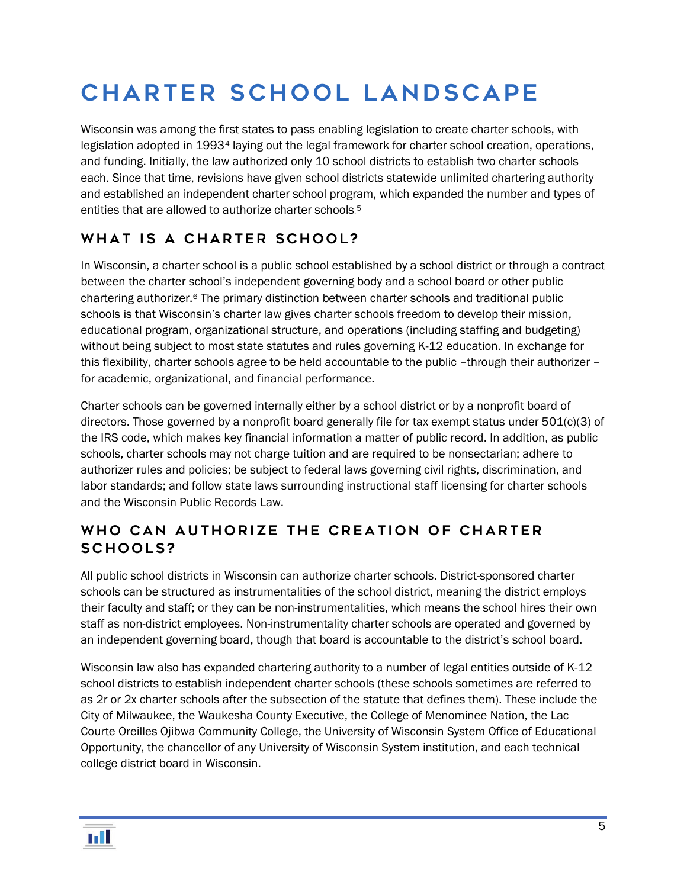# CHARTER SCHOOL LANDSCAPE

Wisconsin was among the first states to pass enabling legislation to create charter schools, with legislation adopted in 1993[4] laying out the legal framework for charter school creation, operations, and funding. Initially, the law authorized only 10 school districts to establish two charter schools each. Since that time, revisions have given school districts statewide unlimited chartering authority and established an independent charter school program, which expanded the number and types of entities that are allowed to authorize charter schools.[5]

## WHAT IS A CHARTER SCHOOL?

In Wisconsin, a charter school is a public school established by a school district or through a contract between the charter school's independent governing body and a school board or other public chartering authorizer.[6] The primary distinction between charter schools and traditional public schools is that Wisconsin's charter law gives charter schools freedom to develop their mission, educational program, organizational structure, and operations (including staffing and budgeting) without being subject to most state statutes and rules governing K-12 education. In exchange for this flexibility, charter schools agree to be held accountable to the public –through their authorizer – for academic, organizational, and financial performance.

Charter schools can be governed internally either by a school district or by a nonprofit board of directors. Those governed by a nonprofit board generally file for tax exempt status under 501(c)(3) of the IRS code, which makes key financial information a matter of public record. In addition, as public schools, charter schools may not charge tuition and are required to be nonsectarian; adhere to authorizer rules and policies; be subject to federal laws governing civil rights, discrimination, and labor standards; and follow state laws surrounding instructional staff licensing for charter schools and the Wisconsin Public Records Law.

## WHO CAN AUTHORIZE THE CREATION OF CHARTER SCHOOLS?

All public school districts in Wisconsin can authorize charter schools. District-sponsored charter schools can be structured as instrumentalities of the school district, meaning the district employs their faculty and staff; or they can be non-instrumentalities, which means the school hires their own staff as non-district employees. Non-instrumentality charter schools are operated and governed by an independent governing board, though that board is accountable to the district's school board.

Wisconsin law also has expanded chartering authority to a number of legal entities outside of K-12 school districts to establish independent charter schools (these schools sometimes are referred to as 2r or 2x charter schools after the subsection of the statute that defines them). These include the City of Milwaukee, the Waukesha County Executive, the College of Menominee Nation, the Lac Courte Oreilles Ojibwa Community College, the University of Wisconsin System Office of Educational Opportunity, the chancellor of any University of Wisconsin System institution, and each technical college district board in Wisconsin.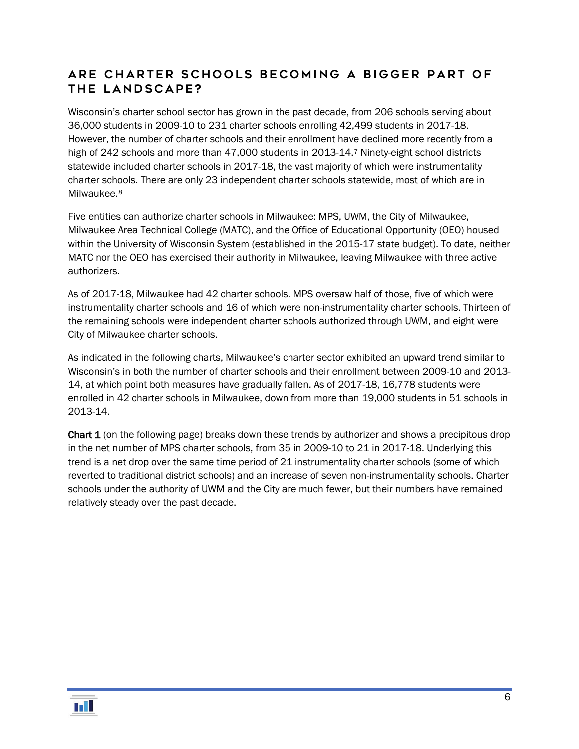## ARE CHARTER SCHOOLS BECOMING A BIGGER PART OF THE LANDSCAPE?

Wisconsin's charter school sector has grown in the past decade, from 206 schools serving about 36,000 students in 2009-10 to 231 charter schools enrolling 42,499 students in 2017-18. However, the number of charter schools and their enrollment have declined more recently from a high of 242 schools and more than 47,000 students in 2013-14.[7] Ninety-eight school districts statewide included charter schools in 2017-18, the vast majority of which were instrumentality charter schools. There are only 23 independent charter schools statewide, most of which are in Milwaukee.[8]

Five entities can authorize charter schools in Milwaukee: MPS, UWM, the City of Milwaukee, Milwaukee Area Technical College (MATC), and the Office of Educational Opportunity (OEO) housed within the University of Wisconsin System (established in the 2015-17 state budget). To date, neither MATC nor the OEO has exercised their authority in Milwaukee, leaving Milwaukee with three active authorizers.

As of 2017-18, Milwaukee had 42 charter schools. MPS oversaw half of those, five of which were instrumentality charter schools and 16 of which were non-instrumentality charter schools. Thirteen of the remaining schools were independent charter schools authorized through UWM, and eight were City of Milwaukee charter schools.

As indicated in the following charts, Milwaukee's charter sector exhibited an upward trend similar to Wisconsin's in both the number of charter schools and their enrollment between 2009-10 and 2013-14, at which point both measures have gradually fallen. As of 2017-18, 16,778 students were enrolled in 42 charter schools in Milwaukee, down from more than 19,000 students in 51 schools in 2013-14.

**Chart 1** (on the following page) breaks down these trends by authorizer and shows a precipitous drop in the net number of MPS charter schools, from 35 in 2009-10 to 21 in 2017-18. Underlying this trend is a net drop over the same time period of 21 instrumentality charter schools (some of which reverted to traditional district schools) and an increase of seven non-instrumentality schools. Charter schools under the authority of UWM and the City are much fewer, but their numbers have remained relatively steady over the past decade.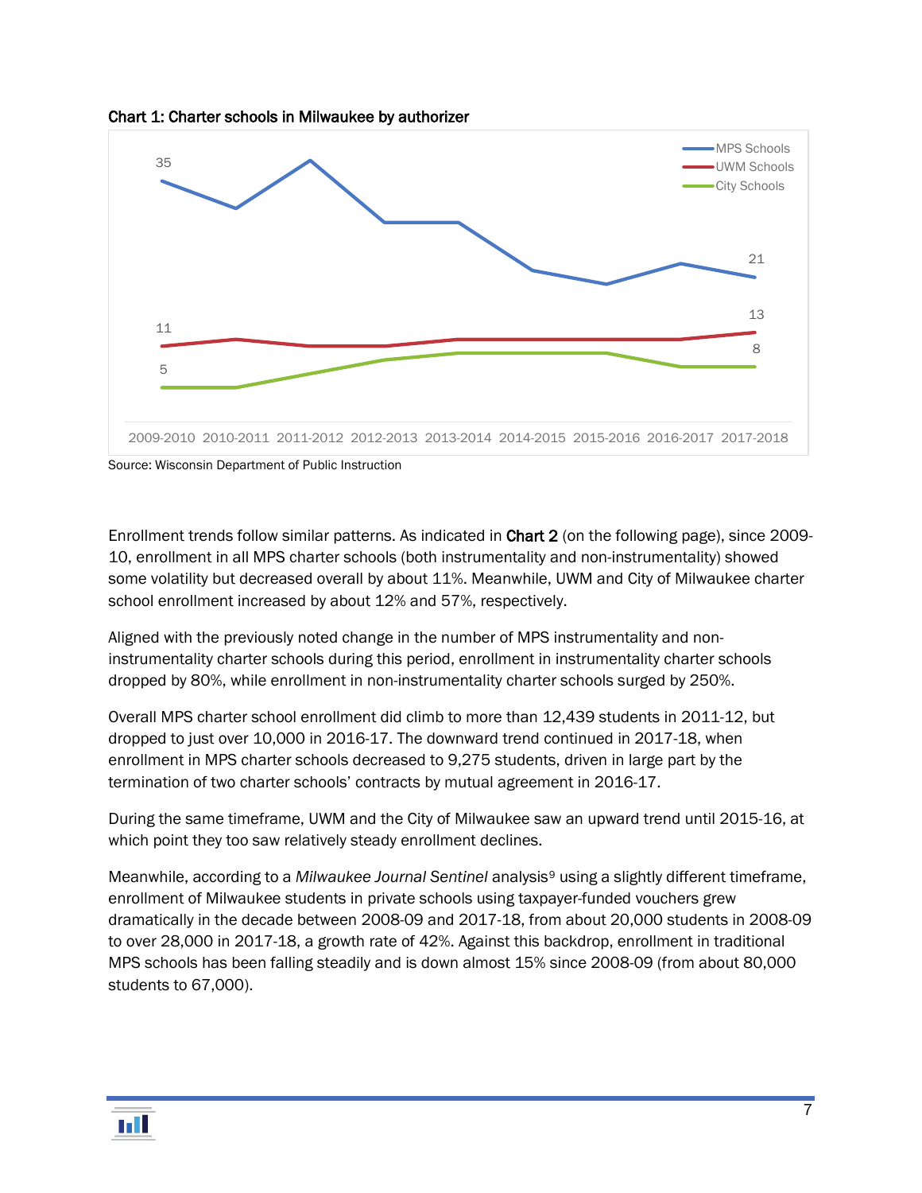**Chart 1: Charter schools in Milwaukee by authorizer**

Source: Wisconsin Department of Public Instruction

Enrollment trends follow similar patterns. As indicated in **Chart 2** (on the following page), since 2009-10, enrollment in all MPS charter schools (both instrumentality and non-instrumentality) showed some volatility but decreased overall by about 11%. Meanwhile, UWM and City of Milwaukee charter school enrollment increased by about 12% and 57%, respectively.

Aligned with the previously noted change in the number of MPS instrumentality and non-instrumentality charter schools during this period, enrollment in instrumentality charter schools dropped by 80%, while enrollment in non-instrumentality charter schools surged by 250%.

Overall MPS charter school enrollment did climb to more than 12,439 students in 2011-12, but dropped to just over 10,000 in 2016-17. The downward trend continued in 2017-18, when enrollment in MPS charter schools decreased to 9,275 students, driven in large part by the termination of two charter schools' contracts by mutual agreement in 2016-17.

During the same timeframe, UWM and the City of Milwaukee saw an upward trend until 2015-16, at which point they too saw relatively steady enrollment declines.

Meanwhile, according to a *Milwaukee Journal Sentinel* analysis[9] using a slightly different timeframe, enrollment of Milwaukee students in private schools using taxpayer-funded vouchers grew dramatically in the decade between 2008-09 and 2017-18, from about 20,000 students in 2008-09 to over 28,000 in 2017-18, a growth rate of 42%. Against this backdrop, enrollment in traditional MPS schools has been falling steadily and is down almost 15% since 2008-09 (from about 80,000 students to 67,000).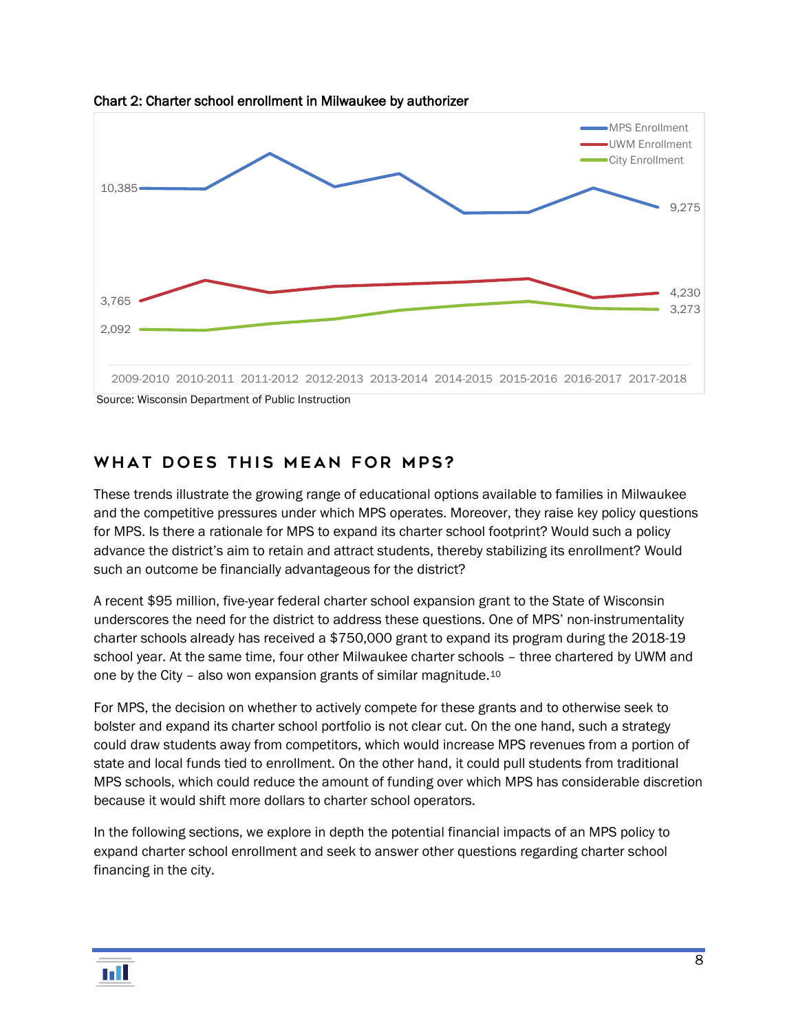Chart 2: Charter school enrollment in Milwaukee by authorizer

Source: Wisconsin Department of Public Instruction

## WHAT DOES THIS MEAN FOR MPS?

These trends illustrate the growing range of educational options available to families in Milwaukee and the competitive pressures under which MPS operates. Moreover, they raise key policy questions for MPS. Is there a rationale for MPS to expand its charter school footprint? Would such a policy advance the district's aim to retain and attract students, thereby stabilizing its enrollment? Would such an outcome be financially advantageous for the district?

A recent $95 million, five-year federal charter school expansion grant to the State of Wisconsin underscores the need for the district to address these questions. One of MPS' non-instrumentality charter schools already has received a $750,000 grant to expand its program during the 2018-19 school year. At the same time, four other Milwaukee charter schools – three chartered by UWM and one by the City – also won expansion grants of similar magnitude.[10]

For MPS, the decision on whether to actively compete for these grants and to otherwise seek to bolster and expand its charter school portfolio is not clear cut. On the one hand, such a strategy could draw students away from competitors, which would increase MPS revenues from a portion of state and local funds tied to enrollment. On the other hand, it could pull students from traditional MPS schools, which could reduce the amount of funding over which MPS has considerable discretion because it would shift more dollars to charter school operators.

In the following sections, we explore in depth the potential financial impacts of an MPS policy to expand charter school enrollment and seek to answer other questions regarding charter school financing in the city.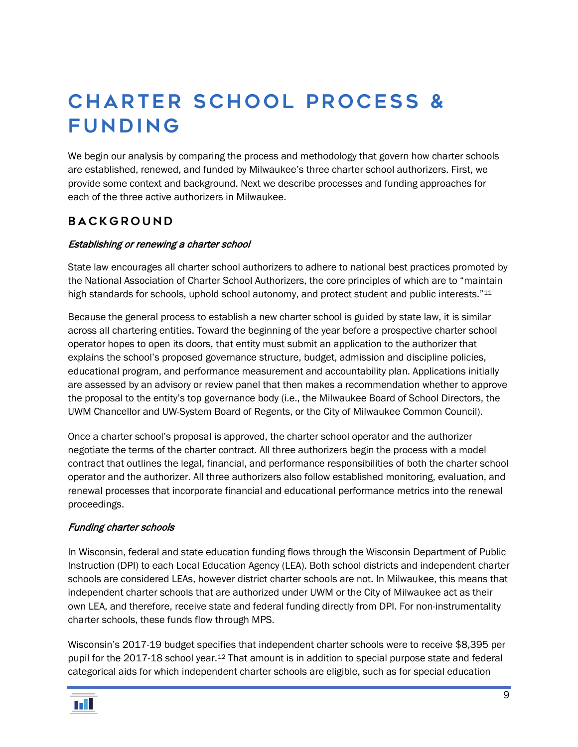# CHARTER SCHOOL PROCESS & FUNDING

We begin our analysis by comparing the process and methodology that govern how charter schools are established, renewed, and funded by Milwaukee's three charter school authorizers. First, we provide some context and background. Next we describe processes and funding approaches for each of the three active authorizers in Milwaukee.

## BACKGROUND

### *Establishing or renewing a charter school*

State law encourages all charter school authorizers to adhere to national best practices promoted by the National Association of Charter School Authorizers, the core principles of which are to "maintain high standards for schools, uphold school autonomy, and protect student and public interests."[11]

Because the general process to establish a new charter school is guided by state law, it is similar across all chartering entities. Toward the beginning of the year before a prospective charter school operator hopes to open its doors, that entity must submit an application to the authorizer that explains the school's proposed governance structure, budget, admission and discipline policies, educational program, and performance measurement and accountability plan. Applications initially are assessed by an advisory or review panel that then makes a recommendation whether to approve the proposal to the entity's top governance body (i.e., the Milwaukee Board of School Directors, the UWM Chancellor and UW-System Board of Regents, or the City of Milwaukee Common Council).

Once a charter school's proposal is approved, the charter school operator and the authorizer negotiate the terms of the charter contract. All three authorizers begin the process with a model contract that outlines the legal, financial, and performance responsibilities of both the charter school operator and the authorizer. All three authorizers also follow established monitoring, evaluation, and renewal processes that incorporate financial and educational performance metrics into the renewal proceedings.

### *Funding charter schools*

In Wisconsin, federal and state education funding flows through the Wisconsin Department of Public Instruction (DPI) to each Local Education Agency (LEA). Both school districts and independent charter schools are considered LEAs, however district charter schools are not. In Milwaukee, this means that independent charter schools that are authorized under UWM or the City of Milwaukee act as their own LEA, and therefore, receive state and federal funding directly from DPI. For non-instrumentality charter schools, these funds flow through MPS.

Wisconsin's 2017-19 budget specifies that independent charter schools were to receive $8,395 per pupil for the 2017-18 school year.[12] That amount is in addition to special purpose state and federal categorical aids for which independent charter schools are eligible, such as for special education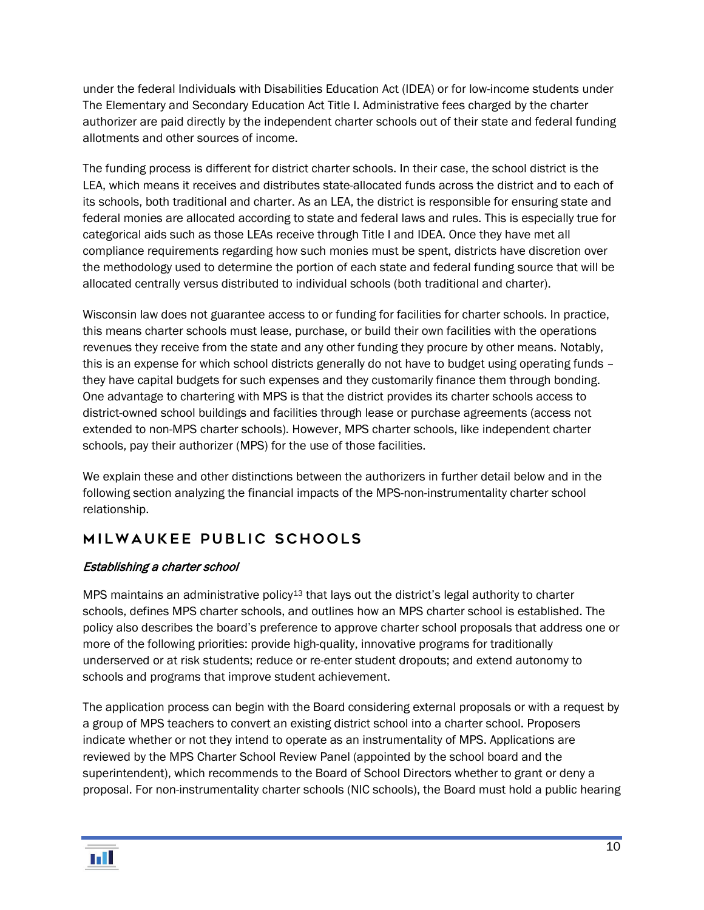under the federal Individuals with Disabilities Education Act (IDEA) or for low-income students under The Elementary and Secondary Education Act Title I. Administrative fees charged by the charter authorizer are paid directly by the independent charter schools out of their state and federal funding allotments and other sources of income.

The funding process is different for district charter schools. In their case, the school district is the LEA, which means it receives and distributes state-allocated funds across the district and to each of its schools, both traditional and charter. As an LEA, the district is responsible for ensuring state and federal monies are allocated according to state and federal laws and rules. This is especially true for categorical aids such as those LEAs receive through Title I and IDEA. Once they have met all compliance requirements regarding how such monies must be spent, districts have discretion over the methodology used to determine the portion of each state and federal funding source that will be allocated centrally versus distributed to individual schools (both traditional and charter).

Wisconsin law does not guarantee access to or funding for facilities for charter schools. In practice, this means charter schools must lease, purchase, or build their own facilities with the operations revenues they receive from the state and any other funding they procure by other means. Notably, this is an expense for which school districts generally do not have to budget using operating funds – they have capital budgets for such expenses and they customarily finance them through bonding. One advantage to chartering with MPS is that the district provides its charter schools access to district-owned school buildings and facilities through lease or purchase agreements (access not extended to non-MPS charter schools). However, MPS charter schools, like independent charter schools, pay their authorizer (MPS) for the use of those facilities.

We explain these and other distinctions between the authorizers in further detail below and in the following section analyzing the financial impacts of the MPS-non-instrumentality charter school relationship.

## MILWAUKEE PUBLIC SCHOOLS

### *Establishing a charter school*

MPS maintains an administrative policy[13] that lays out the district's legal authority to charter schools, defines MPS charter schools, and outlines how an MPS charter school is established. The policy also describes the board's preference to approve charter school proposals that address one or more of the following priorities: provide high-quality, innovative programs for traditionally underserved or at risk students; reduce or re-enter student dropouts; and extend autonomy to schools and programs that improve student achievement.

The application process can begin with the Board considering external proposals or with a request by a group of MPS teachers to convert an existing district school into a charter school. Proposers indicate whether or not they intend to operate as an instrumentality of MPS. Applications are reviewed by the MPS Charter School Review Panel (appointed by the school board and the superintendent), which recommends to the Board of School Directors whether to grant or deny a proposal. For non-instrumentality charter schools (NIC schools), the Board must hold a public hearing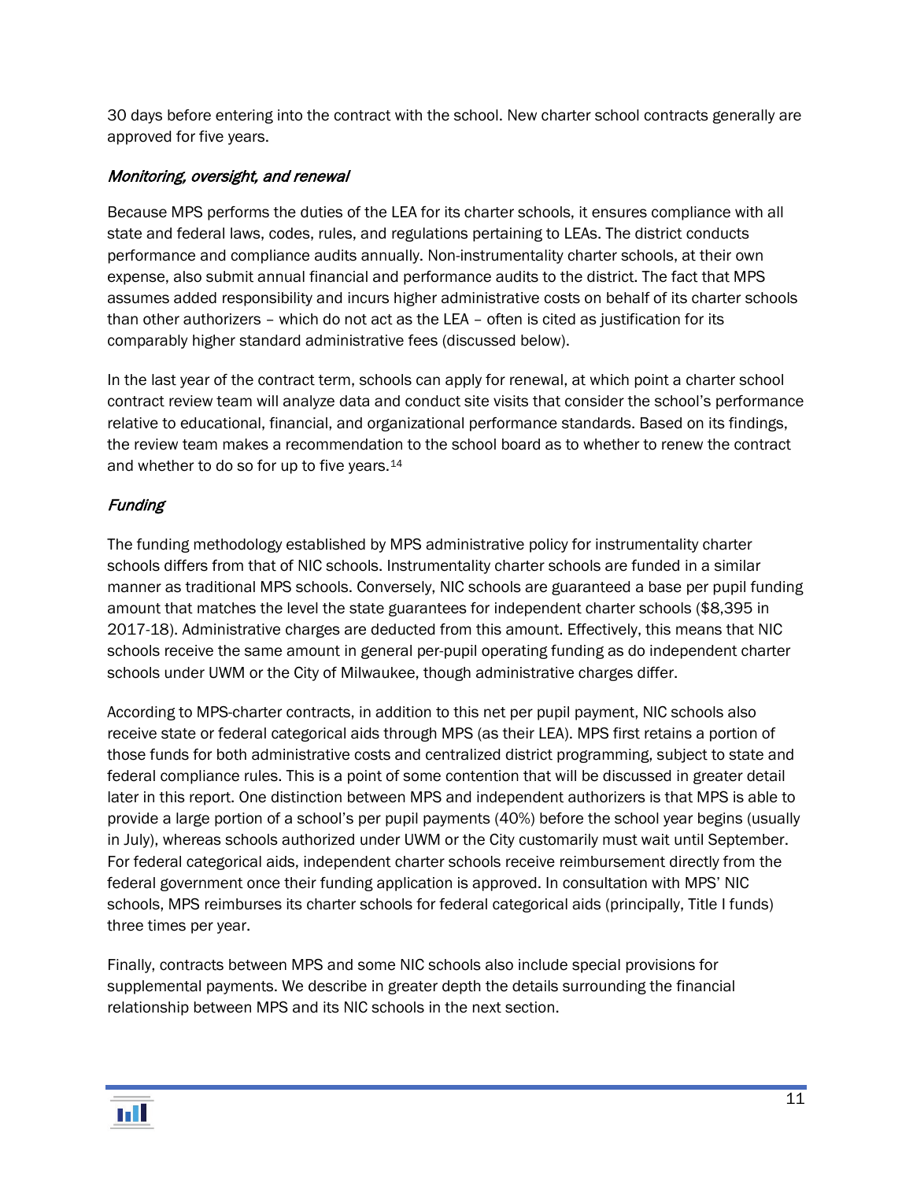30 days before entering into the contract with the school. New charter school contracts generally are approved for five years.

### *Monitoring, oversight, and renewal*

Because MPS performs the duties of the LEA for its charter schools, it ensures compliance with all state and federal laws, codes, rules, and regulations pertaining to LEAs. The district conducts performance and compliance audits annually. Non-instrumentality charter schools, at their own expense, also submit annual financial and performance audits to the district. The fact that MPS assumes added responsibility and incurs higher administrative costs on behalf of its charter schools than other authorizers – which do not act as the LEA – often is cited as justification for its comparably higher standard administrative fees (discussed below).

In the last year of the contract term, schools can apply for renewal, at which point a charter school contract review team will analyze data and conduct site visits that consider the school's performance relative to educational, financial, and organizational performance standards. Based on its findings, the review team makes a recommendation to the school board as to whether to renew the contract and whether to do so for up to five years.[14]

### *Funding*

The funding methodology established by MPS administrative policy for instrumentality charter schools differs from that of NIC schools. Instrumentality charter schools are funded in a similar manner as traditional MPS schools. Conversely, NIC schools are guaranteed a base per pupil funding amount that matches the level the state guarantees for independent charter schools ($8,395 in 2017-18). Administrative charges are deducted from this amount. Effectively, this means that NIC schools receive the same amount in general per-pupil operating funding as do independent charter schools under UWM or the City of Milwaukee, though administrative charges differ.

According to MPS-charter contracts, in addition to this net per pupil payment, NIC schools also receive state or federal categorical aids through MPS (as their LEA). MPS first retains a portion of those funds for both administrative costs and centralized district programming, subject to state and federal compliance rules. This is a point of some contention that will be discussed in greater detail later in this report. One distinction between MPS and independent authorizers is that MPS is able to provide a large portion of a school's per pupil payments (40%) before the school year begins (usually in July), whereas schools authorized under UWM or the City customarily must wait until September. For federal categorical aids, independent charter schools receive reimbursement directly from the federal government once their funding application is approved. In consultation with MPS' NIC schools, MPS reimburses its charter schools for federal categorical aids (principally, Title I funds) three times per year.

Finally, contracts between MPS and some NIC schools also include special provisions for supplemental payments. We describe in greater depth the details surrounding the financial relationship between MPS and its NIC schools in the next section.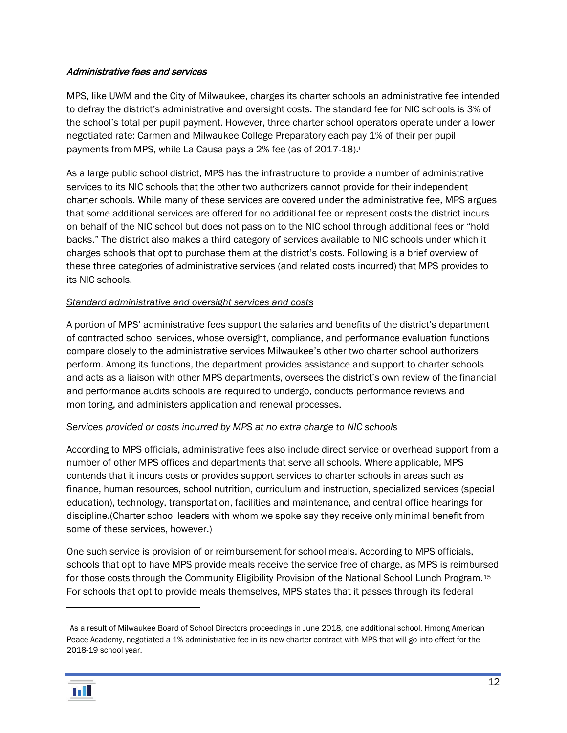*Administrative fees and services*

MPS, like UWM and the City of Milwaukee, charges its charter schools an administrative fee intended to defray the district's administrative and oversight costs. The standard fee for NIC schools is 3% of the school's total per pupil payment. However, three charter school operators operate under a lower negotiated rate: Carmen and Milwaukee College Preparatory each pay 1% of their per pupil payments from MPS, while La Causa pays a 2% fee (as of 2017-18).[i]

As a large public school district, MPS has the infrastructure to provide a number of administrative services to its NIC schools that the other two authorizers cannot provide for their independent charter schools. While many of these services are covered under the administrative fee, MPS argues that some additional services are offered for no additional fee or represent costs the district incurs on behalf of the NIC school but does not pass on to the NIC school through additional fees or "hold backs." The district also makes a third category of services available to NIC schools under which it charges schools that opt to purchase them at the district's costs. Following is a brief overview of these three categories of administrative services (and related costs incurred) that MPS provides to its NIC schools.

<u>Standard administrative and oversight services and costs</u>

A portion of MPS' administrative fees support the salaries and benefits of the district's department of contracted school services, whose oversight, compliance, and performance evaluation functions compare closely to the administrative services Milwaukee's other two charter school authorizers perform. Among its functions, the department provides assistance and support to charter schools and acts as a liaison with other MPS departments, oversees the district's own review of the financial and performance audits schools are required to undergo, conducts performance reviews and monitoring, and administers application and renewal processes.

<u>Services provided or costs incurred by MPS at no extra charge to NIC schools</u>

According to MPS officials, administrative fees also include direct service or overhead support from a number of other MPS offices and departments that serve all schools. Where applicable, MPS contends that it incurs costs or provides support services to charter schools in areas such as finance, human resources, school nutrition, curriculum and instruction, specialized services (special education), technology, transportation, facilities and maintenance, and central office hearings for discipline.(Charter school leaders with whom we spoke say they receive only minimal benefit from some of these services, however.)

One such service is provision of or reimbursement for school meals. According to MPS officials, schools that opt to have MPS provide meals receive the service free of charge, as MPS is reimbursed for those costs through the Community Eligibility Provision of the National School Lunch Program.[15] For schools that opt to provide meals themselves, MPS states that it passes through its federal

---

[i] As a result of Milwaukee Board of School Directors proceedings in June 2018, one additional school, Hmong American Peace Academy, negotiated a 1% administrative fee in its new charter contract with MPS that will go into effect for the 2018-19 school year.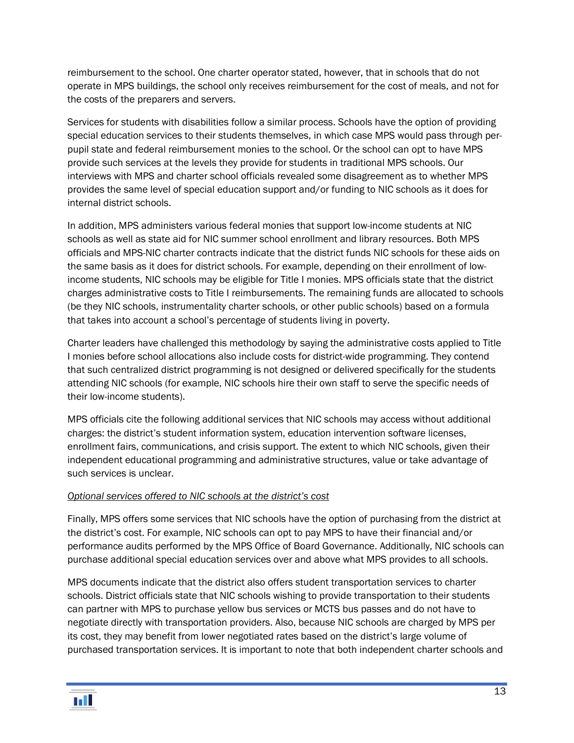reimbursement to the school. One charter operator stated, however, that in schools that do not operate in MPS buildings, the school only receives reimbursement for the cost of meals, and not for the costs of the preparers and servers.

Services for students with disabilities follow a similar process. Schools have the option of providing special education services to their students themselves, in which case MPS would pass through per-pupil state and federal reimbursement monies to the school. Or the school can opt to have MPS provide such services at the levels they provide for students in traditional MPS schools. Our interviews with MPS and charter school officials revealed some disagreement as to whether MPS provides the same level of special education support and/or funding to NIC schools as it does for internal district schools.

In addition, MPS administers various federal monies that support low-income students at NIC schools as well as state aid for NIC summer school enrollment and library resources. Both MPS officials and MPS-NIC charter contracts indicate that the district funds NIC schools for these aids on the same basis as it does for district schools. For example, depending on their enrollment of low-income students, NIC schools may be eligible for Title I monies. MPS officials state that the district charges administrative costs to Title I reimbursements. The remaining funds are allocated to schools (be they NIC schools, instrumentality charter schools, or other public schools) based on a formula that takes into account a school's percentage of students living in poverty.

Charter leaders have challenged this methodology by saying the administrative costs applied to Title I monies before school allocations also include costs for district-wide programming. They contend that such centralized district programming is not designed or delivered specifically for the students attending NIC schools (for example, NIC schools hire their own staff to serve the specific needs of their low-income students).

MPS officials cite the following additional services that NIC schools may access without additional charges: the district's student information system, education intervention software licenses, enrollment fairs, communications, and crisis support. The extent to which NIC schools, given their independent educational programming and administrative structures, value or take advantage of such services is unclear.

*Optional services offered to NIC schools at the district's cost*

Finally, MPS offers some services that NIC schools have the option of purchasing from the district at the district's cost. For example, NIC schools can opt to pay MPS to have their financial and/or performance audits performed by the MPS Office of Board Governance. Additionally, NIC schools can purchase additional special education services over and above what MPS provides to all schools.

MPS documents indicate that the district also offers student transportation services to charter schools. District officials state that NIC schools wishing to provide transportation to their students can partner with MPS to purchase yellow bus services or MCTS bus passes and do not have to negotiate directly with transportation providers. Also, because NIC schools are charged by MPS per its cost, they may benefit from lower negotiated rates based on the district's large volume of purchased transportation services. It is important to note that both independent charter schools and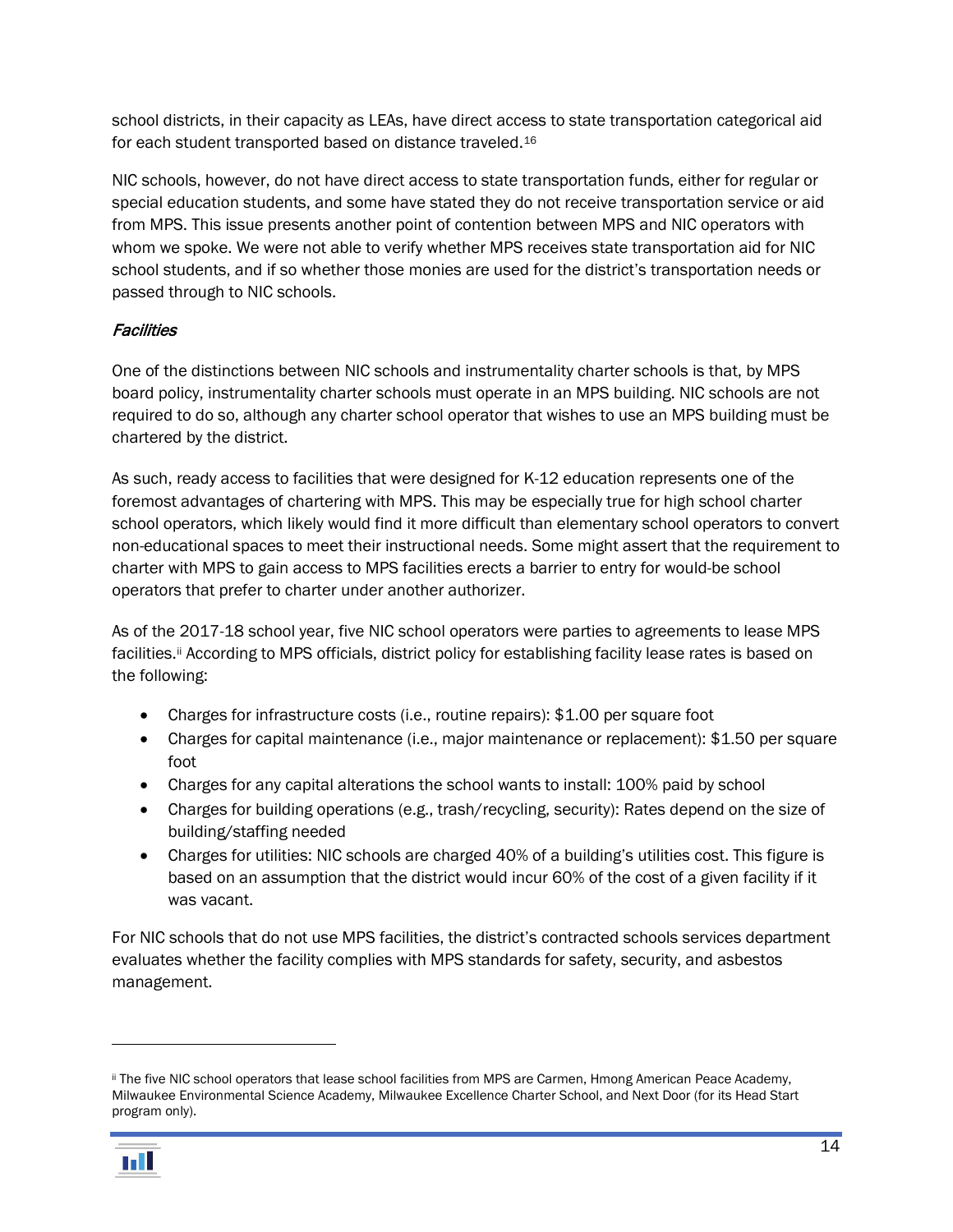school districts, in their capacity as LEAs, have direct access to state transportation categorical aid for each student transported based on distance traveled.[16]

NIC schools, however, do not have direct access to state transportation funds, either for regular or special education students, and some have stated they do not receive transportation service or aid from MPS. This issue presents another point of contention between MPS and NIC operators with whom we spoke. We were not able to verify whether MPS receives state transportation aid for NIC school students, and if so whether those monies are used for the district's transportation needs or passed through to NIC schools.

### *Facilities*

One of the distinctions between NIC schools and instrumentality charter schools is that, by MPS board policy, instrumentality charter schools must operate in an MPS building. NIC schools are not required to do so, although any charter school operator that wishes to use an MPS building must be chartered by the district.

As such, ready access to facilities that were designed for K-12 education represents one of the foremost advantages of chartering with MPS. This may be especially true for high school charter school operators, which likely would find it more difficult than elementary school operators to convert non-educational spaces to meet their instructional needs. Some might assert that the requirement to charter with MPS to gain access to MPS facilities erects a barrier to entry for would-be school operators that prefer to charter under another authorizer.

As of the 2017-18 school year, five NIC school operators were parties to agreements to lease MPS facilities.[ii] According to MPS officials, district policy for establishing facility lease rates is based on the following:

- Charges for infrastructure costs (i.e., routine repairs): $1.00 per square foot
- Charges for capital maintenance (i.e., major maintenance or replacement): $1.50 per square foot
- Charges for any capital alterations the school wants to install: 100% paid by school
- Charges for building operations (e.g., trash/recycling, security): Rates depend on the size of building/staffing needed
- Charges for utilities: NIC schools are charged 40% of a building's utilities cost. This figure is based on an assumption that the district would incur 60% of the cost of a given facility if it was vacant.

For NIC schools that do not use MPS facilities, the district's contracted schools services department evaluates whether the facility complies with MPS standards for safety, security, and asbestos management.

---

[ii] The five NIC school operators that lease school facilities from MPS are Carmen, Hmong American Peace Academy, Milwaukee Environmental Science Academy, Milwaukee Excellence Charter School, and Next Door (for its Head Start program only).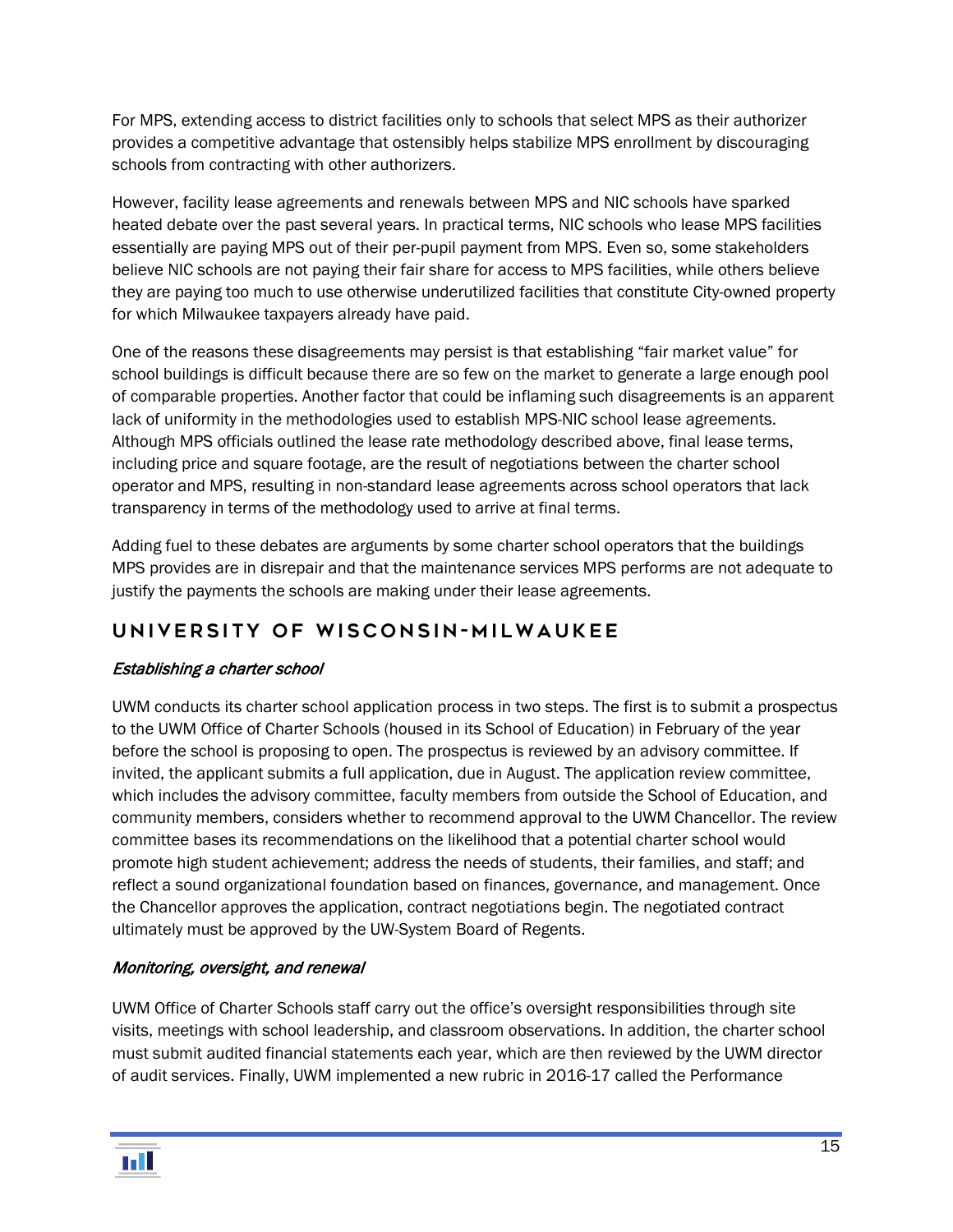For MPS, extending access to district facilities only to schools that select MPS as their authorizer provides a competitive advantage that ostensibly helps stabilize MPS enrollment by discouraging schools from contracting with other authorizers.

However, facility lease agreements and renewals between MPS and NIC schools have sparked heated debate over the past several years. In practical terms, NIC schools who lease MPS facilities essentially are paying MPS out of their per-pupil payment from MPS. Even so, some stakeholders believe NIC schools are not paying their fair share for access to MPS facilities, while others believe they are paying too much to use otherwise underutilized facilities that constitute City-owned property for which Milwaukee taxpayers already have paid.

One of the reasons these disagreements may persist is that establishing "fair market value" for school buildings is difficult because there are so few on the market to generate a large enough pool of comparable properties. Another factor that could be inflaming such disagreements is an apparent lack of uniformity in the methodologies used to establish MPS-NIC school lease agreements. Although MPS officials outlined the lease rate methodology described above, final lease terms, including price and square footage, are the result of negotiations between the charter school operator and MPS, resulting in non-standard lease agreements across school operators that lack transparency in terms of the methodology used to arrive at final terms.

Adding fuel to these debates are arguments by some charter school operators that the buildings MPS provides are in disrepair and that the maintenance services MPS performs are not adequate to justify the payments the schools are making under their lease agreements.

## UNIVERSITY OF WISCONSIN-MILWAUKEE

*Establishing a charter school*

UWM conducts its charter school application process in two steps. The first is to submit a prospectus to the UWM Office of Charter Schools (housed in its School of Education) in February of the year before the school is proposing to open. The prospectus is reviewed by an advisory committee. If invited, the applicant submits a full application, due in August. The application review committee, which includes the advisory committee, faculty members from outside the School of Education, and community members, considers whether to recommend approval to the UWM Chancellor. The review committee bases its recommendations on the likelihood that a potential charter school would promote high student achievement; address the needs of students, their families, and staff; and reflect a sound organizational foundation based on finances, governance, and management. Once the Chancellor approves the application, contract negotiations begin. The negotiated contract ultimately must be approved by the UW-System Board of Regents.

*Monitoring, oversight, and renewal*

UWM Office of Charter Schools staff carry out the office's oversight responsibilities through site visits, meetings with school leadership, and classroom observations. In addition, the charter school must submit audited financial statements each year, which are then reviewed by the UWM director of audit services. Finally, UWM implemented a new rubric in 2016-17 called the Performance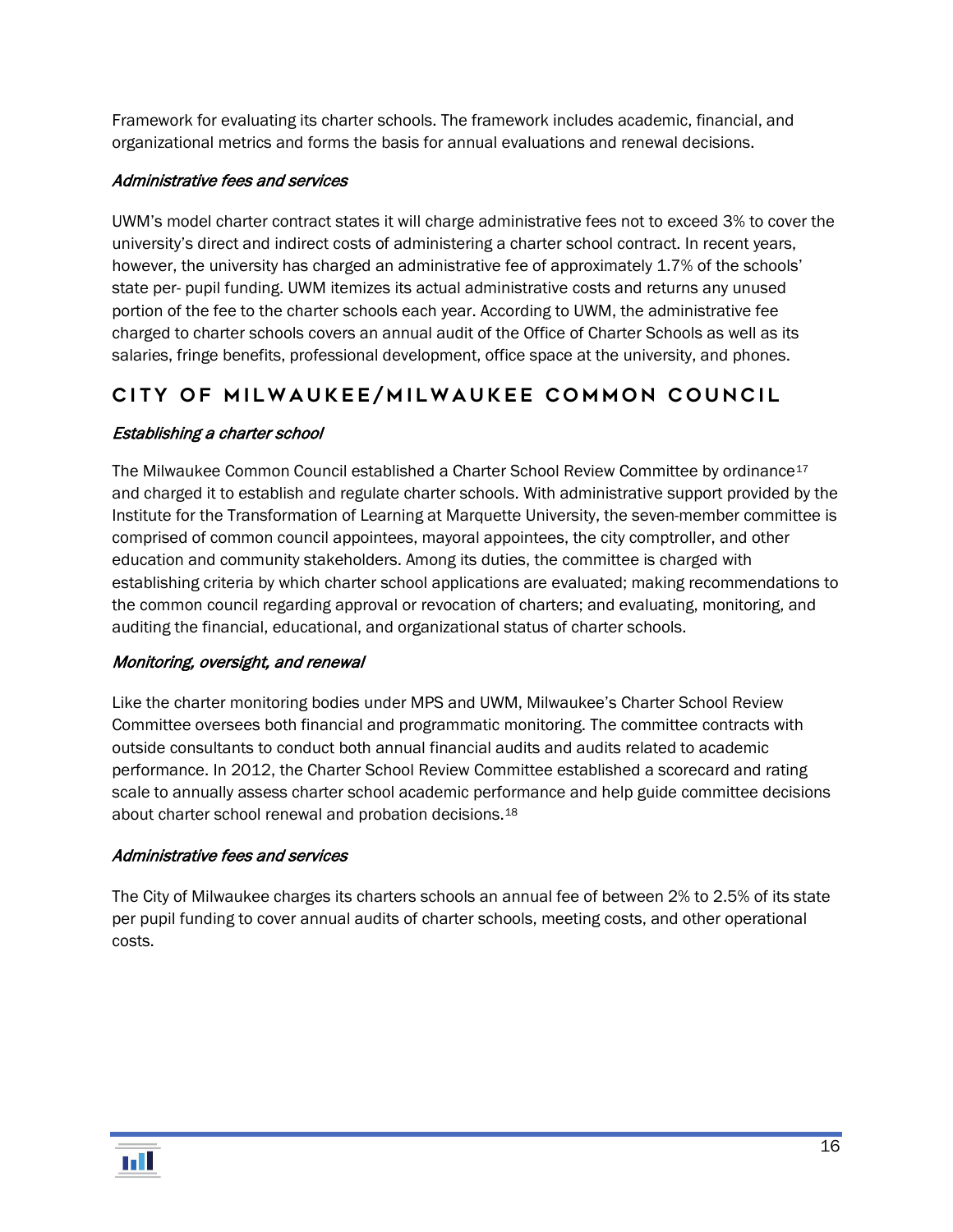Framework for evaluating its charter schools. The framework includes academic, financial, and organizational metrics and forms the basis for annual evaluations and renewal decisions.

*Administrative fees and services*

UWM's model charter contract states it will charge administrative fees not to exceed 3% to cover the university's direct and indirect costs of administering a charter school contract. In recent years, however, the university has charged an administrative fee of approximately 1.7% of the schools' state per- pupil funding. UWM itemizes its actual administrative costs and returns any unused portion of the fee to the charter schools each year. According to UWM, the administrative fee charged to charter schools covers an annual audit of the Office of Charter Schools as well as its salaries, fringe benefits, professional development, office space at the university, and phones.

## CITY OF MILWAUKEE/MILWAUKEE COMMON COUNCIL

*Establishing a charter school*

The Milwaukee Common Council established a Charter School Review Committee by ordinance[17] and charged it to establish and regulate charter schools. With administrative support provided by the Institute for the Transformation of Learning at Marquette University, the seven-member committee is comprised of common council appointees, mayoral appointees, the city comptroller, and other education and community stakeholders. Among its duties, the committee is charged with establishing criteria by which charter school applications are evaluated; making recommendations to the common council regarding approval or revocation of charters; and evaluating, monitoring, and auditing the financial, educational, and organizational status of charter schools.

*Monitoring, oversight, and renewal*

Like the charter monitoring bodies under MPS and UWM, Milwaukee's Charter School Review Committee oversees both financial and programmatic monitoring. The committee contracts with outside consultants to conduct both annual financial audits and audits related to academic performance. In 2012, the Charter School Review Committee established a scorecard and rating scale to annually assess charter school academic performance and help guide committee decisions about charter school renewal and probation decisions.[18]

*Administrative fees and services*

The City of Milwaukee charges its charters schools an annual fee of between 2% to 2.5% of its state per pupil funding to cover annual audits of charter schools, meeting costs, and other operational costs.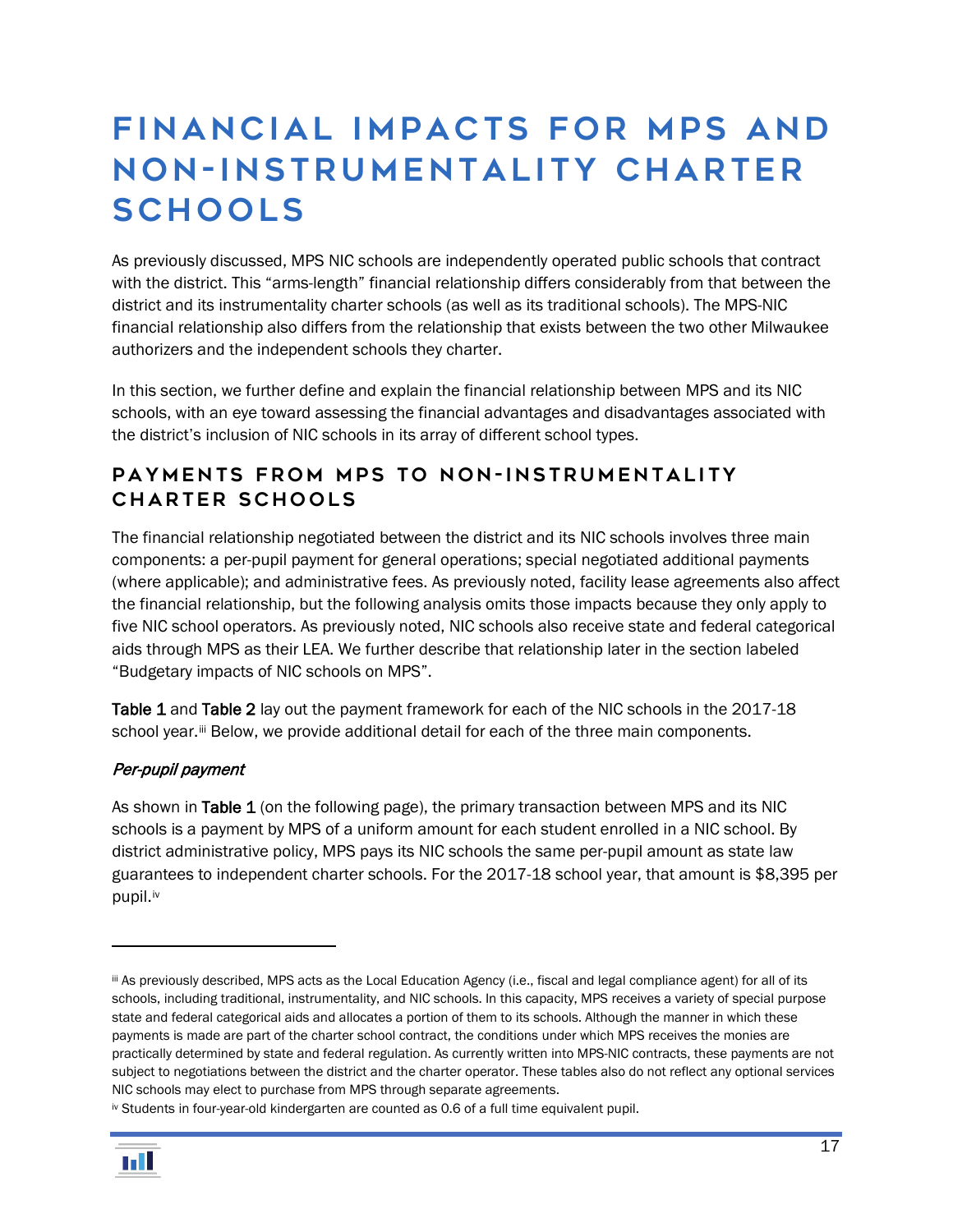# FINANCIAL IMPACTS FOR MPS AND NON-INSTRUMENTALITY CHARTER SCHOOLS

As previously discussed, MPS NIC schools are independently operated public schools that contract with the district. This "arms-length" financial relationship differs considerably from that between the district and its instrumentality charter schools (as well as its traditional schools). The MPS-NIC financial relationship also differs from the relationship that exists between the two other Milwaukee authorizers and the independent schools they charter.

In this section, we further define and explain the financial relationship between MPS and its NIC schools, with an eye toward assessing the financial advantages and disadvantages associated with the district's inclusion of NIC schools in its array of different school types.

## PAYMENTS FROM MPS TO NON-INSTRUMENTALITY CHARTER SCHOOLS

The financial relationship negotiated between the district and its NIC schools involves three main components: a per-pupil payment for general operations; special negotiated additional payments (where applicable); and administrative fees. As previously noted, facility lease agreements also affect the financial relationship, but the following analysis omits those impacts because they only apply to five NIC school operators. As previously noted, NIC schools also receive state and federal categorical aids through MPS as their LEA. We further describe that relationship later in the section labeled "Budgetary impacts of NIC schools on MPS".

**Table 1** and **Table 2** lay out the payment framework for each of the NIC schools in the 2017-18 school year.[iii] Below, we provide additional detail for each of the three main components.

### *Per-pupil payment*

As shown in **Table 1** (on the following page), the primary transaction between MPS and its NIC schools is a payment by MPS of a uniform amount for each student enrolled in a NIC school. By district administrative policy, MPS pays its NIC schools the same per-pupil amount as state law guarantees to independent charter schools. For the 2017-18 school year, that amount is $8,395 per pupil.[iv]

---

[iii] As previously described, MPS acts as the Local Education Agency (i.e., fiscal and legal compliance agent) for all of its schools, including traditional, instrumentality, and NIC schools. In this capacity, MPS receives a variety of special purpose state and federal categorical aids and allocates a portion of them to its schools. Although the manner in which these payments is made are part of the charter school contract, the conditions under which MPS receives the monies are practically determined by state and federal regulation. As currently written into MPS-NIC contracts, these payments are not subject to negotiations between the district and the charter operator. These tables also do not reflect any optional services NIC schools may elect to purchase from MPS through separate agreements.

[iv] Students in four-year-old kindergarten are counted as 0.6 of a full time equivalent pupil.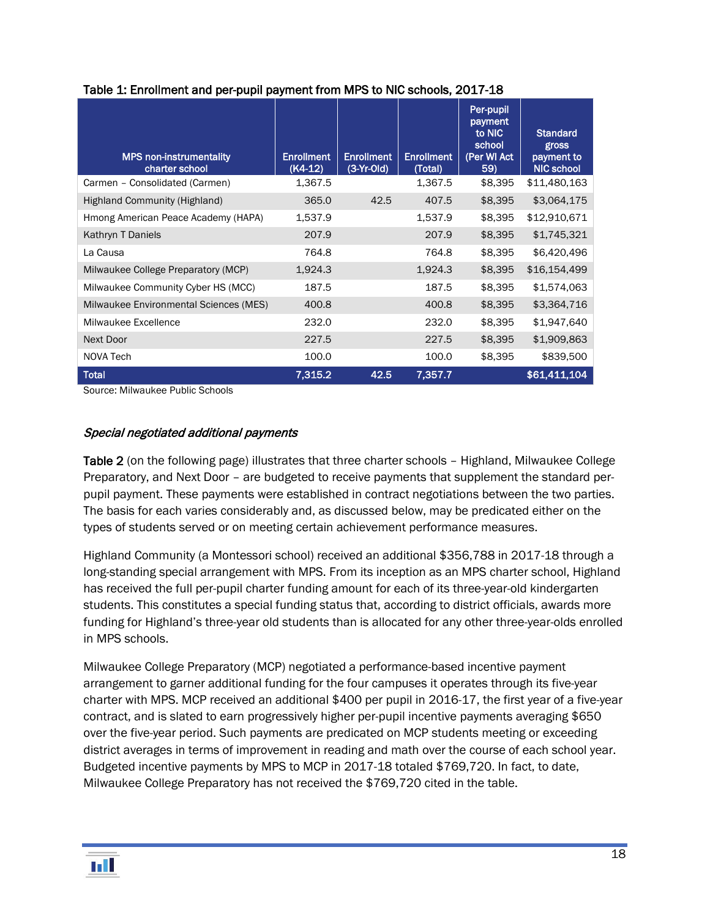Table 1: Enrollment and per-pupil payment from MPS to NIC schools, 2017-18

| MPS non-instrumentality charter school | Enrollment (K4-12) | Enrollment (3-Yr-Old) | Enrollment (Total) | Per-pupil payment to NIC school (Per WI Act 59) | Standard gross payment to NIC school |
|---|---|---|---|---|---|
| Carmen – Consolidated (Carmen) | 1,367.5 | | 1,367.5 | $8,395 | $11,480,163 |
| Highland Community (Highland) | 365.0 | 42.5 | 407.5 | $8,395 | $3,064,175 |
| Hmong American Peace Academy (HAPA) | 1,537.9 | | 1,537.9 | $8,395 | $12,910,671 |
| Kathryn T Daniels | 207.9 | | 207.9 | $8,395 | $1,745,321 |
| La Causa | 764.8 | | 764.8 | $8,395 | $6,420,496 |
| Milwaukee College Preparatory (MCP) | 1,924.3 | | 1,924.3 | $8,395 | $16,154,499 |
| Milwaukee Community Cyber HS (MCC) | 187.5 | | 187.5 | $8,395 | $1,574,063 |
| Milwaukee Environmental Sciences (MES) | 400.8 | | 400.8 | $8,395 | $3,364,716 |
| Milwaukee Excellence | 232.0 | | 232.0 | $8,395 | $1,947,640 |
| Next Door | 227.5 | | 227.5 | $8,395 | $1,909,863 |
| NOVA Tech | 100.0 | | 100.0 | $8,395 | $839,500 |
| **Total** | **7,315.2** | **42.5** | **7,357.7** | | **$61,411,104** |

Source: Milwaukee Public Schools

### *Special negotiated additional payments*

**Table 2** (on the following page) illustrates that three charter schools – Highland, Milwaukee College Preparatory, and Next Door – are budgeted to receive payments that supplement the standard per-pupil payment. These payments were established in contract negotiations between the two parties. The basis for each varies considerably and, as discussed below, may be predicated either on the types of students served or on meeting certain achievement performance measures.

Highland Community (a Montessori school) received an additional $356,788 in 2017-18 through a long-standing special arrangement with MPS. From its inception as an MPS charter school, Highland has received the full per-pupil charter funding amount for each of its three-year-old kindergarten students. This constitutes a special funding status that, according to district officials, awards more funding for Highland's three-year old students than is allocated for any other three-year-olds enrolled in MPS schools.

Milwaukee College Preparatory (MCP) negotiated a performance-based incentive payment arrangement to garner additional funding for the four campuses it operates through its five-year charter with MPS. MCP received an additional $400 per pupil in 2016-17, the first year of a five-year contract, and is slated to earn progressively higher per-pupil incentive payments averaging $650 over the five-year period. Such payments are predicated on MCP students meeting or exceeding district averages in terms of improvement in reading and math over the course of each school year. Budgeted incentive payments by MPS to MCP in 2017-18 totaled $769,720. In fact, to date, Milwaukee College Preparatory has not received the $769,720 cited in the table.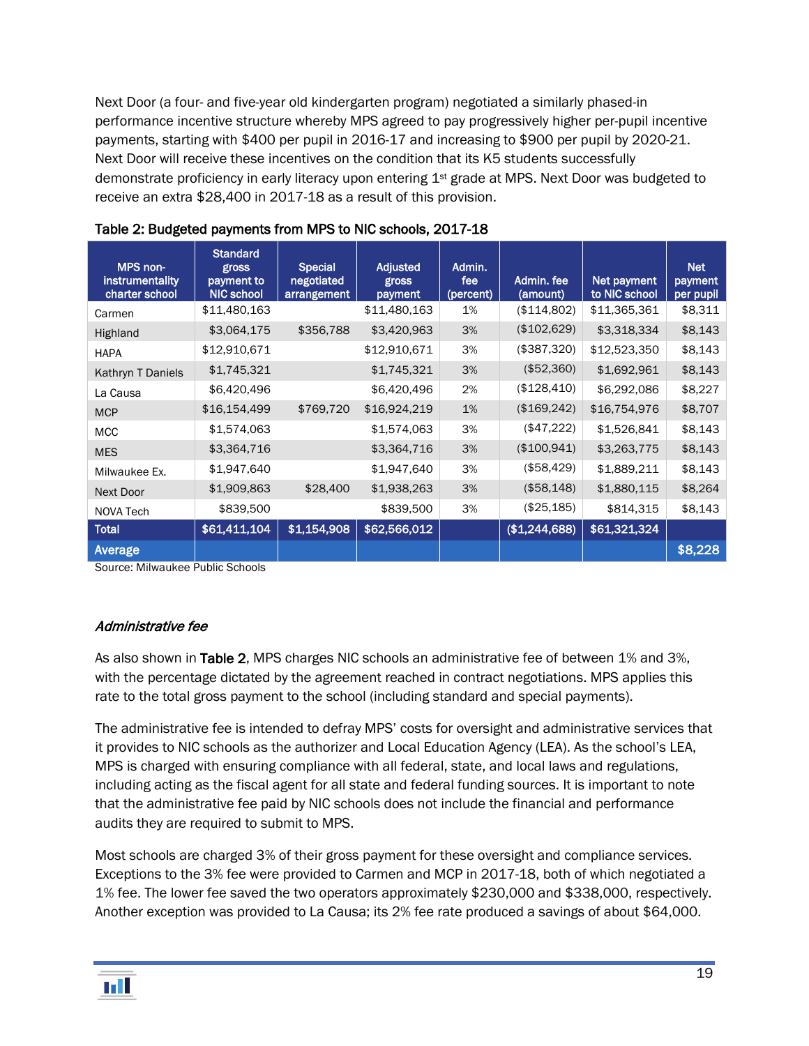Next Door (a four- and five-year old kindergarten program) negotiated a similarly phased-in performance incentive structure whereby MPS agreed to pay progressively higher per-pupil incentive payments, starting with $400 per pupil in 2016-17 and increasing to $900 per pupil by 2020-21. Next Door will receive these incentives on the condition that its K5 students successfully demonstrate proficiency in early literacy upon entering 1st grade at MPS. Next Door was budgeted to receive an extra $28,400 in 2017-18 as a result of this provision.

**Table 2: Budgeted payments from MPS to NIC schools, 2017-18**

| MPS non-instrumentality charter school | Standard gross payment to NIC school | Special negotiated arrangement | Adjusted gross payment | Admin. fee (percent) | Admin. fee (amount) | Net payment to NIC school | Net payment per pupil |
|---|---|---|---|---|---|---|---|
| Carmen | $11,480,163 | | $11,480,163 | 1% | ($114,802) | $11,365,361 | $8,311 |
| Highland | $3,064,175 | $356,788 | $3,420,963 | 3% | ($102,629) | $3,318,334 | $8,143 |
| HAPA | $12,910,671 | | $12,910,671 | 3% | ($387,320) | $12,523,350 | $8,143 |
| Kathryn T Daniels | $1,745,321 | | $1,745,321 | 3% | ($52,360) | $1,692,961 | $8,143 |
| La Causa | $6,420,496 | | $6,420,496 | 2% | ($128,410) | $6,292,086 | $8,227 |
| MCP | $16,154,499 | $769,720 | $16,924,219 | 1% | ($169,242) | $16,754,976 | $8,707 |
| MCC | $1,574,063 | | $1,574,063 | 3% | ($47,222) | $1,526,841 | $8,143 |
| MES | $3,364,716 | | $3,364,716 | 3% | ($100,941) | $3,263,775 | $8,143 |
| Milwaukee Ex. | $1,947,640 | | $1,947,640 | 3% | ($58,429) | $1,889,211 | $8,143 |
| Next Door | $1,909,863 | $28,400 | $1,938,263 | 3% | ($58,148) | $1,880,115 | $8,264 |
| NOVA Tech | $839,500 | | $839,500 | 3% | ($25,185) | $814,315 | $8,143 |
| **Total** | **$61,411,104** | **$1,154,908** | **$62,566,012** | | **($1,244,688)** | **$61,321,324** | |
| **Average** | | | | | | | **$8,228** |

Source: Milwaukee Public Schools

### *Administrative fee*

As also shown in **Table 2**, MPS charges NIC schools an administrative fee of between 1% and 3%, with the percentage dictated by the agreement reached in contract negotiations. MPS applies this rate to the total gross payment to the school (including standard and special payments).

The administrative fee is intended to defray MPS' costs for oversight and administrative services that it provides to NIC schools as the authorizer and Local Education Agency (LEA). As the school's LEA, MPS is charged with ensuring compliance with all federal, state, and local laws and regulations, including acting as the fiscal agent for all state and federal funding sources. It is important to note that the administrative fee paid by NIC schools does not include the financial and performance audits they are required to submit to MPS.

Most schools are charged 3% of their gross payment for these oversight and compliance services. Exceptions to the 3% fee were provided to Carmen and MCP in 2017-18, both of which negotiated a 1% fee. The lower fee saved the two operators approximately $230,000 and $338,000, respectively. Another exception was provided to La Causa; its 2% fee rate produced a savings of about $64,000.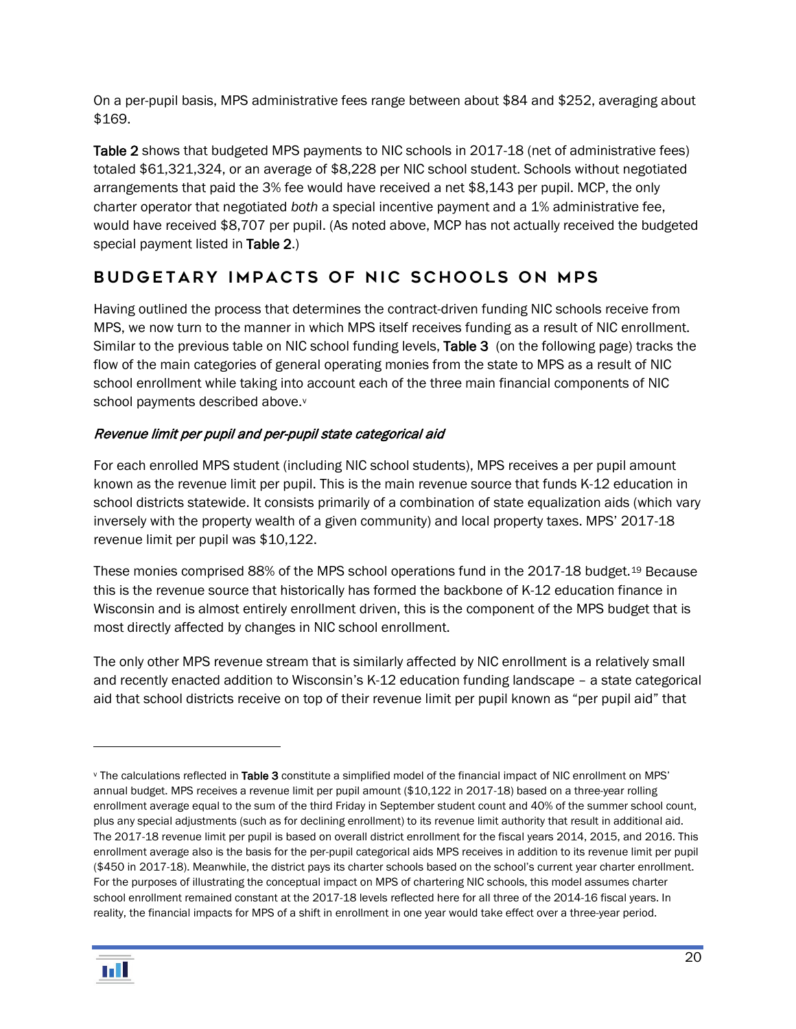On a per-pupil basis, MPS administrative fees range between about \$84 and \$252, averaging about \$169.

**Table 2** shows that budgeted MPS payments to NIC schools in 2017-18 (net of administrative fees) totaled \$61,321,324, or an average of \$8,228 per NIC school student. Schools without negotiated arrangements that paid the 3% fee would have received a net \$8,143 per pupil. MCP, the only charter operator that negotiated *both* a special incentive payment and a 1% administrative fee, would have received \$8,707 per pupil. (As noted above, MCP has not actually received the budgeted special payment listed in **Table 2**.)

## BUDGETARY IMPACTS OF NIC SCHOOLS ON MPS

Having outlined the process that determines the contract-driven funding NIC schools receive from MPS, we now turn to the manner in which MPS itself receives funding as a result of NIC enrollment. Similar to the previous table on NIC school funding levels, **Table 3** (on the following page) tracks the flow of the main categories of general operating monies from the state to MPS as a result of NIC school enrollment while taking into account each of the three main financial components of NIC school payments described above.[v]

### *Revenue limit per pupil and per-pupil state categorical aid*

For each enrolled MPS student (including NIC school students), MPS receives a per pupil amount known as the revenue limit per pupil. This is the main revenue source that funds K-12 education in school districts statewide. It consists primarily of a combination of state equalization aids (which vary inversely with the property wealth of a given community) and local property taxes. MPS' 2017-18 revenue limit per pupil was \$10,122.

These monies comprised 88% of the MPS school operations fund in the 2017-18 budget.[19] Because this is the revenue source that historically has formed the backbone of K-12 education finance in Wisconsin and is almost entirely enrollment driven, this is the component of the MPS budget that is most directly affected by changes in NIC school enrollment.

The only other MPS revenue stream that is similarly affected by NIC enrollment is a relatively small and recently enacted addition to Wisconsin's K-12 education funding landscape – a state categorical aid that school districts receive on top of their revenue limit per pupil known as "per pupil aid" that

---

[v] The calculations reflected in **Table 3** constitute a simplified model of the financial impact of NIC enrollment on MPS' annual budget. MPS receives a revenue limit per pupil amount (\$10,122 in 2017-18) based on a three-year rolling enrollment average equal to the sum of the third Friday in September student count and 40% of the summer school count, plus any special adjustments (such as for declining enrollment) to its revenue limit authority that result in additional aid. The 2017-18 revenue limit per pupil is based on overall district enrollment for the fiscal years 2014, 2015, and 2016. This enrollment average also is the basis for the per-pupil categorical aids MPS receives in addition to its revenue limit per pupil (\$450 in 2017-18). Meanwhile, the district pays its charter schools based on the school's current year charter enrollment. For the purposes of illustrating the conceptual impact on MPS of chartering NIC schools, this model assumes charter school enrollment remained constant at the 2017-18 levels reflected here for all three of the 2014-16 fiscal years. In reality, the financial impacts for MPS of a shift in enrollment in one year would take effect over a three-year period.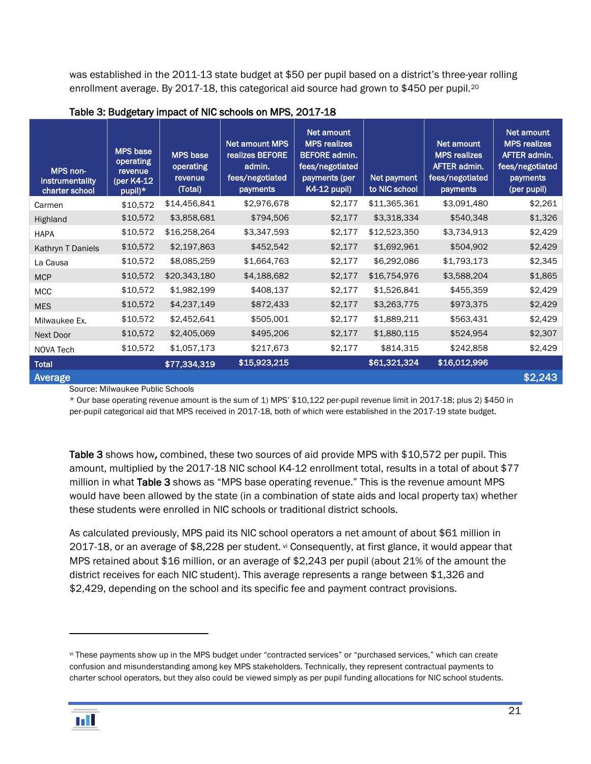was established in the 2011-13 state budget at $50 per pupil based on a district's three-year rolling enrollment average. By 2017-18, this categorical aid source had grown to $450 per pupil.[20]

**Table 3: Budgetary impact of NIC schools on MPS, 2017-18**

| MPS non-instrumentality charter school | MPS base operating revenue (per K4-12 pupil)* | MPS base operating revenue (Total) | Net amount MPS realizes BEFORE admin. fees/negotiated payments | Net amount MPS realizes BEFORE admin. fees/negotiated payments (per K4-12 pupil) | Net payment to NIC school | Net amount MPS realizes AFTER admin. fees/negotiated payments | Net amount MPS realizes AFTER admin. fees/negotiated payments (per pupil) |
|---|---|---|---|---|---|---|---|
| Carmen | $10,572 | $14,456,841 | $2,976,678 | $2,177 | $11,365,361 | $3,091,480 | $2,261 |
| Highland | $10,572 | $3,858,681 | $794,506 | $2,177 | $3,318,334 | $540,348 | $1,326 |
| HAPA | $10,572 | $16,258,264 | $3,347,593 | $2,177 | $12,523,350 | $3,734,913 | $2,429 |
| Kathryn T Daniels | $10,572 | $2,197,863 | $452,542 | $2,177 | $1,692,961 | $504,902 | $2,429 |
| La Causa | $10,572 | $8,085,259 | $1,664,763 | $2,177 | $6,292,086 | $1,793,173 | $2,345 |
| MCP | $10,572 | $20,343,180 | $4,188,682 | $2,177 | $16,754,976 | $3,588,204 | $1,865 |
| MCC | $10,572 | $1,982,199 | $408,137 | $2,177 | $1,526,841 | $455,359 | $2,429 |
| MES | $10,572 | $4,237,149 | $872,433 | $2,177 | $3,263,775 | $973,375 | $2,429 |
| Milwaukee Ex. | $10,572 | $2,452,641 | $505,001 | $2,177 | $1,889,211 | $563,431 | $2,429 |
| Next Door | $10,572 | $2,405,069 | $495,206 | $2,177 | $1,880,115 | $524,954 | $2,307 |
| NOVA Tech | $10,572 | $1,057,173 | $217,673 | $2,177 | $814,315 | $242,858 | $2,429 |
| **Total** | | **$77,334,319** | **$15,923,215** | | **$61,321,324** | **$16,012,996** | |
| **Average** | | | | | | | **$2,243** |

Source: Milwaukee Public Schools

* Our base operating revenue amount is the sum of 1) MPS' $10,122 per-pupil revenue limit in 2017-18; plus 2) $450 in per-pupil categorical aid that MPS received in 2017-18, both of which were established in the 2017-19 state budget.

**Table 3** shows how*,* combined, these two sources of aid provide MPS with $10,572 per pupil. This amount, multiplied by the 2017-18 NIC school K4-12 enrollment total, results in a total of about $77 million in what **Table 3** shows as "MPS base operating revenue." This is the revenue amount MPS would have been allowed by the state (in a combination of state aids and local property tax) whether these students were enrolled in NIC schools or traditional district schools.

As calculated previously, MPS paid its NIC school operators a net amount of about $61 million in 2017-18, or an average of $8,228 per student.[vi] Consequently, at first glance, it would appear that MPS retained about $16 million, or an average of $2,243 per pupil (about 21% of the amount the district receives for each NIC student). This average represents a range between $1,326 and $2,429, depending on the school and its specific fee and payment contract provisions.

---

[vi] These payments show up in the MPS budget under "contracted services" or "purchased services," which can create confusion and misunderstanding among key MPS stakeholders. Technically, they represent contractual payments to charter school operators, but they also could be viewed simply as per pupil funding allocations for NIC school students.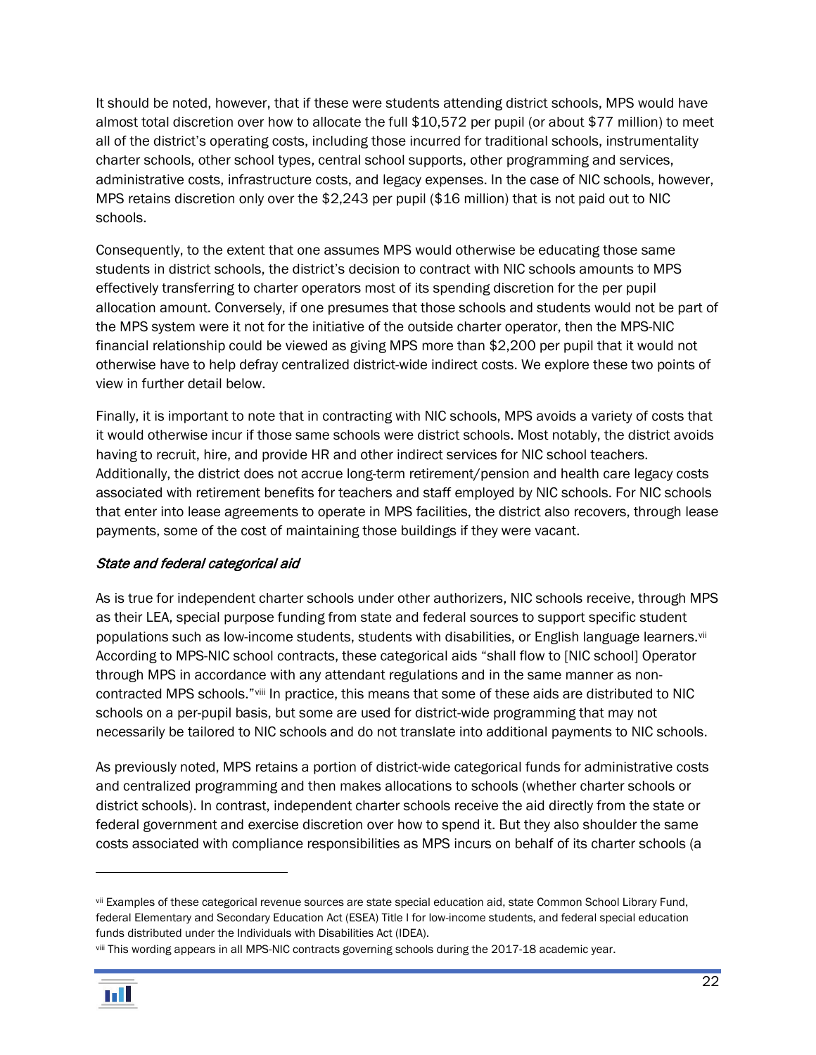It should be noted, however, that if these were students attending district schools, MPS would have almost total discretion over how to allocate the full $10,572 per pupil (or about $77 million) to meet all of the district's operating costs, including those incurred for traditional schools, instrumentality charter schools, other school types, central school supports, other programming and services, administrative costs, infrastructure costs, and legacy expenses. In the case of NIC schools, however, MPS retains discretion only over the $2,243 per pupil ($16 million) that is not paid out to NIC schools.

Consequently, to the extent that one assumes MPS would otherwise be educating those same students in district schools, the district's decision to contract with NIC schools amounts to MPS effectively transferring to charter operators most of its spending discretion for the per pupil allocation amount. Conversely, if one presumes that those schools and students would not be part of the MPS system were it not for the initiative of the outside charter operator, then the MPS-NIC financial relationship could be viewed as giving MPS more than $2,200 per pupil that it would not otherwise have to help defray centralized district-wide indirect costs. We explore these two points of view in further detail below.

Finally, it is important to note that in contracting with NIC schools, MPS avoids a variety of costs that it would otherwise incur if those same schools were district schools. Most notably, the district avoids having to recruit, hire, and provide HR and other indirect services for NIC school teachers. Additionally, the district does not accrue long-term retirement/pension and health care legacy costs associated with retirement benefits for teachers and staff employed by NIC schools. For NIC schools that enter into lease agreements to operate in MPS facilities, the district also recovers, through lease payments, some of the cost of maintaining those buildings if they were vacant.

### *State and federal categorical aid*

As is true for independent charter schools under other authorizers, NIC schools receive, through MPS as their LEA, special purpose funding from state and federal sources to support specific student populations such as low-income students, students with disabilities, or English language learners.[vii] According to MPS-NIC school contracts, these categorical aids "shall flow to [NIC school] Operator through MPS in accordance with any attendant regulations and in the same manner as non-contracted MPS schools."[viii] In practice, this means that some of these aids are distributed to NIC schools on a per-pupil basis, but some are used for district-wide programming that may not necessarily be tailored to NIC schools and do not translate into additional payments to NIC schools.

As previously noted, MPS retains a portion of district-wide categorical funds for administrative costs and centralized programming and then makes allocations to schools (whether charter schools or district schools). In contrast, independent charter schools receive the aid directly from the state or federal government and exercise discretion over how to spend it. But they also shoulder the same costs associated with compliance responsibilities as MPS incurs on behalf of its charter schools (a

---

[vii] Examples of these categorical revenue sources are state special education aid, state Common School Library Fund, federal Elementary and Secondary Education Act (ESEA) Title I for low-income students, and federal special education funds distributed under the Individuals with Disabilities Act (IDEA).

[viii] This wording appears in all MPS-NIC contracts governing schools during the 2017-18 academic year.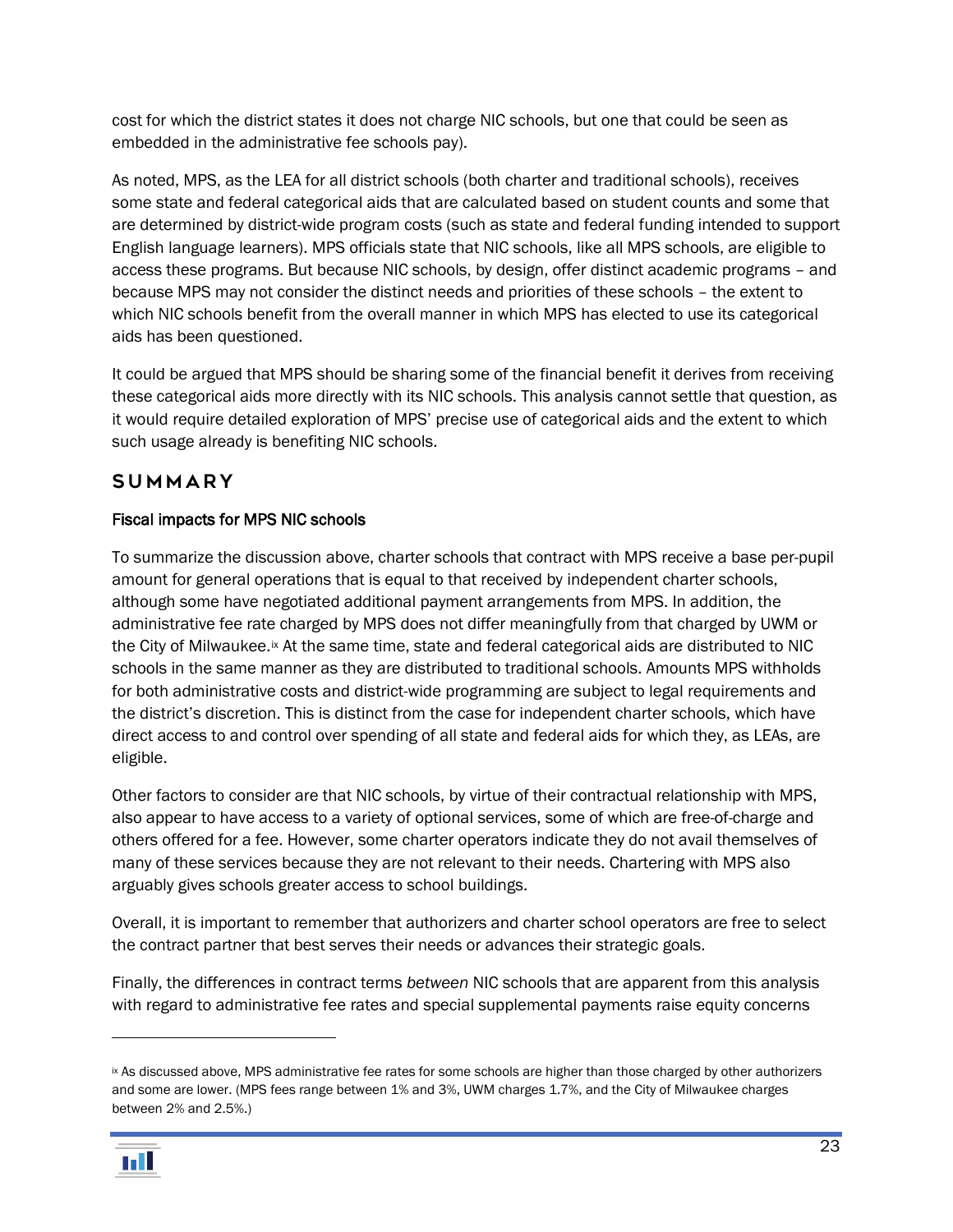cost for which the district states it does not charge NIC schools, but one that could be seen as embedded in the administrative fee schools pay).

As noted, MPS, as the LEA for all district schools (both charter and traditional schools), receives some state and federal categorical aids that are calculated based on student counts and some that are determined by district-wide program costs (such as state and federal funding intended to support English language learners). MPS officials state that NIC schools, like all MPS schools, are eligible to access these programs. But because NIC schools, by design, offer distinct academic programs – and because MPS may not consider the distinct needs and priorities of these schools – the extent to which NIC schools benefit from the overall manner in which MPS has elected to use its categorical aids has been questioned.

It could be argued that MPS should be sharing some of the financial benefit it derives from receiving these categorical aids more directly with its NIC schools. This analysis cannot settle that question, as it would require detailed exploration of MPS' precise use of categorical aids and the extent to which such usage already is benefiting NIC schools.

## SUMMARY

### Fiscal impacts for MPS NIC schools

To summarize the discussion above, charter schools that contract with MPS receive a base per-pupil amount for general operations that is equal to that received by independent charter schools, although some have negotiated additional payment arrangements from MPS. In addition, the administrative fee rate charged by MPS does not differ meaningfully from that charged by UWM or the City of Milwaukee.[ix] At the same time, state and federal categorical aids are distributed to NIC schools in the same manner as they are distributed to traditional schools. Amounts MPS withholds for both administrative costs and district-wide programming are subject to legal requirements and the district's discretion. This is distinct from the case for independent charter schools, which have direct access to and control over spending of all state and federal aids for which they, as LEAs, are eligible.

Other factors to consider are that NIC schools, by virtue of their contractual relationship with MPS, also appear to have access to a variety of optional services, some of which are free-of-charge and others offered for a fee. However, some charter operators indicate they do not avail themselves of many of these services because they are not relevant to their needs. Chartering with MPS also arguably gives schools greater access to school buildings.

Overall, it is important to remember that authorizers and charter school operators are free to select the contract partner that best serves their needs or advances their strategic goals.

Finally, the differences in contract terms *between* NIC schools that are apparent from this analysis with regard to administrative fee rates and special supplemental payments raise equity concerns

---

[ix] As discussed above, MPS administrative fee rates for some schools are higher than those charged by other authorizers and some are lower. (MPS fees range between 1% and 3%, UWM charges 1.7%, and the City of Milwaukee charges between 2% and 2.5%.)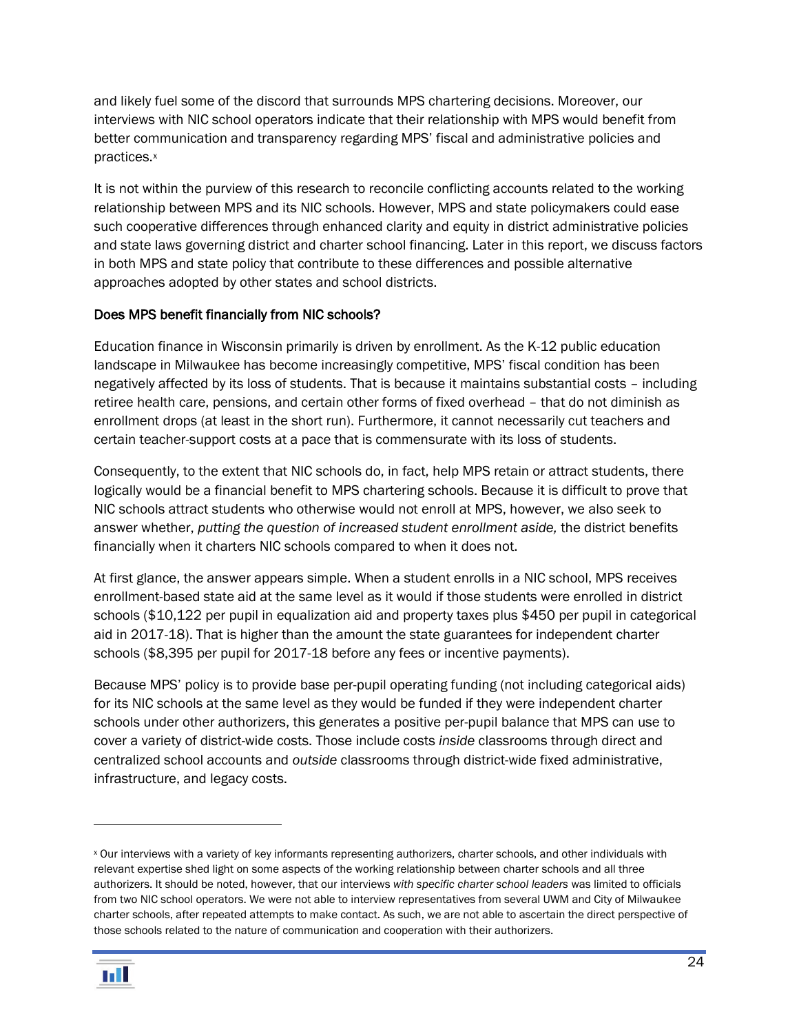and likely fuel some of the discord that surrounds MPS chartering decisions. Moreover, our interviews with NIC school operators indicate that their relationship with MPS would benefit from better communication and transparency regarding MPS' fiscal and administrative policies and practices.[x]

It is not within the purview of this research to reconcile conflicting accounts related to the working relationship between MPS and its NIC schools. However, MPS and state policymakers could ease such cooperative differences through enhanced clarity and equity in district administrative policies and state laws governing district and charter school financing. Later in this report, we discuss factors in both MPS and state policy that contribute to these differences and possible alternative approaches adopted by other states and school districts.

### Does MPS benefit financially from NIC schools?

Education finance in Wisconsin primarily is driven by enrollment. As the K-12 public education landscape in Milwaukee has become increasingly competitive, MPS' fiscal condition has been negatively affected by its loss of students. That is because it maintains substantial costs – including retiree health care, pensions, and certain other forms of fixed overhead – that do not diminish as enrollment drops (at least in the short run). Furthermore, it cannot necessarily cut teachers and certain teacher-support costs at a pace that is commensurate with its loss of students.

Consequently, to the extent that NIC schools do, in fact, help MPS retain or attract students, there logically would be a financial benefit to MPS chartering schools. Because it is difficult to prove that NIC schools attract students who otherwise would not enroll at MPS, however, we also seek to answer whether, *putting the question of increased student enrollment aside,* the district benefits financially when it charters NIC schools compared to when it does not.

At first glance, the answer appears simple. When a student enrolls in a NIC school, MPS receives enrollment-based state aid at the same level as it would if those students were enrolled in district schools ($10,122 per pupil in equalization aid and property taxes plus $450 per pupil in categorical aid in 2017-18). That is higher than the amount the state guarantees for independent charter schools ($8,395 per pupil for 2017-18 before any fees or incentive payments).

Because MPS' policy is to provide base per-pupil operating funding (not including categorical aids) for its NIC schools at the same level as they would be funded if they were independent charter schools under other authorizers, this generates a positive per-pupil balance that MPS can use to cover a variety of district-wide costs. Those include costs *inside* classrooms through direct and centralized school accounts and *outside* classrooms through district-wide fixed administrative, infrastructure, and legacy costs.

---

[x] Our interviews with a variety of key informants representing authorizers, charter schools, and other individuals with relevant expertise shed light on some aspects of the working relationship between charter schools and all three authorizers. It should be noted, however, that our interviews *with specific charter school leaders* was limited to officials from two NIC school operators. We were not able to interview representatives from several UWM and City of Milwaukee charter schools, after repeated attempts to make contact. As such, we are not able to ascertain the direct perspective of those schools related to the nature of communication and cooperation with their authorizers.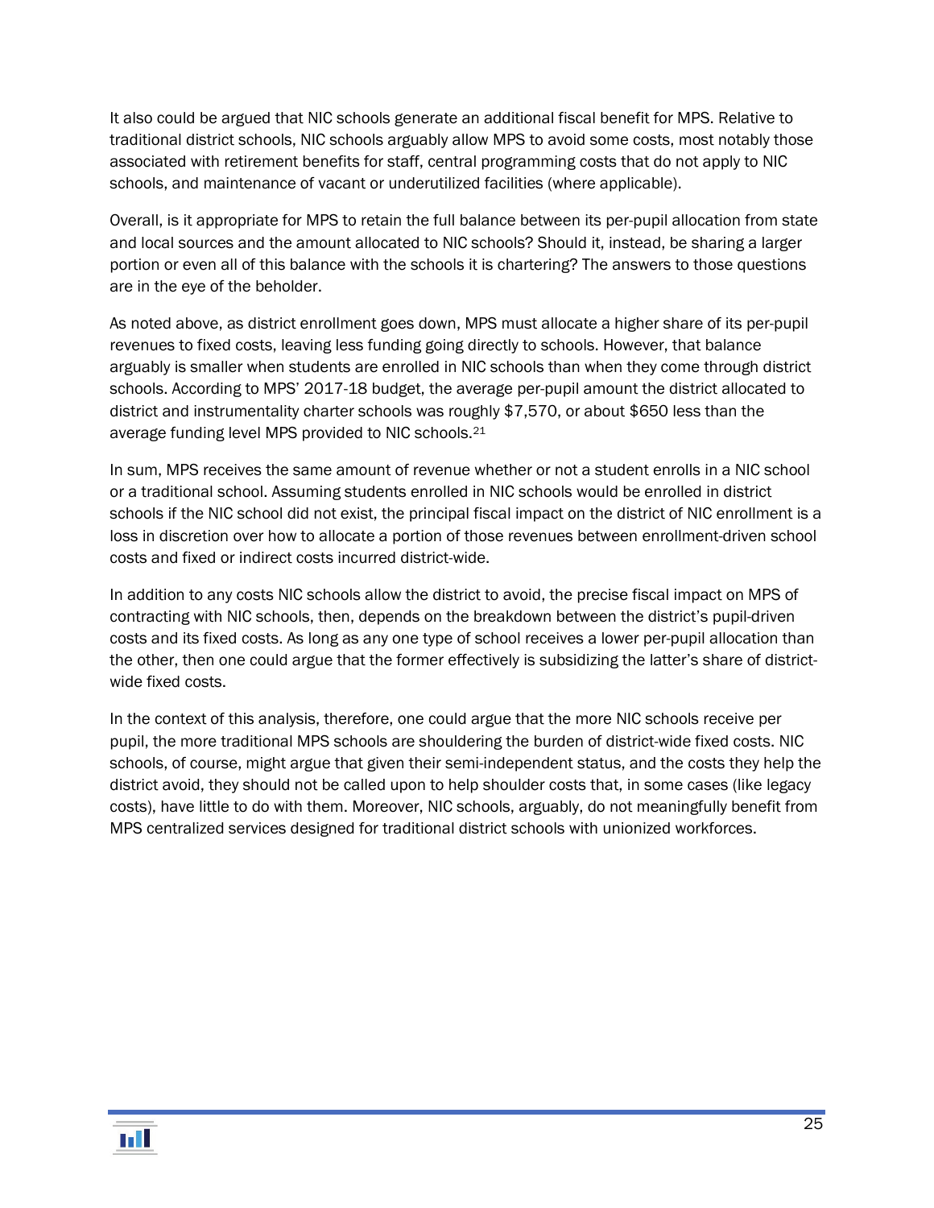It also could be argued that NIC schools generate an additional fiscal benefit for MPS. Relative to traditional district schools, NIC schools arguably allow MPS to avoid some costs, most notably those associated with retirement benefits for staff, central programming costs that do not apply to NIC schools, and maintenance of vacant or underutilized facilities (where applicable).

Overall, is it appropriate for MPS to retain the full balance between its per-pupil allocation from state and local sources and the amount allocated to NIC schools? Should it, instead, be sharing a larger portion or even all of this balance with the schools it is chartering? The answers to those questions are in the eye of the beholder.

As noted above, as district enrollment goes down, MPS must allocate a higher share of its per-pupil revenues to fixed costs, leaving less funding going directly to schools. However, that balance arguably is smaller when students are enrolled in NIC schools than when they come through district schools. According to MPS' 2017-18 budget, the average per-pupil amount the district allocated to district and instrumentality charter schools was roughly $7,570, or about $650 less than the average funding level MPS provided to NIC schools.[21]

In sum, MPS receives the same amount of revenue whether or not a student enrolls in a NIC school or a traditional school. Assuming students enrolled in NIC schools would be enrolled in district schools if the NIC school did not exist, the principal fiscal impact on the district of NIC enrollment is a loss in discretion over how to allocate a portion of those revenues between enrollment-driven school costs and fixed or indirect costs incurred district-wide.

In addition to any costs NIC schools allow the district to avoid, the precise fiscal impact on MPS of contracting with NIC schools, then, depends on the breakdown between the district's pupil-driven costs and its fixed costs. As long as any one type of school receives a lower per-pupil allocation than the other, then one could argue that the former effectively is subsidizing the latter's share of district-wide fixed costs.

In the context of this analysis, therefore, one could argue that the more NIC schools receive per pupil, the more traditional MPS schools are shouldering the burden of district-wide fixed costs. NIC schools, of course, might argue that given their semi-independent status, and the costs they help the district avoid, they should not be called upon to help shoulder costs that, in some cases (like legacy costs), have little to do with them. Moreover, NIC schools, arguably, do not meaningfully benefit from MPS centralized services designed for traditional district schools with unionized workforces.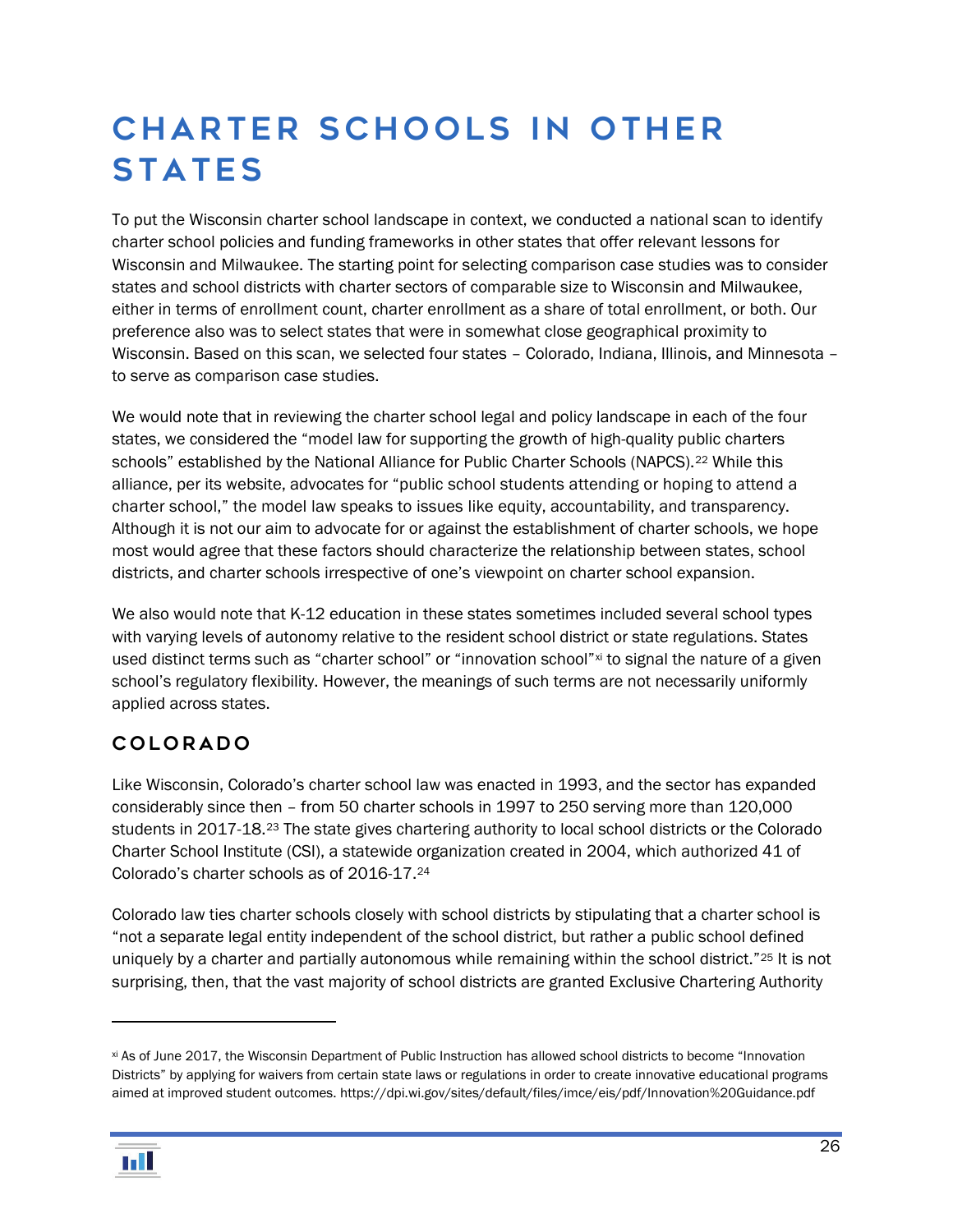# CHARTER SCHOOLS IN OTHER STATES

To put the Wisconsin charter school landscape in context, we conducted a national scan to identify charter school policies and funding frameworks in other states that offer relevant lessons for Wisconsin and Milwaukee. The starting point for selecting comparison case studies was to consider states and school districts with charter sectors of comparable size to Wisconsin and Milwaukee, either in terms of enrollment count, charter enrollment as a share of total enrollment, or both. Our preference also was to select states that were in somewhat close geographical proximity to Wisconsin. Based on this scan, we selected four states – Colorado, Indiana, Illinois, and Minnesota – to serve as comparison case studies.

We would note that in reviewing the charter school legal and policy landscape in each of the four states, we considered the "model law for supporting the growth of high-quality public charters schools" established by the National Alliance for Public Charter Schools (NAPCS).[22] While this alliance, per its website, advocates for "public school students attending or hoping to attend a charter school," the model law speaks to issues like equity, accountability, and transparency. Although it is not our aim to advocate for or against the establishment of charter schools, we hope most would agree that these factors should characterize the relationship between states, school districts, and charter schools irrespective of one's viewpoint on charter school expansion.

We also would note that K-12 education in these states sometimes included several school types with varying levels of autonomy relative to the resident school district or state regulations. States used distinct terms such as "charter school" or "innovation school"[xi] to signal the nature of a given school's regulatory flexibility. However, the meanings of such terms are not necessarily uniformly applied across states.

## COLORADO

Like Wisconsin, Colorado's charter school law was enacted in 1993, and the sector has expanded considerably since then – from 50 charter schools in 1997 to 250 serving more than 120,000 students in 2017-18.[23] The state gives chartering authority to local school districts or the Colorado Charter School Institute (CSI), a statewide organization created in 2004, which authorized 41 of Colorado's charter schools as of 2016-17.[24]

Colorado law ties charter schools closely with school districts by stipulating that a charter school is "not a separate legal entity independent of the school district, but rather a public school defined uniquely by a charter and partially autonomous while remaining within the school district."[25] It is not surprising, then, that the vast majority of school districts are granted Exclusive Chartering Authority

---

[xi] As of June 2017, the Wisconsin Department of Public Instruction has allowed school districts to become "Innovation Districts" by applying for waivers from certain state laws or regulations in order to create innovative educational programs aimed at improved student outcomes. https://dpi.wi.gov/sites/default/files/imce/eis/pdf/Innovation%20Guidance.pdf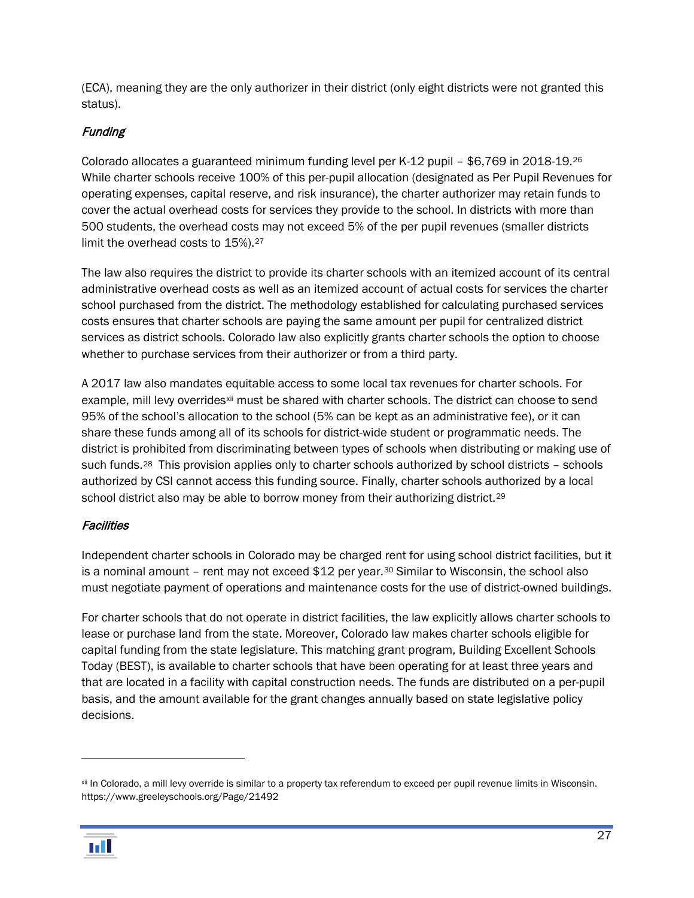(ECA), meaning they are the only authorizer in their district (only eight districts were not granted this status).

### *Funding*

Colorado allocates a guaranteed minimum funding level per K-12 pupil – $6,769 in 2018-19.[26] While charter schools receive 100% of this per-pupil allocation (designated as Per Pupil Revenues for operating expenses, capital reserve, and risk insurance), the charter authorizer may retain funds to cover the actual overhead costs for services they provide to the school. In districts with more than 500 students, the overhead costs may not exceed 5% of the per pupil revenues (smaller districts limit the overhead costs to 15%).[27]

The law also requires the district to provide its charter schools with an itemized account of its central administrative overhead costs as well as an itemized account of actual costs for services the charter school purchased from the district. The methodology established for calculating purchased services costs ensures that charter schools are paying the same amount per pupil for centralized district services as district schools. Colorado law also explicitly grants charter schools the option to choose whether to purchase services from their authorizer or from a third party.

A 2017 law also mandates equitable access to some local tax revenues for charter schools. For example, mill levy overrides[xii] must be shared with charter schools. The district can choose to send 95% of the school's allocation to the school (5% can be kept as an administrative fee), or it can share these funds among all of its schools for district-wide student or programmatic needs. The district is prohibited from discriminating between types of schools when distributing or making use of such funds.[28] This provision applies only to charter schools authorized by school districts – schools authorized by CSI cannot access this funding source. Finally, charter schools authorized by a local school district also may be able to borrow money from their authorizing district.[29]

### *Facilities*

Independent charter schools in Colorado may be charged rent for using school district facilities, but it is a nominal amount – rent may not exceed $12 per year.[30] Similar to Wisconsin, the school also must negotiate payment of operations and maintenance costs for the use of district-owned buildings.

For charter schools that do not operate in district facilities, the law explicitly allows charter schools to lease or purchase land from the state. Moreover, Colorado law makes charter schools eligible for capital funding from the state legislature. This matching grant program, Building Excellent Schools Today (BEST), is available to charter schools that have been operating for at least three years and that are located in a facility with capital construction needs. The funds are distributed on a per-pupil basis, and the amount available for the grant changes annually based on state legislative policy decisions.

---

[xii] In Colorado, a mill levy override is similar to a property tax referendum to exceed per pupil revenue limits in Wisconsin. https://www.greeleyschools.org/Page/21492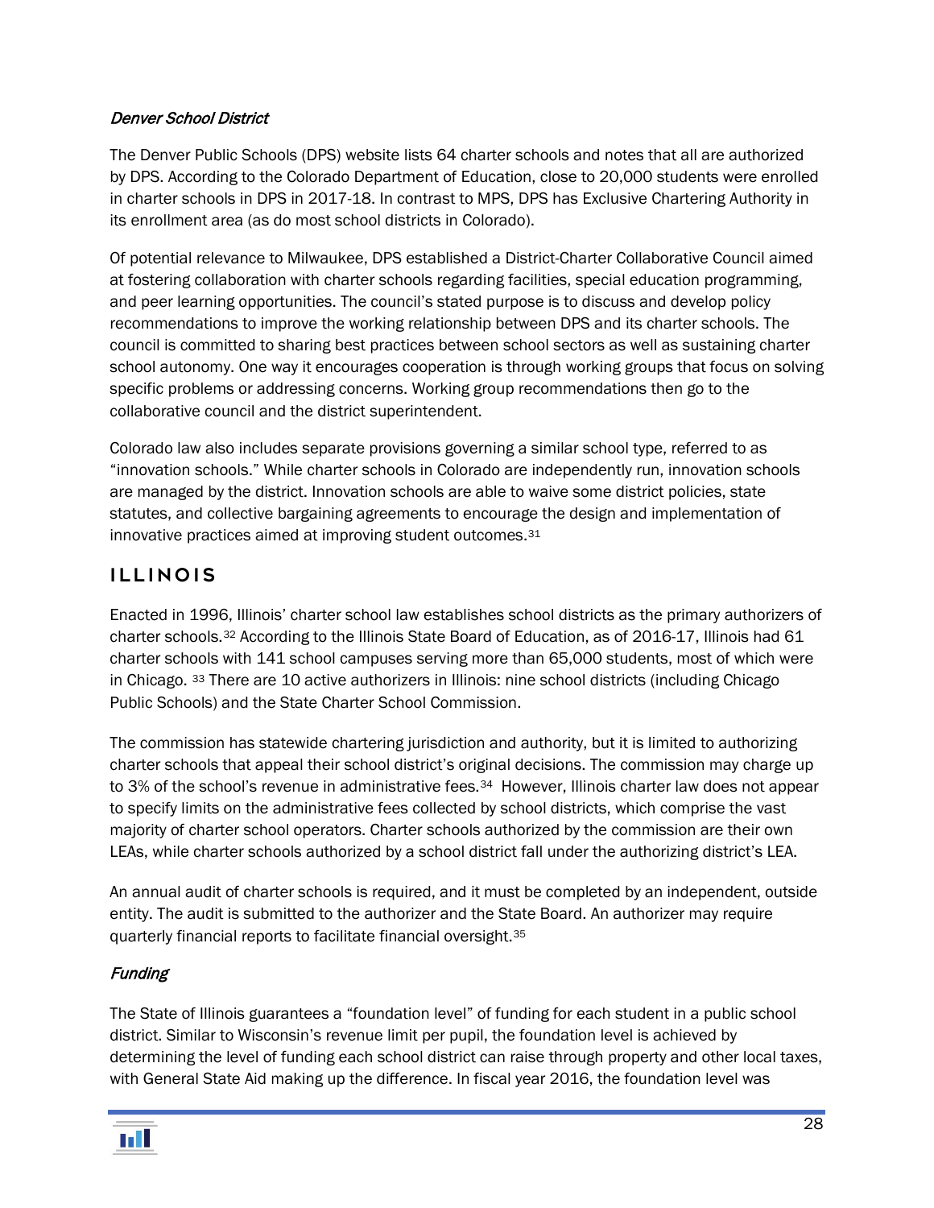### *Denver School District*

The Denver Public Schools (DPS) website lists 64 charter schools and notes that all are authorized by DPS. According to the Colorado Department of Education, close to 20,000 students were enrolled in charter schools in DPS in 2017-18. In contrast to MPS, DPS has Exclusive Chartering Authority in its enrollment area (as do most school districts in Colorado).

Of potential relevance to Milwaukee, DPS established a District-Charter Collaborative Council aimed at fostering collaboration with charter schools regarding facilities, special education programming, and peer learning opportunities. The council's stated purpose is to discuss and develop policy recommendations to improve the working relationship between DPS and its charter schools. The council is committed to sharing best practices between school sectors as well as sustaining charter school autonomy. One way it encourages cooperation is through working groups that focus on solving specific problems or addressing concerns. Working group recommendations then go to the collaborative council and the district superintendent.

Colorado law also includes separate provisions governing a similar school type, referred to as "innovation schools." While charter schools in Colorado are independently run, innovation schools are managed by the district. Innovation schools are able to waive some district policies, state statutes, and collective bargaining agreements to encourage the design and implementation of innovative practices aimed at improving student outcomes.[31]

## ILLINOIS

Enacted in 1996, Illinois' charter school law establishes school districts as the primary authorizers of charter schools.[32] According to the Illinois State Board of Education, as of 2016-17, Illinois had 61 charter schools with 141 school campuses serving more than 65,000 students, most of which were in Chicago. [33] There are 10 active authorizers in Illinois: nine school districts (including Chicago Public Schools) and the State Charter School Commission.

The commission has statewide chartering jurisdiction and authority, but it is limited to authorizing charter schools that appeal their school district's original decisions. The commission may charge up to 3% of the school's revenue in administrative fees.[34] However, Illinois charter law does not appear to specify limits on the administrative fees collected by school districts, which comprise the vast majority of charter school operators. Charter schools authorized by the commission are their own LEAs, while charter schools authorized by a school district fall under the authorizing district's LEA.

An annual audit of charter schools is required, and it must be completed by an independent, outside entity. The audit is submitted to the authorizer and the State Board. An authorizer may require quarterly financial reports to facilitate financial oversight.[35]

### *Funding*

The State of Illinois guarantees a "foundation level" of funding for each student in a public school district. Similar to Wisconsin's revenue limit per pupil, the foundation level is achieved by determining the level of funding each school district can raise through property and other local taxes, with General State Aid making up the difference. In fiscal year 2016, the foundation level was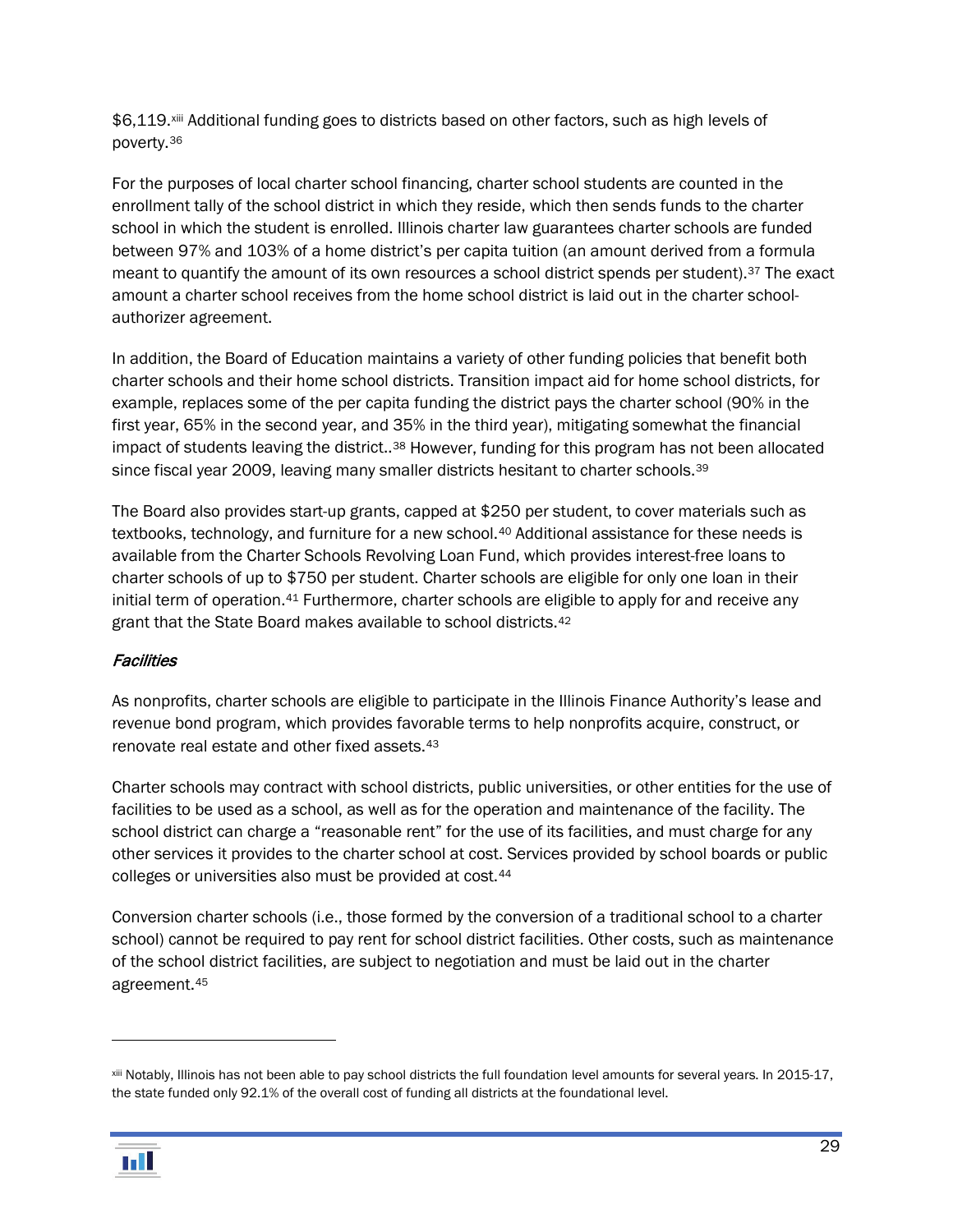$6,119.[xiii] Additional funding goes to districts based on other factors, such as high levels of poverty.[36]

For the purposes of local charter school financing, charter school students are counted in the enrollment tally of the school district in which they reside, which then sends funds to the charter school in which the student is enrolled. Illinois charter law guarantees charter schools are funded between 97% and 103% of a home district's per capita tuition (an amount derived from a formula meant to quantify the amount of its own resources a school district spends per student).[37] The exact amount a charter school receives from the home school district is laid out in the charter school-authorizer agreement.

In addition, the Board of Education maintains a variety of other funding policies that benefit both charter schools and their home school districts. Transition impact aid for home school districts, for example, replaces some of the per capita funding the district pays the charter school (90% in the first year, 65% in the second year, and 35% in the third year), mitigating somewhat the financial impact of students leaving the district..[38] However, funding for this program has not been allocated since fiscal year 2009, leaving many smaller districts hesitant to charter schools.[39]

The Board also provides start-up grants, capped at $250 per student, to cover materials such as textbooks, technology, and furniture for a new school.[40] Additional assistance for these needs is available from the Charter Schools Revolving Loan Fund, which provides interest-free loans to charter schools of up to $750 per student. Charter schools are eligible for only one loan in their initial term of operation.[41] Furthermore, charter schools are eligible to apply for and receive any grant that the State Board makes available to school districts.[42]

*Facilities*

As nonprofits, charter schools are eligible to participate in the Illinois Finance Authority's lease and revenue bond program, which provides favorable terms to help nonprofits acquire, construct, or renovate real estate and other fixed assets.[43]

Charter schools may contract with school districts, public universities, or other entities for the use of facilities to be used as a school, as well as for the operation and maintenance of the facility. The school district can charge a "reasonable rent" for the use of its facilities, and must charge for any other services it provides to the charter school at cost. Services provided by school boards or public colleges or universities also must be provided at cost.[44]

Conversion charter schools (i.e., those formed by the conversion of a traditional school to a charter school) cannot be required to pay rent for school district facilities. Other costs, such as maintenance of the school district facilities, are subject to negotiation and must be laid out in the charter agreement.[45]

---

[xiii] Notably, Illinois has not been able to pay school districts the full foundation level amounts for several years. In 2015-17, the state funded only 92.1% of the overall cost of funding all districts at the foundational level.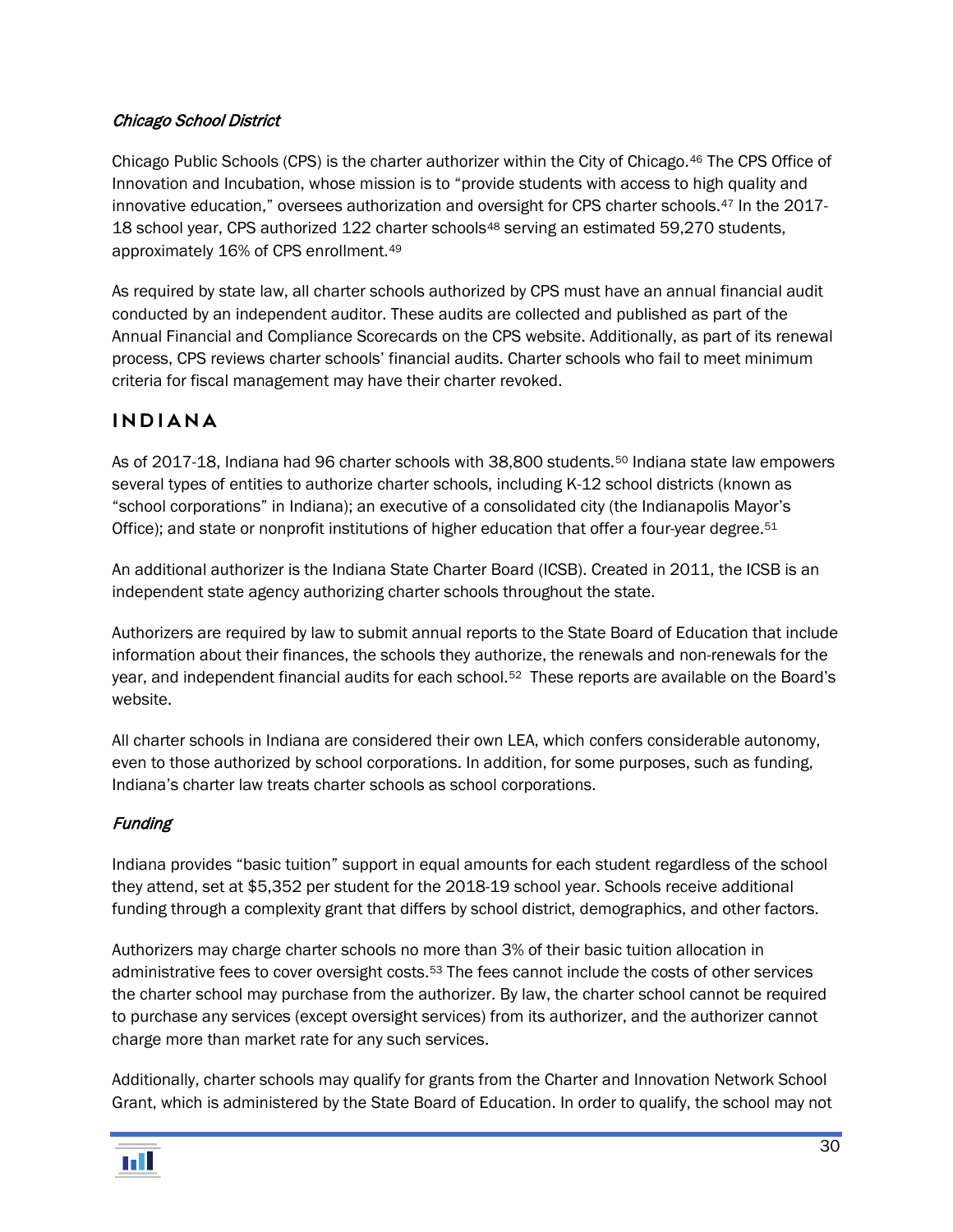### *Chicago School District*

Chicago Public Schools (CPS) is the charter authorizer within the City of Chicago.[46] The CPS Office of Innovation and Incubation, whose mission is to "provide students with access to high quality and innovative education," oversees authorization and oversight for CPS charter schools.[47] In the 2017-18 school year, CPS authorized 122 charter schools[48] serving an estimated 59,270 students, approximately 16% of CPS enrollment.[49]

As required by state law, all charter schools authorized by CPS must have an annual financial audit conducted by an independent auditor. These audits are collected and published as part of the Annual Financial and Compliance Scorecards on the CPS website. Additionally, as part of its renewal process, CPS reviews charter schools' financial audits. Charter schools who fail to meet minimum criteria for fiscal management may have their charter revoked.

## INDIANA

As of 2017-18, Indiana had 96 charter schools with 38,800 students.[50] Indiana state law empowers several types of entities to authorize charter schools, including K-12 school districts (known as "school corporations" in Indiana); an executive of a consolidated city (the Indianapolis Mayor's Office); and state or nonprofit institutions of higher education that offer a four-year degree.[51]

An additional authorizer is the Indiana State Charter Board (ICSB). Created in 2011, the ICSB is an independent state agency authorizing charter schools throughout the state.

Authorizers are required by law to submit annual reports to the State Board of Education that include information about their finances, the schools they authorize, the renewals and non-renewals for the year, and independent financial audits for each school.[52] These reports are available on the Board's website.

All charter schools in Indiana are considered their own LEA, which confers considerable autonomy, even to those authorized by school corporations. In addition, for some purposes, such as funding, Indiana's charter law treats charter schools as school corporations.

### *Funding*

Indiana provides "basic tuition" support in equal amounts for each student regardless of the school they attend, set at $5,352 per student for the 2018-19 school year. Schools receive additional funding through a complexity grant that differs by school district, demographics, and other factors.

Authorizers may charge charter schools no more than 3% of their basic tuition allocation in administrative fees to cover oversight costs.[53] The fees cannot include the costs of other services the charter school may purchase from the authorizer. By law, the charter school cannot be required to purchase any services (except oversight services) from its authorizer, and the authorizer cannot charge more than market rate for any such services.

Additionally, charter schools may qualify for grants from the Charter and Innovation Network School Grant, which is administered by the State Board of Education. In order to qualify, the school may not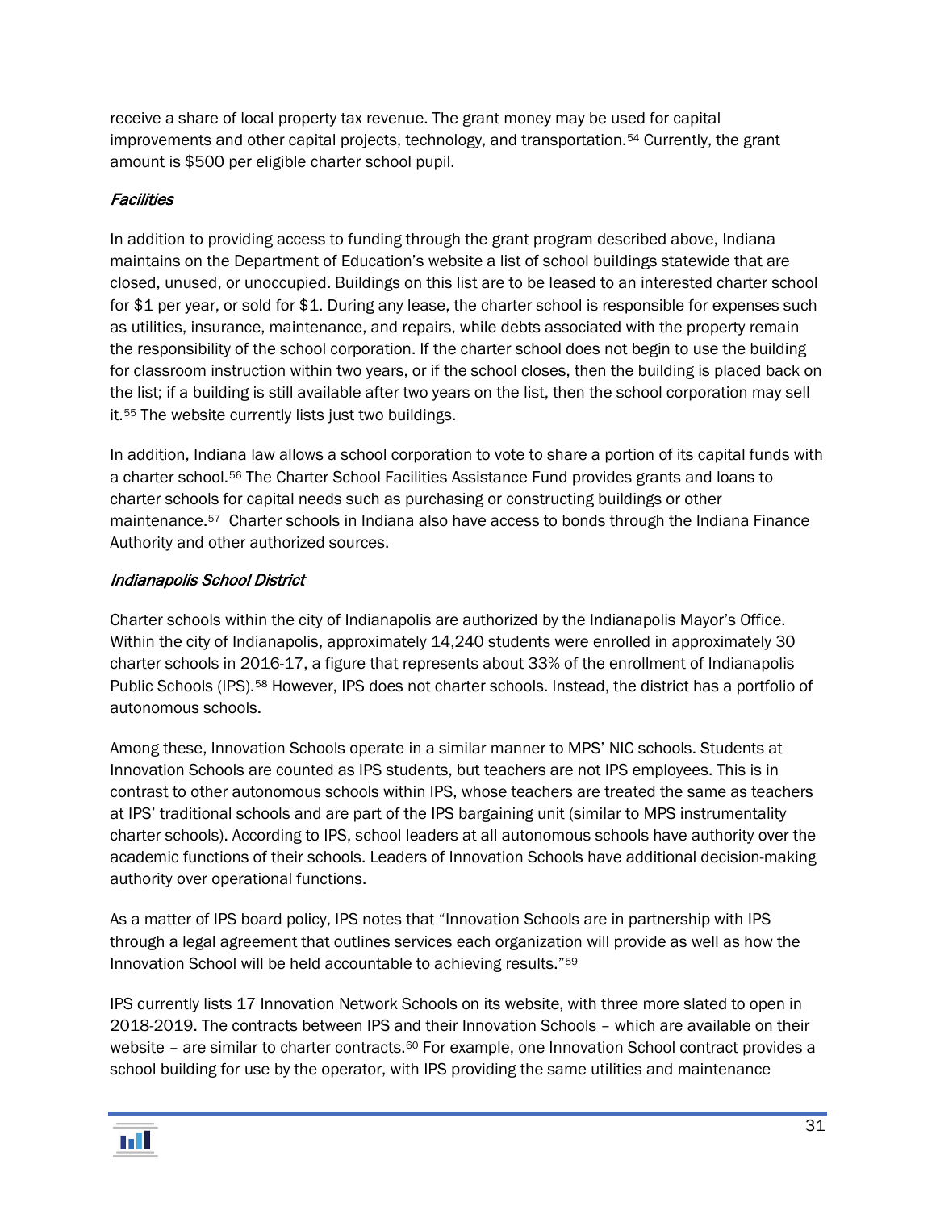receive a share of local property tax revenue. The grant money may be used for capital improvements and other capital projects, technology, and transportation.[54] Currently, the grant amount is $500 per eligible charter school pupil.

*Facilities*

In addition to providing access to funding through the grant program described above, Indiana maintains on the Department of Education's website a list of school buildings statewide that are closed, unused, or unoccupied. Buildings on this list are to be leased to an interested charter school for $1 per year, or sold for $1. During any lease, the charter school is responsible for expenses such as utilities, insurance, maintenance, and repairs, while debts associated with the property remain the responsibility of the school corporation. If the charter school does not begin to use the building for classroom instruction within two years, or if the school closes, then the building is placed back on the list; if a building is still available after two years on the list, then the school corporation may sell it.[55] The website currently lists just two buildings.

In addition, Indiana law allows a school corporation to vote to share a portion of its capital funds with a charter school.[56] The Charter School Facilities Assistance Fund provides grants and loans to charter schools for capital needs such as purchasing or constructing buildings or other maintenance.[57] Charter schools in Indiana also have access to bonds through the Indiana Finance Authority and other authorized sources.

*Indianapolis School District*

Charter schools within the city of Indianapolis are authorized by the Indianapolis Mayor's Office. Within the city of Indianapolis, approximately 14,240 students were enrolled in approximately 30 charter schools in 2016-17, a figure that represents about 33% of the enrollment of Indianapolis Public Schools (IPS).[58] However, IPS does not charter schools. Instead, the district has a portfolio of autonomous schools.

Among these, Innovation Schools operate in a similar manner to MPS' NIC schools. Students at Innovation Schools are counted as IPS students, but teachers are not IPS employees. This is in contrast to other autonomous schools within IPS, whose teachers are treated the same as teachers at IPS' traditional schools and are part of the IPS bargaining unit (similar to MPS instrumentality charter schools). According to IPS, school leaders at all autonomous schools have authority over the academic functions of their schools. Leaders of Innovation Schools have additional decision-making authority over operational functions.

As a matter of IPS board policy, IPS notes that "Innovation Schools are in partnership with IPS through a legal agreement that outlines services each organization will provide as well as how the Innovation School will be held accountable to achieving results."[59]

IPS currently lists 17 Innovation Network Schools on its website, with three more slated to open in 2018-2019. The contracts between IPS and their Innovation Schools – which are available on their website – are similar to charter contracts.[60] For example, one Innovation School contract provides a school building for use by the operator, with IPS providing the same utilities and maintenance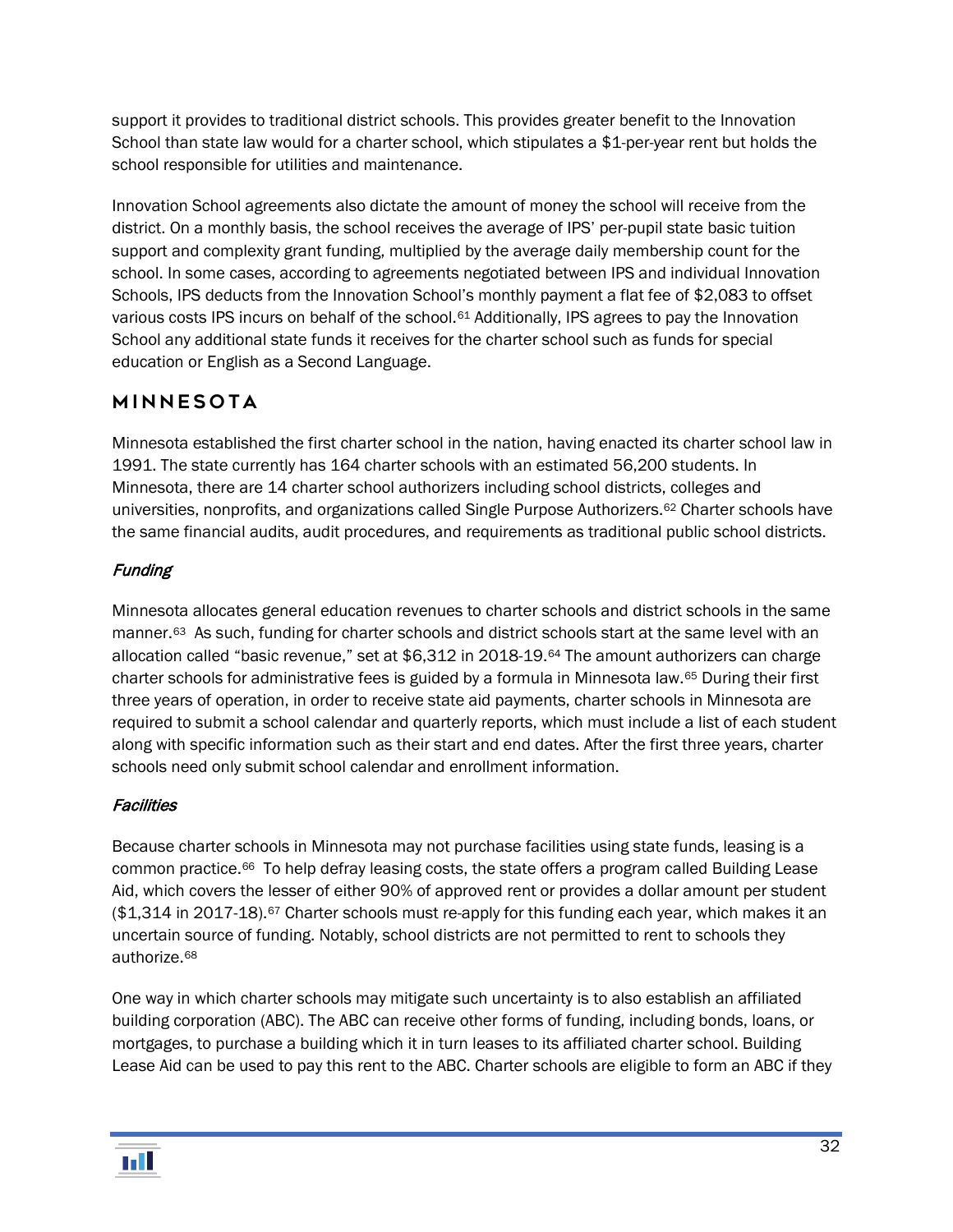support it provides to traditional district schools. This provides greater benefit to the Innovation School than state law would for a charter school, which stipulates a $1-per-year rent but holds the school responsible for utilities and maintenance.

Innovation School agreements also dictate the amount of money the school will receive from the district. On a monthly basis, the school receives the average of IPS' per-pupil state basic tuition support and complexity grant funding, multiplied by the average daily membership count for the school. In some cases, according to agreements negotiated between IPS and individual Innovation Schools, IPS deducts from the Innovation School's monthly payment a flat fee of $2,083 to offset various costs IPS incurs on behalf of the school.[61] Additionally, IPS agrees to pay the Innovation School any additional state funds it receives for the charter school such as funds for special education or English as a Second Language.

## MINNESOTA

Minnesota established the first charter school in the nation, having enacted its charter school law in 1991. The state currently has 164 charter schools with an estimated 56,200 students. In Minnesota, there are 14 charter school authorizers including school districts, colleges and universities, nonprofits, and organizations called Single Purpose Authorizers.[62] Charter schools have the same financial audits, audit procedures, and requirements as traditional public school districts.

### *Funding*

Minnesota allocates general education revenues to charter schools and district schools in the same manner.[63] As such, funding for charter schools and district schools start at the same level with an allocation called "basic revenue," set at $6,312 in 2018-19.[64] The amount authorizers can charge charter schools for administrative fees is guided by a formula in Minnesota law.[65] During their first three years of operation, in order to receive state aid payments, charter schools in Minnesota are required to submit a school calendar and quarterly reports, which must include a list of each student along with specific information such as their start and end dates. After the first three years, charter schools need only submit school calendar and enrollment information.

### *Facilities*

Because charter schools in Minnesota may not purchase facilities using state funds, leasing is a common practice.[66] To help defray leasing costs, the state offers a program called Building Lease Aid, which covers the lesser of either 90% of approved rent or provides a dollar amount per student ($1,314 in 2017-18).[67] Charter schools must re-apply for this funding each year, which makes it an uncertain source of funding. Notably, school districts are not permitted to rent to schools they authorize.[68]

One way in which charter schools may mitigate such uncertainty is to also establish an affiliated building corporation (ABC). The ABC can receive other forms of funding, including bonds, loans, or mortgages, to purchase a building which it in turn leases to its affiliated charter school. Building Lease Aid can be used to pay this rent to the ABC. Charter schools are eligible to form an ABC if they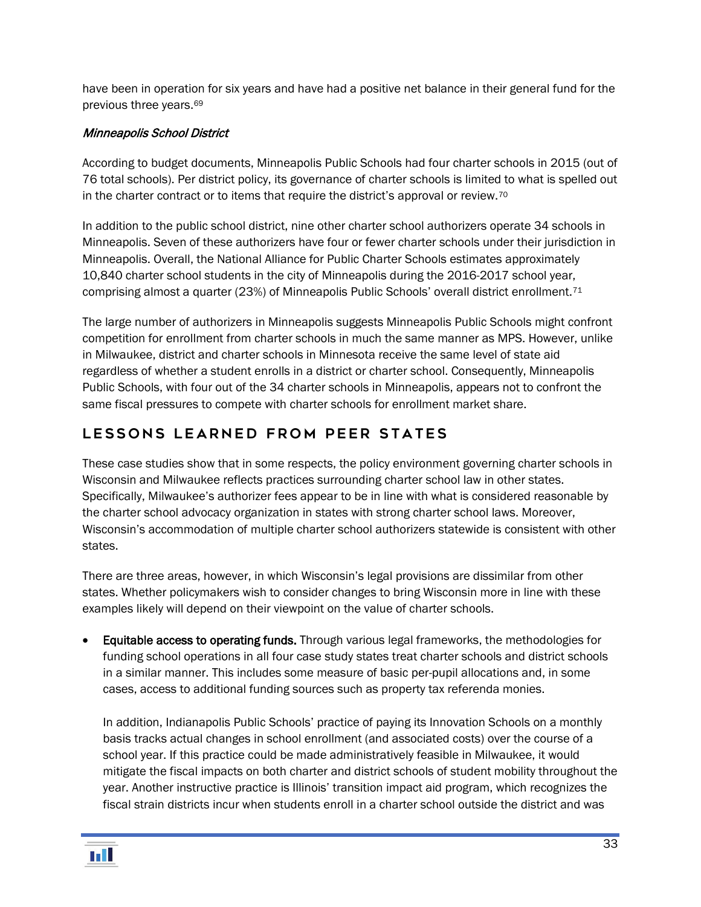have been in operation for six years and have had a positive net balance in their general fund for the previous three years.[69]

### *Minneapolis School District*

According to budget documents, Minneapolis Public Schools had four charter schools in 2015 (out of 76 total schools). Per district policy, its governance of charter schools is limited to what is spelled out in the charter contract or to items that require the district's approval or review.[70]

In addition to the public school district, nine other charter school authorizers operate 34 schools in Minneapolis. Seven of these authorizers have four or fewer charter schools under their jurisdiction in Minneapolis. Overall, the National Alliance for Public Charter Schools estimates approximately 10,840 charter school students in the city of Minneapolis during the 2016-2017 school year, comprising almost a quarter (23%) of Minneapolis Public Schools' overall district enrollment.[71]

The large number of authorizers in Minneapolis suggests Minneapolis Public Schools might confront competition for enrollment from charter schools in much the same manner as MPS. However, unlike in Milwaukee, district and charter schools in Minnesota receive the same level of state aid regardless of whether a student enrolls in a district or charter school. Consequently, Minneapolis Public Schools, with four out of the 34 charter schools in Minneapolis, appears not to confront the same fiscal pressures to compete with charter schools for enrollment market share.

## LESSONS LEARNED FROM PEER STATES

These case studies show that in some respects, the policy environment governing charter schools in Wisconsin and Milwaukee reflects practices surrounding charter school law in other states. Specifically, Milwaukee's authorizer fees appear to be in line with what is considered reasonable by the charter school advocacy organization in states with strong charter school laws. Moreover, Wisconsin's accommodation of multiple charter school authorizers statewide is consistent with other states.

There are three areas, however, in which Wisconsin's legal provisions are dissimilar from other states. Whether policymakers wish to consider changes to bring Wisconsin more in line with these examples likely will depend on their viewpoint on the value of charter schools.

- **Equitable access to operating funds.** Through various legal frameworks, the methodologies for funding school operations in all four case study states treat charter schools and district schools in a similar manner. This includes some measure of basic per-pupil allocations and, in some cases, access to additional funding sources such as property tax referenda monies.

  In addition, Indianapolis Public Schools' practice of paying its Innovation Schools on a monthly basis tracks actual changes in school enrollment (and associated costs) over the course of a school year. If this practice could be made administratively feasible in Milwaukee, it would mitigate the fiscal impacts on both charter and district schools of student mobility throughout the year. Another instructive practice is Illinois' transition impact aid program, which recognizes the fiscal strain districts incur when students enroll in a charter school outside the district and was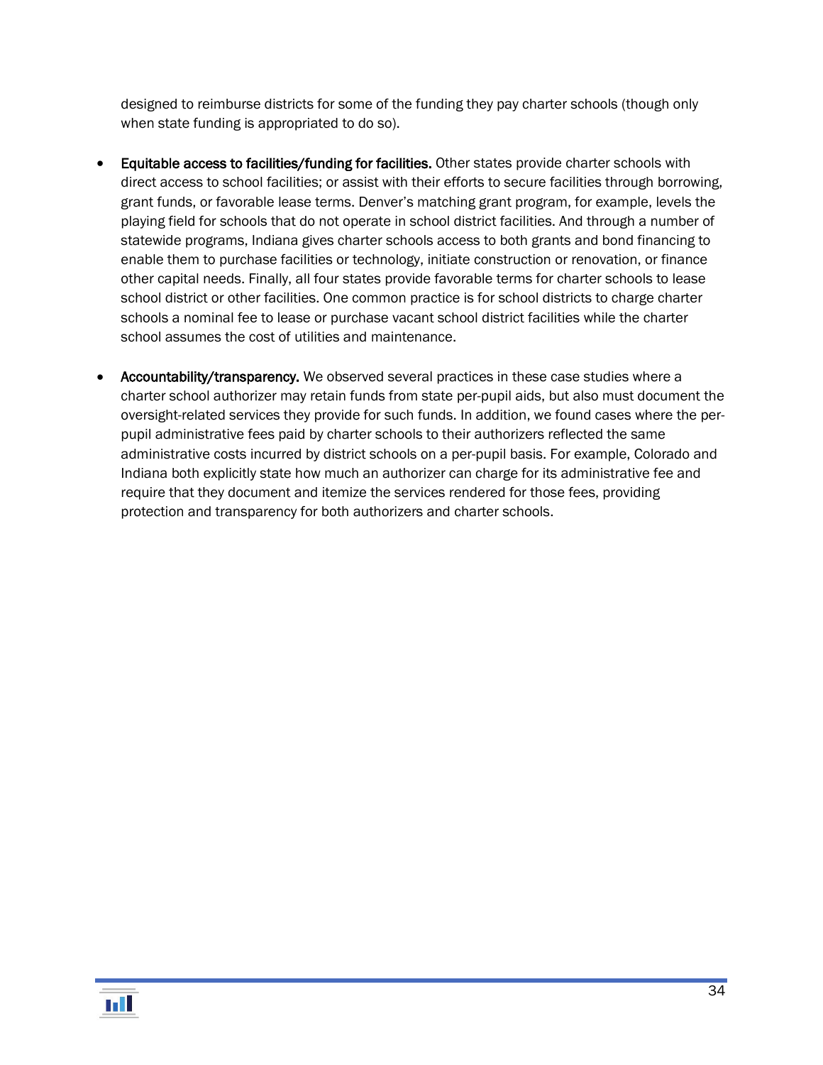designed to reimburse districts for some of the funding they pay charter schools (though only when state funding is appropriated to do so).

- **Equitable access to facilities/funding for facilities.** Other states provide charter schools with direct access to school facilities; or assist with their efforts to secure facilities through borrowing, grant funds, or favorable lease terms. Denver's matching grant program, for example, levels the playing field for schools that do not operate in school district facilities. And through a number of statewide programs, Indiana gives charter schools access to both grants and bond financing to enable them to purchase facilities or technology, initiate construction or renovation, or finance other capital needs. Finally, all four states provide favorable terms for charter schools to lease school district or other facilities. One common practice is for school districts to charge charter schools a nominal fee to lease or purchase vacant school district facilities while the charter school assumes the cost of utilities and maintenance.

- **Accountability/transparency.** We observed several practices in these case studies where a charter school authorizer may retain funds from state per-pupil aids, but also must document the oversight-related services they provide for such funds. In addition, we found cases where the per-pupil administrative fees paid by charter schools to their authorizers reflected the same administrative costs incurred by district schools on a per-pupil basis. For example, Colorado and Indiana both explicitly state how much an authorizer can charge for its administrative fee and require that they document and itemize the services rendered for those fees, providing protection and transparency for both authorizers and charter schools.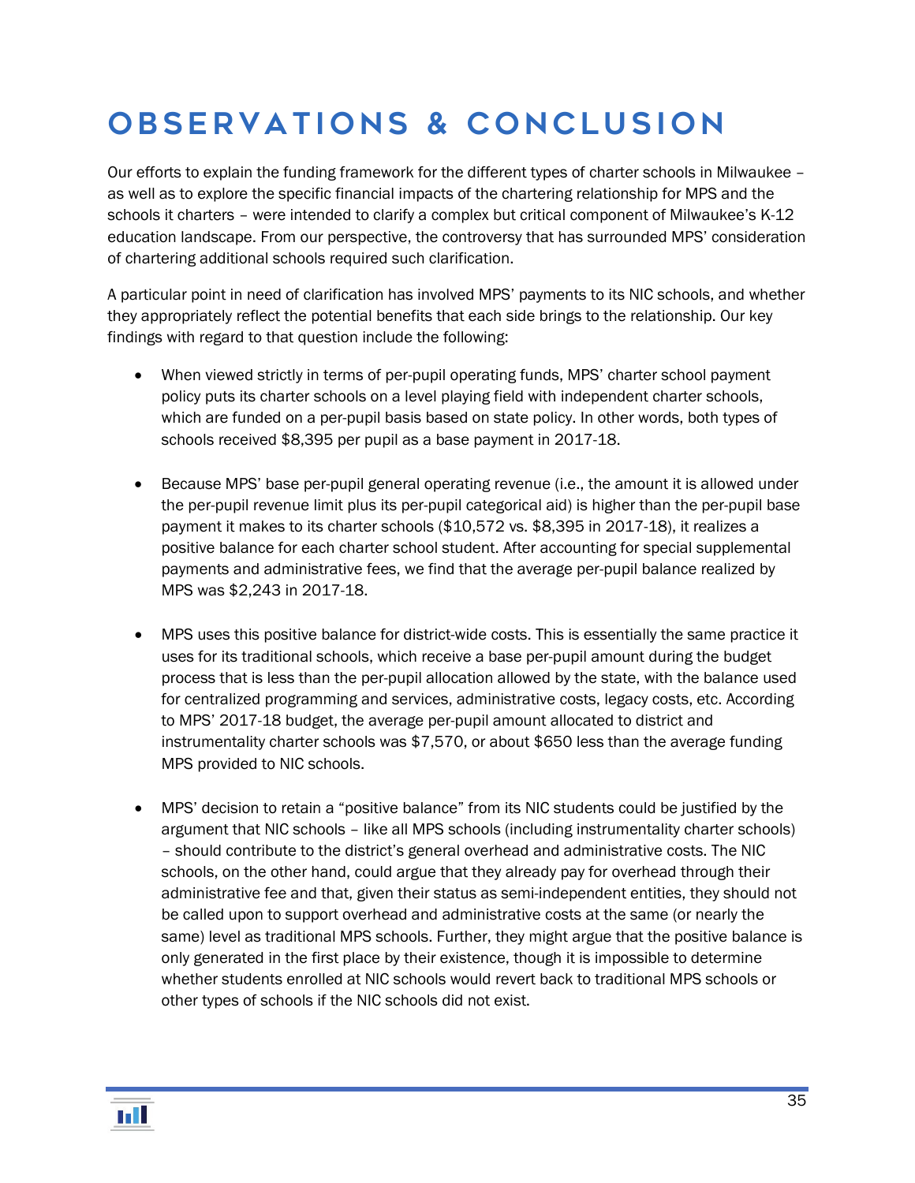# OBSERVATIONS & CONCLUSION

Our efforts to explain the funding framework for the different types of charter schools in Milwaukee – as well as to explore the specific financial impacts of the chartering relationship for MPS and the schools it charters – were intended to clarify a complex but critical component of Milwaukee's K-12 education landscape. From our perspective, the controversy that has surrounded MPS' consideration of chartering additional schools required such clarification.

A particular point in need of clarification has involved MPS' payments to its NIC schools, and whether they appropriately reflect the potential benefits that each side brings to the relationship. Our key findings with regard to that question include the following:

- When viewed strictly in terms of per-pupil operating funds, MPS' charter school payment policy puts its charter schools on a level playing field with independent charter schools, which are funded on a per-pupil basis based on state policy. In other words, both types of schools received $8,395 per pupil as a base payment in 2017-18.

- Because MPS' base per-pupil general operating revenue (i.e., the amount it is allowed under the per-pupil revenue limit plus its per-pupil categorical aid) is higher than the per-pupil base payment it makes to its charter schools ($10,572 vs. $8,395 in 2017-18), it realizes a positive balance for each charter school student. After accounting for special supplemental payments and administrative fees, we find that the average per-pupil balance realized by MPS was $2,243 in 2017-18.

- MPS uses this positive balance for district-wide costs. This is essentially the same practice it uses for its traditional schools, which receive a base per-pupil amount during the budget process that is less than the per-pupil allocation allowed by the state, with the balance used for centralized programming and services, administrative costs, legacy costs, etc. According to MPS' 2017-18 budget, the average per-pupil amount allocated to district and instrumentality charter schools was $7,570, or about $650 less than the average funding MPS provided to NIC schools.

- MPS' decision to retain a "positive balance" from its NIC students could be justified by the argument that NIC schools – like all MPS schools (including instrumentality charter schools) – should contribute to the district's general overhead and administrative costs. The NIC schools, on the other hand, could argue that they already pay for overhead through their administrative fee and that, given their status as semi-independent entities, they should not be called upon to support overhead and administrative costs at the same (or nearly the same) level as traditional MPS schools. Further, they might argue that the positive balance is only generated in the first place by their existence, though it is impossible to determine whether students enrolled at NIC schools would revert back to traditional MPS schools or other types of schools if the NIC schools did not exist.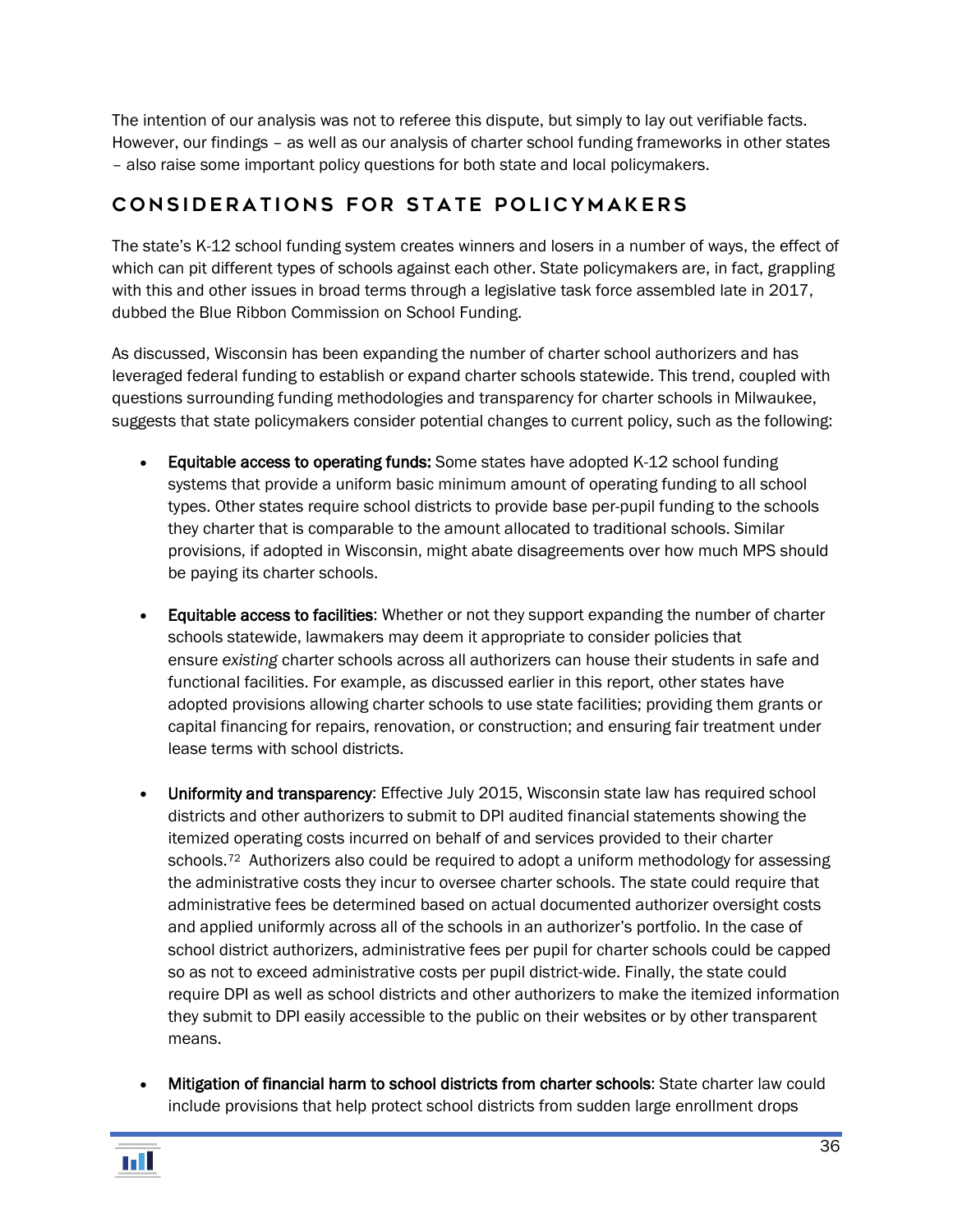The intention of our analysis was not to referee this dispute, but simply to lay out verifiable facts. However, our findings – as well as our analysis of charter school funding frameworks in other states – also raise some important policy questions for both state and local policymakers.

## CONSIDERATIONS FOR STATE POLICYMAKERS

The state's K-12 school funding system creates winners and losers in a number of ways, the effect of which can pit different types of schools against each other. State policymakers are, in fact, grappling with this and other issues in broad terms through a legislative task force assembled late in 2017, dubbed the Blue Ribbon Commission on School Funding.

As discussed, Wisconsin has been expanding the number of charter school authorizers and has leveraged federal funding to establish or expand charter schools statewide. This trend, coupled with questions surrounding funding methodologies and transparency for charter schools in Milwaukee, suggests that state policymakers consider potential changes to current policy, such as the following:

- **Equitable access to operating funds:** Some states have adopted K-12 school funding systems that provide a uniform basic minimum amount of operating funding to all school types. Other states require school districts to provide base per-pupil funding to the schools they charter that is comparable to the amount allocated to traditional schools. Similar provisions, if adopted in Wisconsin, might abate disagreements over how much MPS should be paying its charter schools.

- **Equitable access to facilities**: Whether or not they support expanding the number of charter schools statewide, lawmakers may deem it appropriate to consider policies that ensure *existing* charter schools across all authorizers can house their students in safe and functional facilities. For example, as discussed earlier in this report, other states have adopted provisions allowing charter schools to use state facilities; providing them grants or capital financing for repairs, renovation, or construction; and ensuring fair treatment under lease terms with school districts.

- **Uniformity and transparency**: Effective July 2015, Wisconsin state law has required school districts and other authorizers to submit to DPI audited financial statements showing the itemized operating costs incurred on behalf of and services provided to their charter schools.[72] Authorizers also could be required to adopt a uniform methodology for assessing the administrative costs they incur to oversee charter schools. The state could require that administrative fees be determined based on actual documented authorizer oversight costs and applied uniformly across all of the schools in an authorizer's portfolio. In the case of school district authorizers, administrative fees per pupil for charter schools could be capped so as not to exceed administrative costs per pupil district-wide. Finally, the state could require DPI as well as school districts and other authorizers to make the itemized information they submit to DPI easily accessible to the public on their websites or by other transparent means.

- **Mitigation of financial harm to school districts from charter schools**: State charter law could include provisions that help protect school districts from sudden large enrollment drops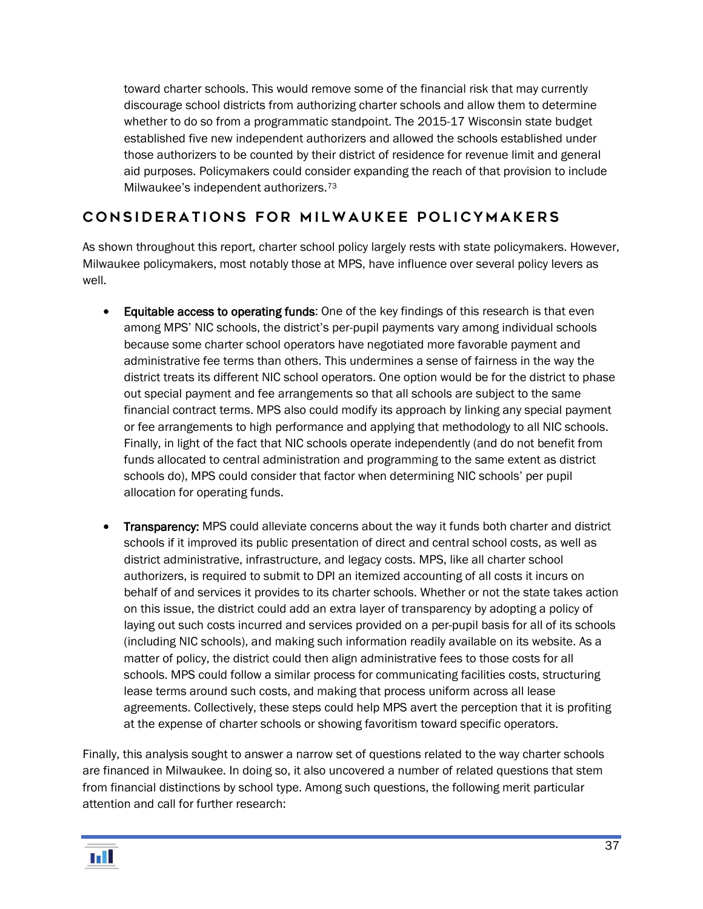toward charter schools. This would remove some of the financial risk that may currently discourage school districts from authorizing charter schools and allow them to determine whether to do so from a programmatic standpoint. The 2015-17 Wisconsin state budget established five new independent authorizers and allowed the schools established under those authorizers to be counted by their district of residence for revenue limit and general aid purposes. Policymakers could consider expanding the reach of that provision to include Milwaukee's independent authorizers.[73]

## CONSIDERATIONS FOR MILWAUKEE POLICYMAKERS

As shown throughout this report, charter school policy largely rests with state policymakers. However, Milwaukee policymakers, most notably those at MPS, have influence over several policy levers as well.

- **Equitable access to operating funds**: One of the key findings of this research is that even among MPS' NIC schools, the district's per-pupil payments vary among individual schools because some charter school operators have negotiated more favorable payment and administrative fee terms than others. This undermines a sense of fairness in the way the district treats its different NIC school operators. One option would be for the district to phase out special payment and fee arrangements so that all schools are subject to the same financial contract terms. MPS also could modify its approach by linking any special payment or fee arrangements to high performance and applying that methodology to all NIC schools. Finally, in light of the fact that NIC schools operate independently (and do not benefit from funds allocated to central administration and programming to the same extent as district schools do), MPS could consider that factor when determining NIC schools' per pupil allocation for operating funds.

- **Transparency:** MPS could alleviate concerns about the way it funds both charter and district schools if it improved its public presentation of direct and central school costs, as well as district administrative, infrastructure, and legacy costs. MPS, like all charter school authorizers, is required to submit to DPI an itemized accounting of all costs it incurs on behalf of and services it provides to its charter schools. Whether or not the state takes action on this issue, the district could add an extra layer of transparency by adopting a policy of laying out such costs incurred and services provided on a per-pupil basis for all of its schools (including NIC schools), and making such information readily available on its website. As a matter of policy, the district could then align administrative fees to those costs for all schools. MPS could follow a similar process for communicating facilities costs, structuring lease terms around such costs, and making that process uniform across all lease agreements. Collectively, these steps could help MPS avert the perception that it is profiting at the expense of charter schools or showing favoritism toward specific operators.

Finally, this analysis sought to answer a narrow set of questions related to the way charter schools are financed in Milwaukee. In doing so, it also uncovered a number of related questions that stem from financial distinctions by school type. Among such questions, the following merit particular attention and call for further research: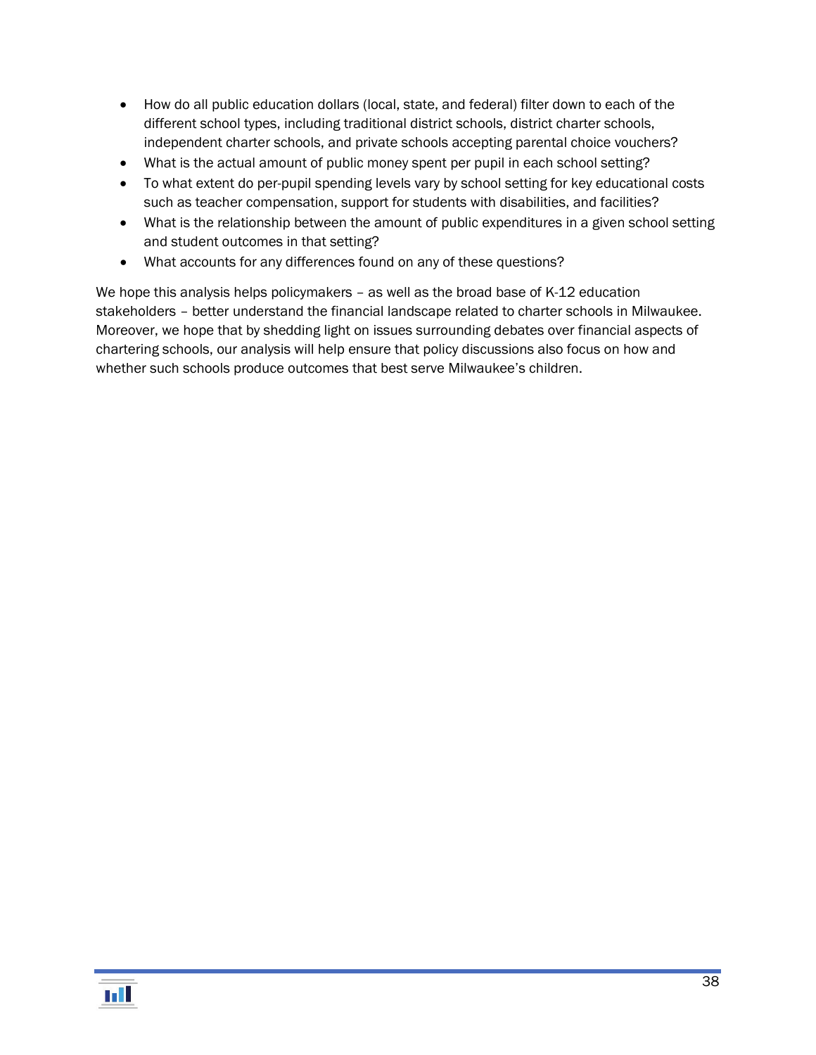- How do all public education dollars (local, state, and federal) filter down to each of the different school types, including traditional district schools, district charter schools, independent charter schools, and private schools accepting parental choice vouchers?
- What is the actual amount of public money spent per pupil in each school setting?
- To what extent do per-pupil spending levels vary by school setting for key educational costs such as teacher compensation, support for students with disabilities, and facilities?
- What is the relationship between the amount of public expenditures in a given school setting and student outcomes in that setting?
- What accounts for any differences found on any of these questions?

We hope this analysis helps policymakers – as well as the broad base of K-12 education stakeholders – better understand the financial landscape related to charter schools in Milwaukee. Moreover, we hope that by shedding light on issues surrounding debates over financial aspects of chartering schools, our analysis will help ensure that policy discussions also focus on how and whether such schools produce outcomes that best serve Milwaukee's children.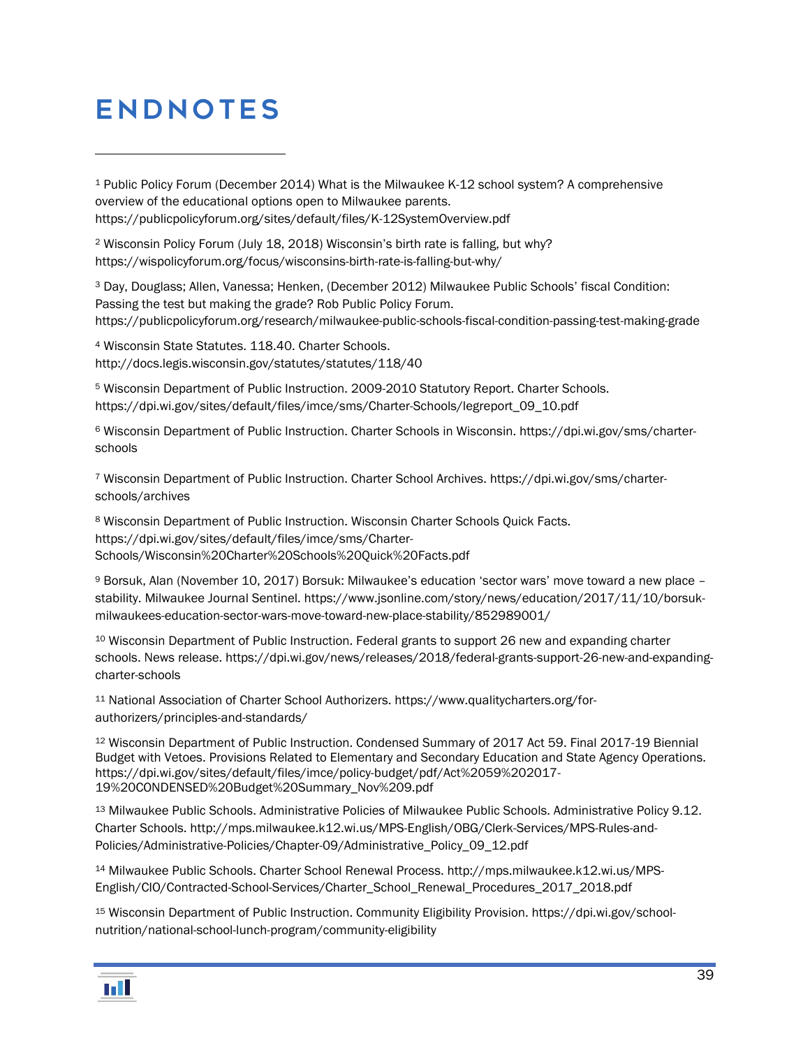# ENDNOTES

[1] Public Policy Forum (December 2014) What is the Milwaukee K-12 school system? A comprehensive overview of the educational options open to Milwaukee parents. https://publicpolicyforum.org/sites/default/files/K-12SystemOverview.pdf

[2] Wisconsin Policy Forum (July 18, 2018) Wisconsin's birth rate is falling, but why? https://wispolicyforum.org/focus/wisconsins-birth-rate-is-falling-but-why/

[3] Day, Douglass; Allen, Vanessa; Henken, (December 2012) Milwaukee Public Schools' fiscal Condition: Passing the test but making the grade? Rob Public Policy Forum. https://publicpolicyforum.org/research/milwaukee-public-schools-fiscal-condition-passing-test-making-grade

[4] Wisconsin State Statutes. 118.40. Charter Schools. http://docs.legis.wisconsin.gov/statutes/statutes/118/40

[5] Wisconsin Department of Public Instruction. 2009-2010 Statutory Report. Charter Schools. https://dpi.wi.gov/sites/default/files/imce/sms/Charter-Schools/legreport_09_10.pdf

[6] Wisconsin Department of Public Instruction. Charter Schools in Wisconsin. https://dpi.wi.gov/sms/charter-schools

[7] Wisconsin Department of Public Instruction. Charter School Archives. https://dpi.wi.gov/sms/charter-schools/archives

[8] Wisconsin Department of Public Instruction. Wisconsin Charter Schools Quick Facts. https://dpi.wi.gov/sites/default/files/imce/sms/Charter-Schools/Wisconsin%20Charter%20Schools%20Quick%20Facts.pdf

[9] Borsuk, Alan (November 10, 2017) Borsuk: Milwaukee's education 'sector wars' move toward a new place – stability. Milwaukee Journal Sentinel. https://www.jsonline.com/story/news/education/2017/11/10/borsuk-milwaukees-education-sector-wars-move-toward-new-place-stability/852989001/

[10] Wisconsin Department of Public Instruction. Federal grants to support 26 new and expanding charter schools. News release. https://dpi.wi.gov/news/releases/2018/federal-grants-support-26-new-and-expanding-charter-schools

[11] National Association of Charter School Authorizers. https://www.qualitycharters.org/for-authorizers/principles-and-standards/

[12] Wisconsin Department of Public Instruction. Condensed Summary of 2017 Act 59. Final 2017-19 Biennial Budget with Vetoes. Provisions Related to Elementary and Secondary Education and State Agency Operations. https://dpi.wi.gov/sites/default/files/imce/policy-budget/pdf/Act%2059%202017-19%20CONDENSED%20Budget%20Summary_Nov%209.pdf

[13] Milwaukee Public Schools. Administrative Policies of Milwaukee Public Schools. Administrative Policy 9.12. Charter Schools. http://mps.milwaukee.k12.wi.us/MPS-English/OBG/Clerk-Services/MPS-Rules-and-Policies/Administrative-Policies/Chapter-09/Administrative_Policy_09_12.pdf

[14] Milwaukee Public Schools. Charter School Renewal Process. http://mps.milwaukee.k12.wi.us/MPS-English/CIO/Contracted-School-Services/Charter_School_Renewal_Procedures_2017_2018.pdf

[15] Wisconsin Department of Public Instruction. Community Eligibility Provision. https://dpi.wi.gov/school-nutrition/national-school-lunch-program/community-eligibility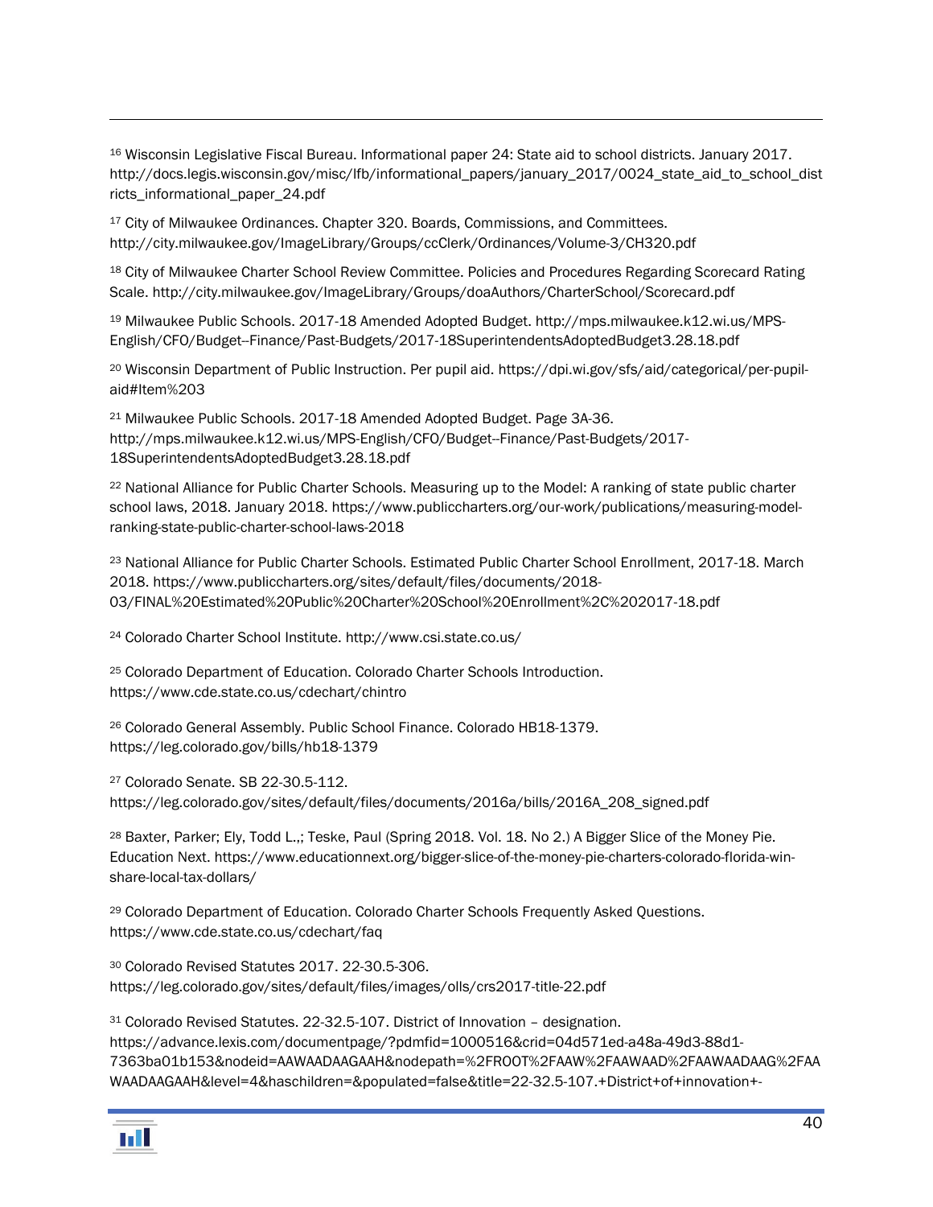[16] Wisconsin Legislative Fiscal Bureau. Informational paper 24: State aid to school districts. January 2017. http://docs.legis.wisconsin.gov/misc/lfb/informational_papers/january_2017/0024_state_aid_to_school_districts_informational_paper_24.pdf

[17] City of Milwaukee Ordinances. Chapter 320. Boards, Commissions, and Committees. http://city.milwaukee.gov/ImageLibrary/Groups/ccClerk/Ordinances/Volume-3/CH320.pdf

[18] City of Milwaukee Charter School Review Committee. Policies and Procedures Regarding Scorecard Rating Scale. http://city.milwaukee.gov/ImageLibrary/Groups/doaAuthors/CharterSchool/Scorecard.pdf

[19] Milwaukee Public Schools. 2017-18 Amended Adopted Budget. http://mps.milwaukee.k12.wi.us/MPS-English/CFO/Budget--Finance/Past-Budgets/2017-18SuperintendentsAdoptedBudget3.28.18.pdf

[20] Wisconsin Department of Public Instruction. Per pupil aid. https://dpi.wi.gov/sfs/aid/categorical/per-pupil-aid#Item%203

[21] Milwaukee Public Schools. 2017-18 Amended Adopted Budget. Page 3A-36. http://mps.milwaukee.k12.wi.us/MPS-English/CFO/Budget--Finance/Past-Budgets/2017-18SuperintendentsAdoptedBudget3.28.18.pdf

[22] National Alliance for Public Charter Schools. Measuring up to the Model: A ranking of state public charter school laws, 2018. January 2018. https://www.publiccharters.org/our-work/publications/measuring-model-ranking-state-public-charter-school-laws-2018

[23] National Alliance for Public Charter Schools. Estimated Public Charter School Enrollment, 2017-18. March 2018. https://www.publiccharters.org/sites/default/files/documents/2018-03/FINAL%20Estimated%20Public%20Charter%20School%20Enrollment%2C%202017-18.pdf

[24] Colorado Charter School Institute. http://www.csi.state.co.us/

[25] Colorado Department of Education. Colorado Charter Schools Introduction. https://www.cde.state.co.us/cdechart/chintro

[26] Colorado General Assembly. Public School Finance. Colorado HB18-1379. https://leg.colorado.gov/bills/hb18-1379

[27] Colorado Senate. SB 22-30.5-112. https://leg.colorado.gov/sites/default/files/documents/2016a/bills/2016A_208_signed.pdf

[28] Baxter, Parker; Ely, Todd L.,; Teske, Paul (Spring 2018. Vol. 18. No 2.) A Bigger Slice of the Money Pie. Education Next. https://www.educationnext.org/bigger-slice-of-the-money-pie-charters-colorado-florida-win-share-local-tax-dollars/

[29] Colorado Department of Education. Colorado Charter Schools Frequently Asked Questions. https://www.cde.state.co.us/cdechart/faq

[30] Colorado Revised Statutes 2017. 22-30.5-306. https://leg.colorado.gov/sites/default/files/images/olls/crs2017-title-22.pdf

[31] Colorado Revised Statutes. 22-32.5-107. District of Innovation – designation. https://advance.lexis.com/documentpage/?pdmfid=1000516&crid=04d571ed-a48a-49d3-88d1-7363ba01b153&nodeid=AAWAADAAGAAH&nodepath=%2FROOT%2FAAW%2FAAWAAD%2FAAWAADAAG%2FAAWAADAAGAAH&level=4&haschildren=&populated=false&title=22-32.5-107.+District+of+innovation+-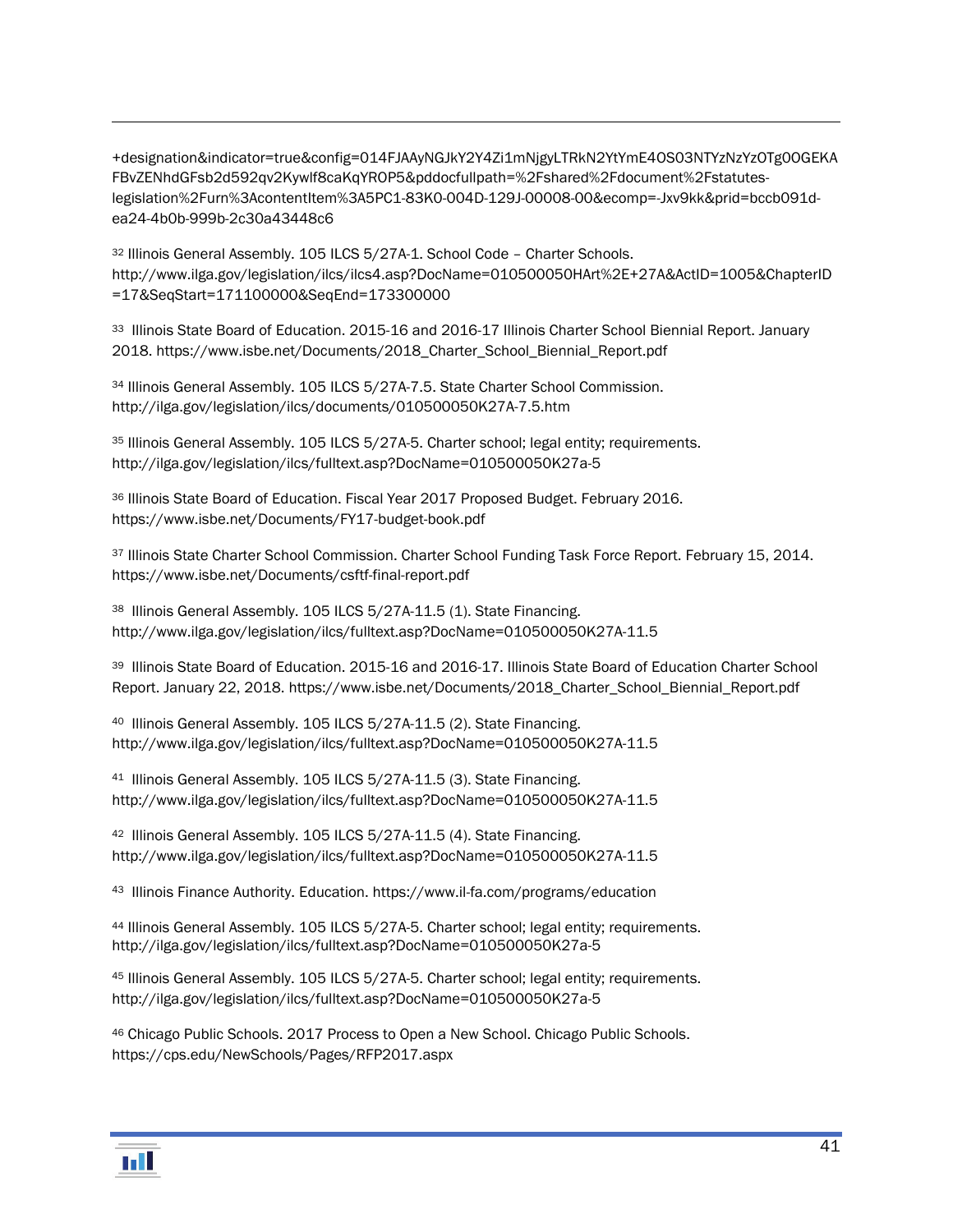+designation&indicator=true&config=014FJAAyNGJkY2Y4Zi1mNjgyLTRkN2YtYmE4OS03NTYzNzYzOTg0OGEKAFBvZENhdGFsb2d592qv2Kywlf8caKqYROP5&pddocfullpath=%2Fshared%2Fdocument%2Fstatutes-legislation%2Furn%3AcontentItem%3A5PC1-83K0-004D-129J-00008-00&ecomp=-Jxv9kk&prid=bccb091d-ea24-4b0b-999b-2c30a43448c6

[32] Illinois General Assembly. 105 ILCS 5/27A-1. School Code – Charter Schools. http://www.ilga.gov/legislation/ilcs/ilcs4.asp?DocName=010500050HArt%2E+27A&ActID=1005&ChapterID=17&SeqStart=171100000&SeqEnd=173300000

[33] Illinois State Board of Education. 2015-16 and 2016-17 Illinois Charter School Biennial Report. January 2018. https://www.isbe.net/Documents/2018_Charter_School_Biennial_Report.pdf

[34] Illinois General Assembly. 105 ILCS 5/27A-7.5. State Charter School Commission. http://ilga.gov/legislation/ilcs/documents/010500050K27A-7.5.htm

[35] Illinois General Assembly. 105 ILCS 5/27A-5. Charter school; legal entity; requirements. http://ilga.gov/legislation/ilcs/fulltext.asp?DocName=010500050K27a-5

[36] Illinois State Board of Education. Fiscal Year 2017 Proposed Budget. February 2016. https://www.isbe.net/Documents/FY17-budget-book.pdf

[37] Illinois State Charter School Commission. Charter School Funding Task Force Report. February 15, 2014. https://www.isbe.net/Documents/csftf-final-report.pdf

[38] Illinois General Assembly. 105 ILCS 5/27A-11.5 (1). State Financing. http://www.ilga.gov/legislation/ilcs/fulltext.asp?DocName=010500050K27A-11.5

[39] Illinois State Board of Education. 2015-16 and 2016-17. Illinois State Board of Education Charter School Report. January 22, 2018. https://www.isbe.net/Documents/2018_Charter_School_Biennial_Report.pdf

[40] Illinois General Assembly. 105 ILCS 5/27A-11.5 (2). State Financing. http://www.ilga.gov/legislation/ilcs/fulltext.asp?DocName=010500050K27A-11.5

[41] Illinois General Assembly. 105 ILCS 5/27A-11.5 (3). State Financing. http://www.ilga.gov/legislation/ilcs/fulltext.asp?DocName=010500050K27A-11.5

[42] Illinois General Assembly. 105 ILCS 5/27A-11.5 (4). State Financing. http://www.ilga.gov/legislation/ilcs/fulltext.asp?DocName=010500050K27A-11.5

[43] Illinois Finance Authority. Education. https://www.il-fa.com/programs/education

[44] Illinois General Assembly. 105 ILCS 5/27A-5. Charter school; legal entity; requirements. http://ilga.gov/legislation/ilcs/fulltext.asp?DocName=010500050K27a-5

[45] Illinois General Assembly. 105 ILCS 5/27A-5. Charter school; legal entity; requirements. http://ilga.gov/legislation/ilcs/fulltext.asp?DocName=010500050K27a-5

[46] Chicago Public Schools. 2017 Process to Open a New School. Chicago Public Schools. https://cps.edu/NewSchools/Pages/RFP2017.aspx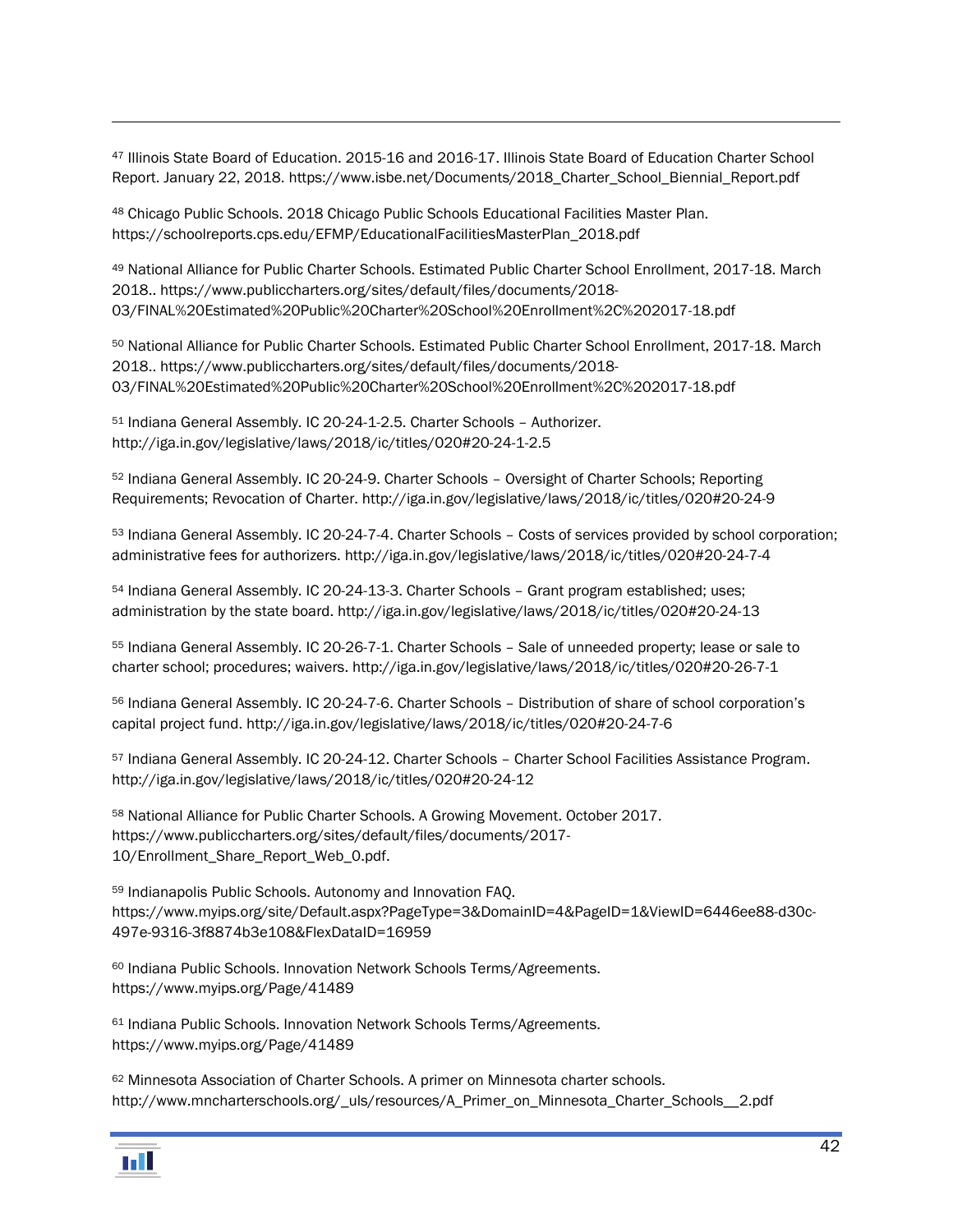[47] Illinois State Board of Education. 2015-16 and 2016-17. Illinois State Board of Education Charter School Report. January 22, 2018. https://www.isbe.net/Documents/2018_Charter_School_Biennial_Report.pdf

[48] Chicago Public Schools. 2018 Chicago Public Schools Educational Facilities Master Plan. https://schoolreports.cps.edu/EFMP/EducationalFacilitiesMasterPlan_2018.pdf

[49] National Alliance for Public Charter Schools. Estimated Public Charter School Enrollment, 2017-18. March 2018.. https://www.publiccharters.org/sites/default/files/documents/2018-03/FINAL%20Estimated%20Public%20Charter%20School%20Enrollment%2C%202017-18.pdf

[50] National Alliance for Public Charter Schools. Estimated Public Charter School Enrollment, 2017-18. March 2018.. https://www.publiccharters.org/sites/default/files/documents/2018-03/FINAL%20Estimated%20Public%20Charter%20School%20Enrollment%2C%202017-18.pdf

[51] Indiana General Assembly. IC 20-24-1-2.5. Charter Schools – Authorizer. http://iga.in.gov/legislative/laws/2018/ic/titles/020#20-24-1-2.5

[52] Indiana General Assembly. IC 20-24-9. Charter Schools – Oversight of Charter Schools; Reporting Requirements; Revocation of Charter. http://iga.in.gov/legislative/laws/2018/ic/titles/020#20-24-9

[53] Indiana General Assembly. IC 20-24-7-4. Charter Schools – Costs of services provided by school corporation; administrative fees for authorizers. http://iga.in.gov/legislative/laws/2018/ic/titles/020#20-24-7-4

[54] Indiana General Assembly. IC 20-24-13-3. Charter Schools – Grant program established; uses; administration by the state board. http://iga.in.gov/legislative/laws/2018/ic/titles/020#20-24-13

[55] Indiana General Assembly. IC 20-26-7-1. Charter Schools – Sale of unneeded property; lease or sale to charter school; procedures; waivers. http://iga.in.gov/legislative/laws/2018/ic/titles/020#20-26-7-1

[56] Indiana General Assembly. IC 20-24-7-6. Charter Schools – Distribution of share of school corporation's capital project fund. http://iga.in.gov/legislative/laws/2018/ic/titles/020#20-24-7-6

[57] Indiana General Assembly. IC 20-24-12. Charter Schools – Charter School Facilities Assistance Program. http://iga.in.gov/legislative/laws/2018/ic/titles/020#20-24-12

[58] National Alliance for Public Charter Schools. A Growing Movement. October 2017. https://www.publiccharters.org/sites/default/files/documents/2017-10/Enrollment_Share_Report_Web_0.pdf.

[59] Indianapolis Public Schools. Autonomy and Innovation FAQ. https://www.myips.org/site/Default.aspx?PageType=3&DomainID=4&PageID=1&ViewID=6446ee88-d30c-497e-9316-3f8874b3e108&FlexDataID=16959

[60] Indiana Public Schools. Innovation Network Schools Terms/Agreements. https://www.myips.org/Page/41489

[61] Indiana Public Schools. Innovation Network Schools Terms/Agreements. https://www.myips.org/Page/41489

[62] Minnesota Association of Charter Schools. A primer on Minnesota charter schools. http://www.mncharterschools.org/_uls/resources/A_Primer_on_Minnesota_Charter_Schools__2.pdf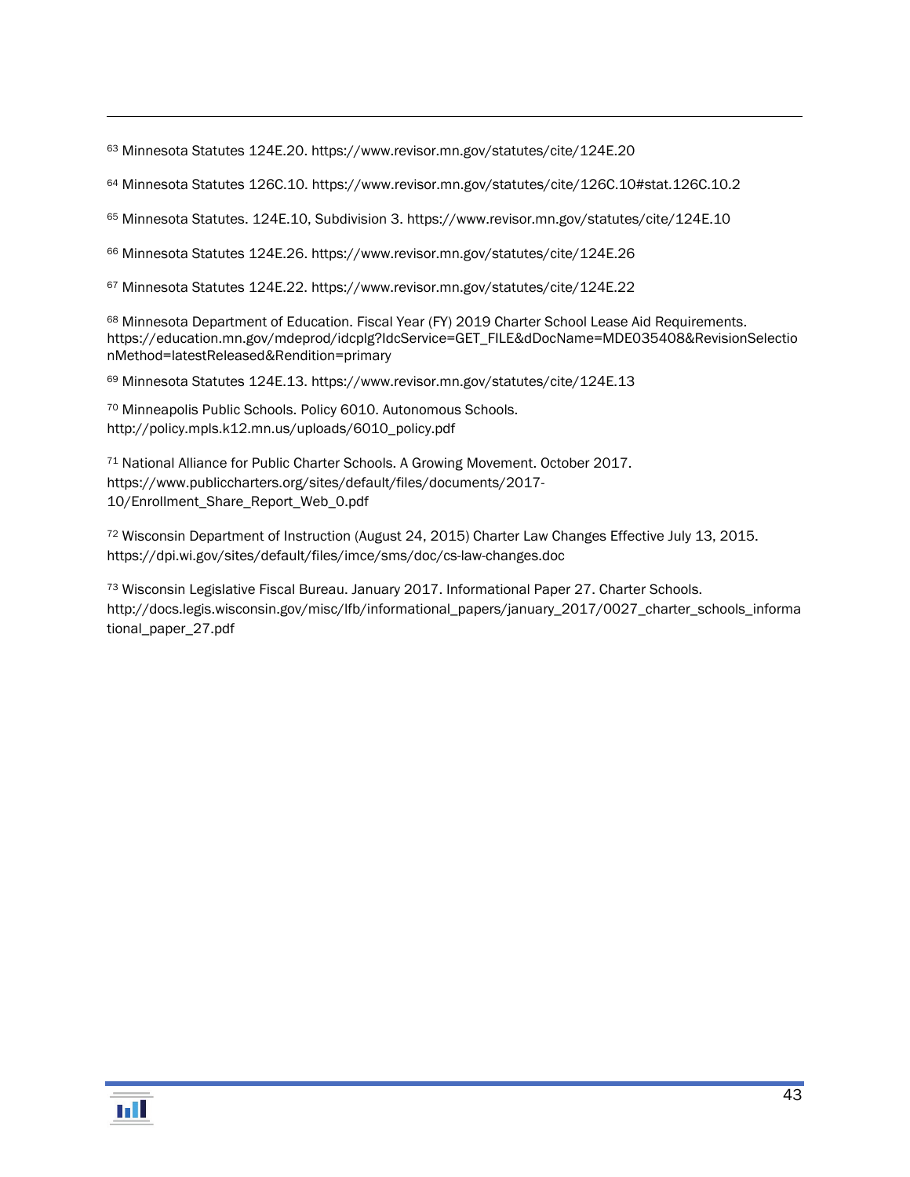[63] Minnesota Statutes 124E.20. https://www.revisor.mn.gov/statutes/cite/124E.20

[64] Minnesota Statutes 126C.10. https://www.revisor.mn.gov/statutes/cite/126C.10#stat.126C.10.2

[65] Minnesota Statutes. 124E.10, Subdivision 3. https://www.revisor.mn.gov/statutes/cite/124E.10

[66] Minnesota Statutes 124E.26. https://www.revisor.mn.gov/statutes/cite/124E.26

[67] Minnesota Statutes 124E.22. https://www.revisor.mn.gov/statutes/cite/124E.22

[68] Minnesota Department of Education. Fiscal Year (FY) 2019 Charter School Lease Aid Requirements. https://education.mn.gov/mdeprod/idcplg?IdcService=GET_FILE&dDocName=MDE035408&RevisionSelectionMethod=latestReleased&Rendition=primary

[69] Minnesota Statutes 124E.13. https://www.revisor.mn.gov/statutes/cite/124E.13

[70] Minneapolis Public Schools. Policy 6010. Autonomous Schools. http://policy.mpls.k12.mn.us/uploads/6010_policy.pdf

[71] National Alliance for Public Charter Schools. A Growing Movement. October 2017. https://www.publiccharters.org/sites/default/files/documents/2017-10/Enrollment_Share_Report_Web_0.pdf

[72] Wisconsin Department of Instruction (August 24, 2015) Charter Law Changes Effective July 13, 2015. https://dpi.wi.gov/sites/default/files/imce/sms/doc/cs-law-changes.doc

[73] Wisconsin Legislative Fiscal Bureau. January 2017. Informational Paper 27. Charter Schools. http://docs.legis.wisconsin.gov/misc/lfb/informational_papers/january_2017/0027_charter_schools_informational_paper_27.pdf